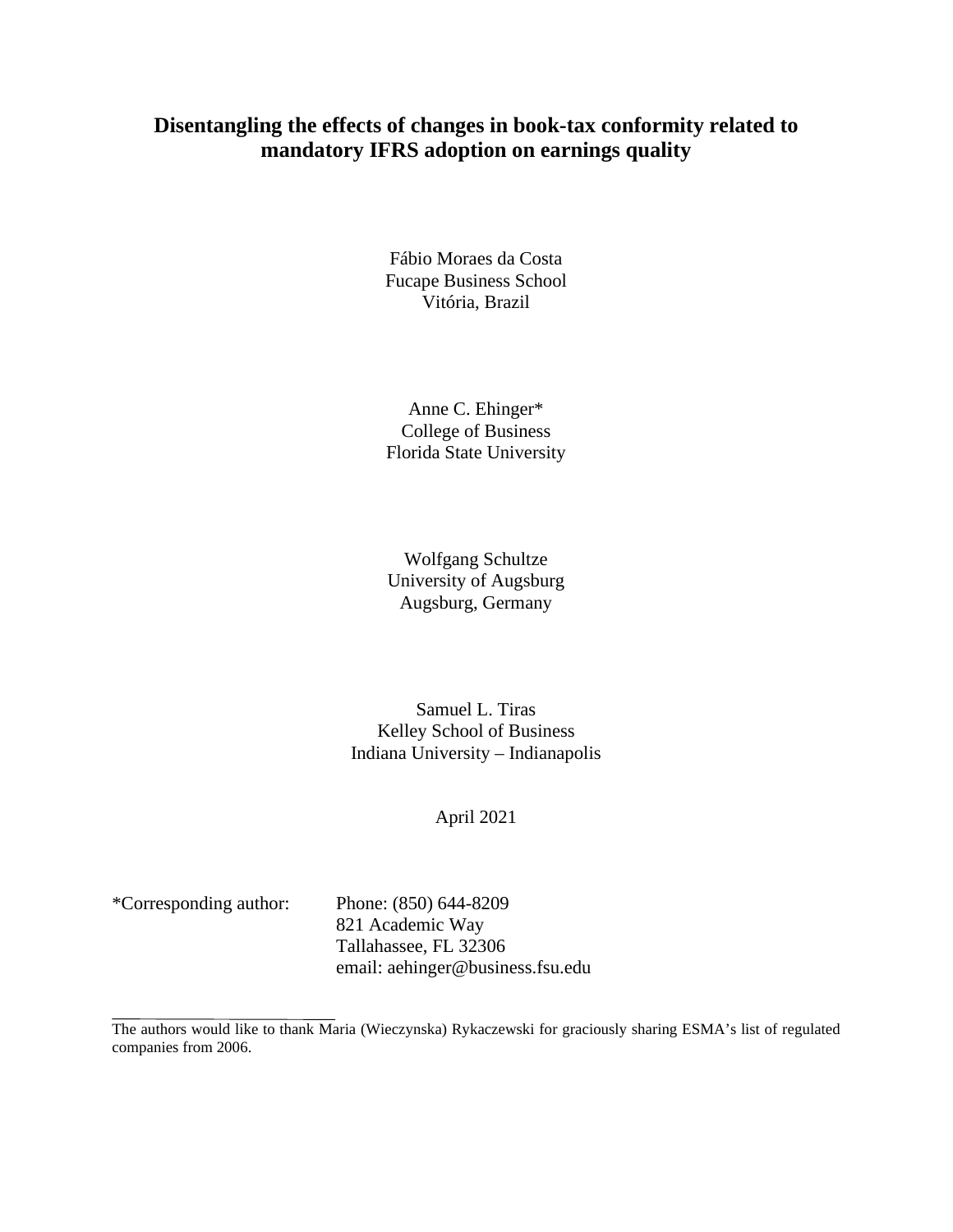# Disentangling the effects of changes in book-tax conformity related to mandatory IFRS adoption on earnings quality

Fábio Moraes da Costa  
Fucape Business School  
Vitória, Brazil

Anne C. Ehinger*  
College of Business  
Florida State University

Wolfgang Schultze  
University of Augsburg  
Augsburg, Germany

Samuel L. Tiras  
Kelley School of Business  
Indiana University – Indianapolis

April 2021

*Corresponding author: Phone: (850) 644-8209  
821 Academic Way  
Tallahassee, FL 32306  
email: aehinger@business.fsu.edu

---

The authors would like to thank Maria (Wieczynska) Rykaczewski for graciously sharing ESMA's list of regulated companies from 2006.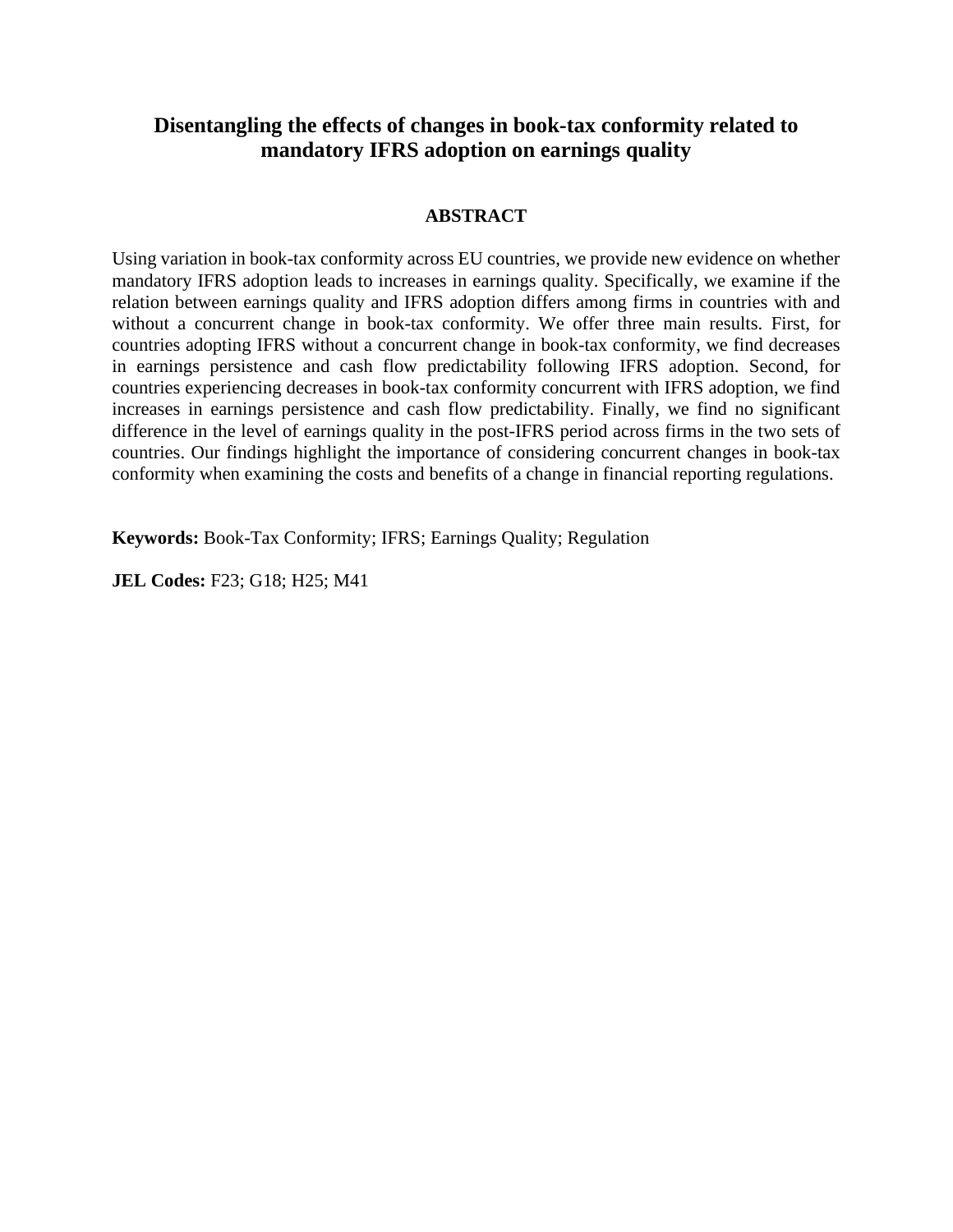# Disentangling the effects of changes in book-tax conformity related to mandatory IFRS adoption on earnings quality

## ABSTRACT

Using variation in book-tax conformity across EU countries, we provide new evidence on whether mandatory IFRS adoption leads to increases in earnings quality. Specifically, we examine if the relation between earnings quality and IFRS adoption differs among firms in countries with and without a concurrent change in book-tax conformity. We offer three main results. First, for countries adopting IFRS without a concurrent change in book-tax conformity, we find decreases in earnings persistence and cash flow predictability following IFRS adoption. Second, for countries experiencing decreases in book-tax conformity concurrent with IFRS adoption, we find increases in earnings persistence and cash flow predictability. Finally, we find no significant difference in the level of earnings quality in the post-IFRS period across firms in the two sets of countries. Our findings highlight the importance of considering concurrent changes in book-tax conformity when examining the costs and benefits of a change in financial reporting regulations.

**Keywords:** Book-Tax Conformity; IFRS; Earnings Quality; Regulation

**JEL Codes:** F23; G18; H25; M41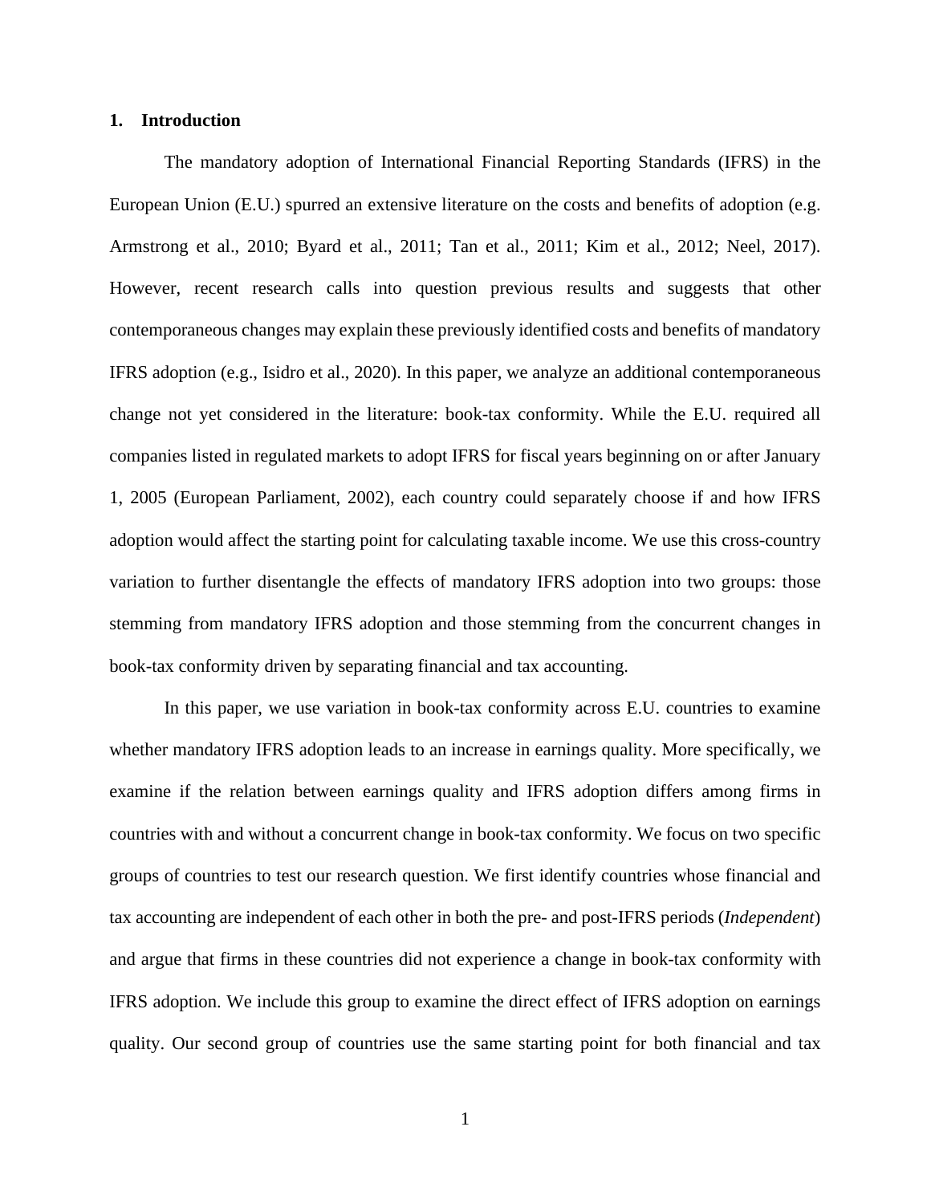## 1. Introduction

The mandatory adoption of International Financial Reporting Standards (IFRS) in the European Union (E.U.) spurred an extensive literature on the costs and benefits of adoption (e.g. Armstrong et al., 2010; Byard et al., 2011; Tan et al., 2011; Kim et al., 2012; Neel, 2017). However, recent research calls into question previous results and suggests that other contemporaneous changes may explain these previously identified costs and benefits of mandatory IFRS adoption (e.g., Isidro et al., 2020). In this paper, we analyze an additional contemporaneous change not yet considered in the literature: book-tax conformity. While the E.U. required all companies listed in regulated markets to adopt IFRS for fiscal years beginning on or after January 1, 2005 (European Parliament, 2002), each country could separately choose if and how IFRS adoption would affect the starting point for calculating taxable income. We use this cross-country variation to further disentangle the effects of mandatory IFRS adoption into two groups: those stemming from mandatory IFRS adoption and those stemming from the concurrent changes in book-tax conformity driven by separating financial and tax accounting.

In this paper, we use variation in book-tax conformity across E.U. countries to examine whether mandatory IFRS adoption leads to an increase in earnings quality. More specifically, we examine if the relation between earnings quality and IFRS adoption differs among firms in countries with and without a concurrent change in book-tax conformity. We focus on two specific groups of countries to test our research question. We first identify countries whose financial and tax accounting are independent of each other in both the pre- and post-IFRS periods (*Independent*) and argue that firms in these countries did not experience a change in book-tax conformity with IFRS adoption. We include this group to examine the direct effect of IFRS adoption on earnings quality. Our second group of countries use the same starting point for both financial and tax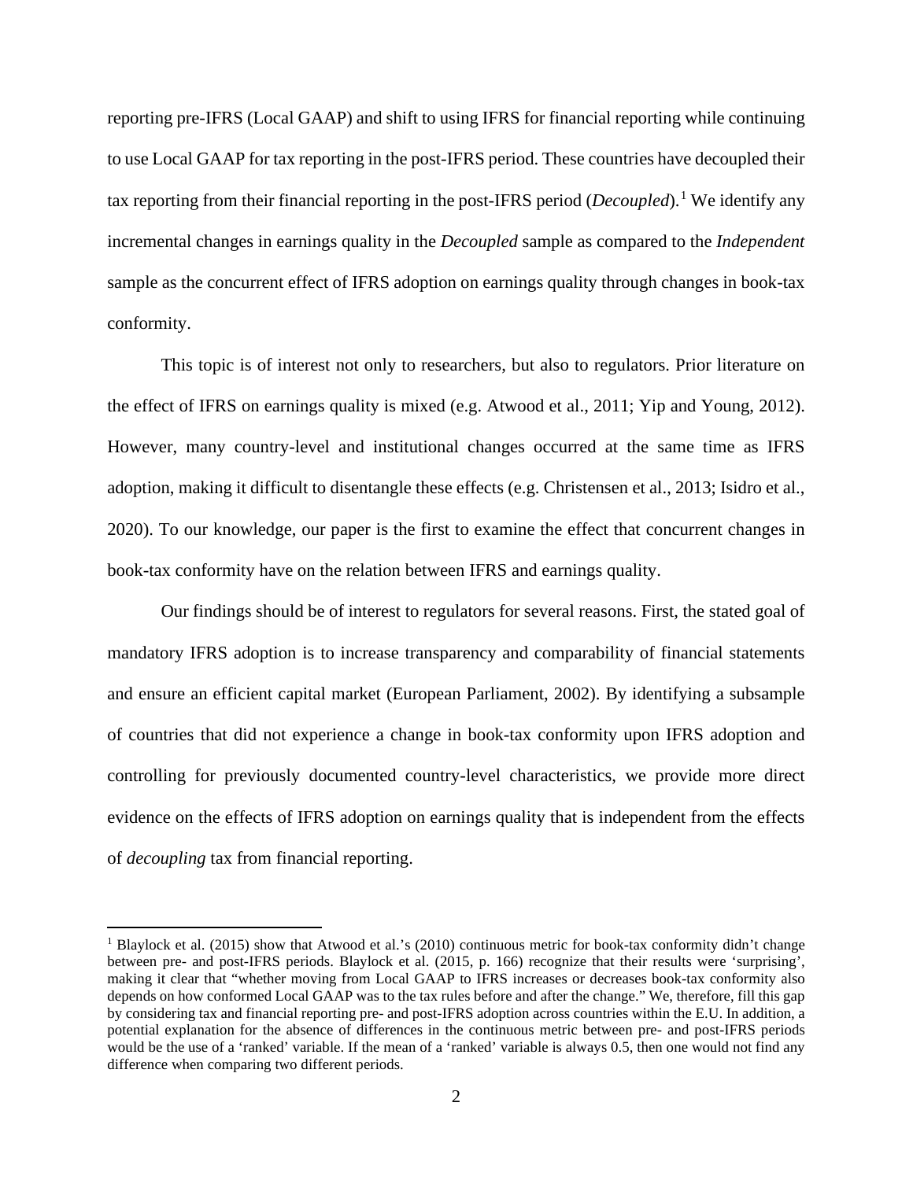reporting pre-IFRS (Local GAAP) and shift to using IFRS for financial reporting while continuing to use Local GAAP for tax reporting in the post-IFRS period. These countries have decoupled their tax reporting from their financial reporting in the post-IFRS period (*Decoupled*).[1] We identify any incremental changes in earnings quality in the *Decoupled* sample as compared to the *Independent* sample as the concurrent effect of IFRS adoption on earnings quality through changes in book-tax conformity.

This topic is of interest not only to researchers, but also to regulators. Prior literature on the effect of IFRS on earnings quality is mixed (e.g. Atwood et al., 2011; Yip and Young, 2012). However, many country-level and institutional changes occurred at the same time as IFRS adoption, making it difficult to disentangle these effects (e.g. Christensen et al., 2013; Isidro et al., 2020). To our knowledge, our paper is the first to examine the effect that concurrent changes in book-tax conformity have on the relation between IFRS and earnings quality.

Our findings should be of interest to regulators for several reasons. First, the stated goal of mandatory IFRS adoption is to increase transparency and comparability of financial statements and ensure an efficient capital market (European Parliament, 2002). By identifying a subsample of countries that did not experience a change in book-tax conformity upon IFRS adoption and controlling for previously documented country-level characteristics, we provide more direct evidence on the effects of IFRS adoption on earnings quality that is independent from the effects of *decoupling* tax from financial reporting.

[1] Blaylock et al. (2015) show that Atwood et al.'s (2010) continuous metric for book-tax conformity didn't change between pre- and post-IFRS periods. Blaylock et al. (2015, p. 166) recognize that their results were 'surprising', making it clear that "whether moving from Local GAAP to IFRS increases or decreases book-tax conformity also depends on how conformed Local GAAP was to the tax rules before and after the change." We, therefore, fill this gap by considering tax and financial reporting pre- and post-IFRS adoption across countries within the E.U. In addition, a potential explanation for the absence of differences in the continuous metric between pre- and post-IFRS periods would be the use of a 'ranked' variable. If the mean of a 'ranked' variable is always 0.5, then one would not find any difference when comparing two different periods.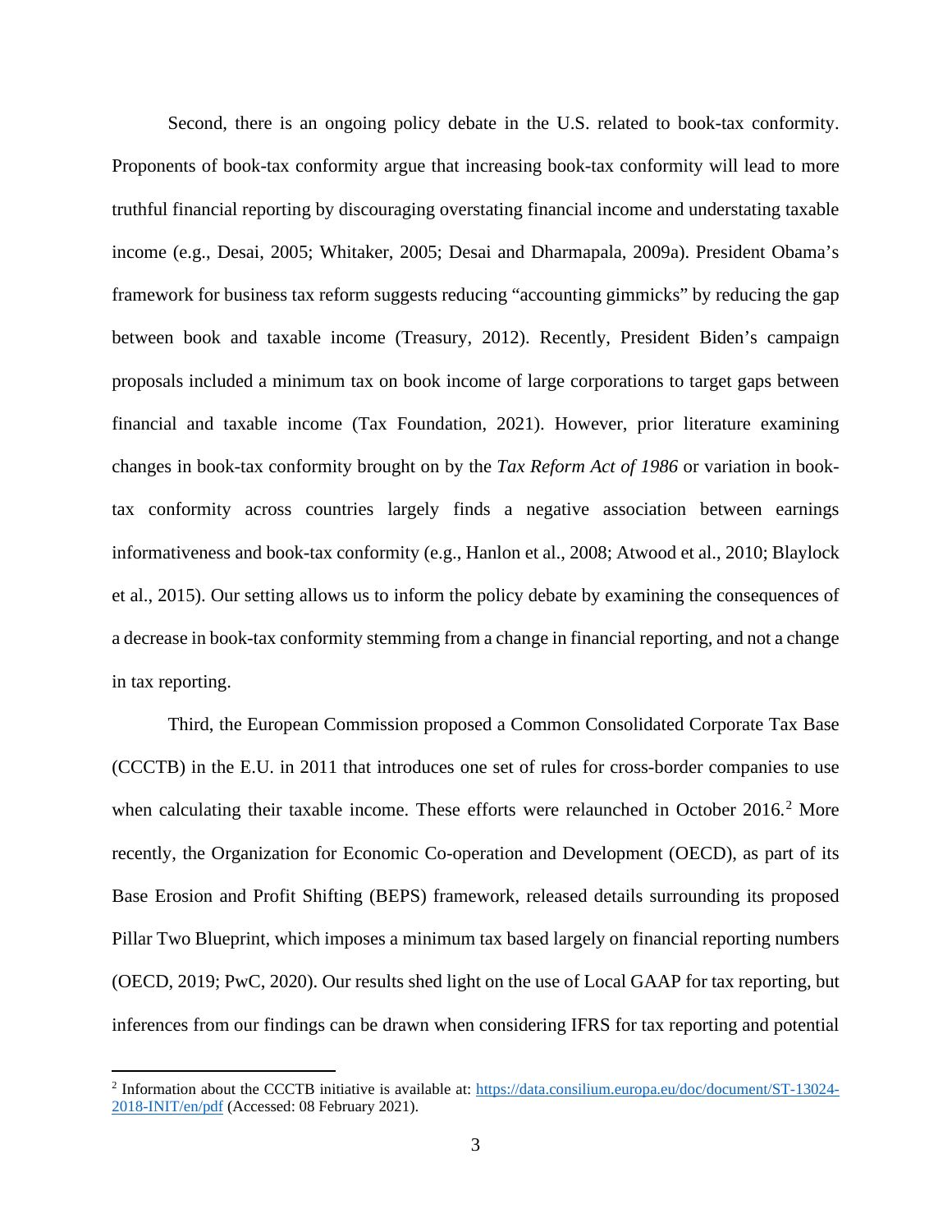Second, there is an ongoing policy debate in the U.S. related to book-tax conformity. Proponents of book-tax conformity argue that increasing book-tax conformity will lead to more truthful financial reporting by discouraging overstating financial income and understating taxable income (e.g., Desai, 2005; Whitaker, 2005; Desai and Dharmapala, 2009a). President Obama's framework for business tax reform suggests reducing "accounting gimmicks" by reducing the gap between book and taxable income (Treasury, 2012). Recently, President Biden's campaign proposals included a minimum tax on book income of large corporations to target gaps between financial and taxable income (Tax Foundation, 2021). However, prior literature examining changes in book-tax conformity brought on by the *Tax Reform Act of 1986* or variation in book-tax conformity across countries largely finds a negative association between earnings informativeness and book-tax conformity (e.g., Hanlon et al., 2008; Atwood et al., 2010; Blaylock et al., 2015). Our setting allows us to inform the policy debate by examining the consequences of a decrease in book-tax conformity stemming from a change in financial reporting, and not a change in tax reporting.

Third, the European Commission proposed a Common Consolidated Corporate Tax Base (CCCTB) in the E.U. in 2011 that introduces one set of rules for cross-border companies to use when calculating their taxable income. These efforts were relaunched in October 2016.[2] More recently, the Organization for Economic Co-operation and Development (OECD), as part of its Base Erosion and Profit Shifting (BEPS) framework, released details surrounding its proposed Pillar Two Blueprint, which imposes a minimum tax based largely on financial reporting numbers (OECD, 2019; PwC, 2020). Our results shed light on the use of Local GAAP for tax reporting, but inferences from our findings can be drawn when considering IFRS for tax reporting and potential

[2] Information about the CCCTB initiative is available at: https://data.consilium.europa.eu/doc/document/ST-13024-2018-INIT/en/pdf (Accessed: 08 February 2021).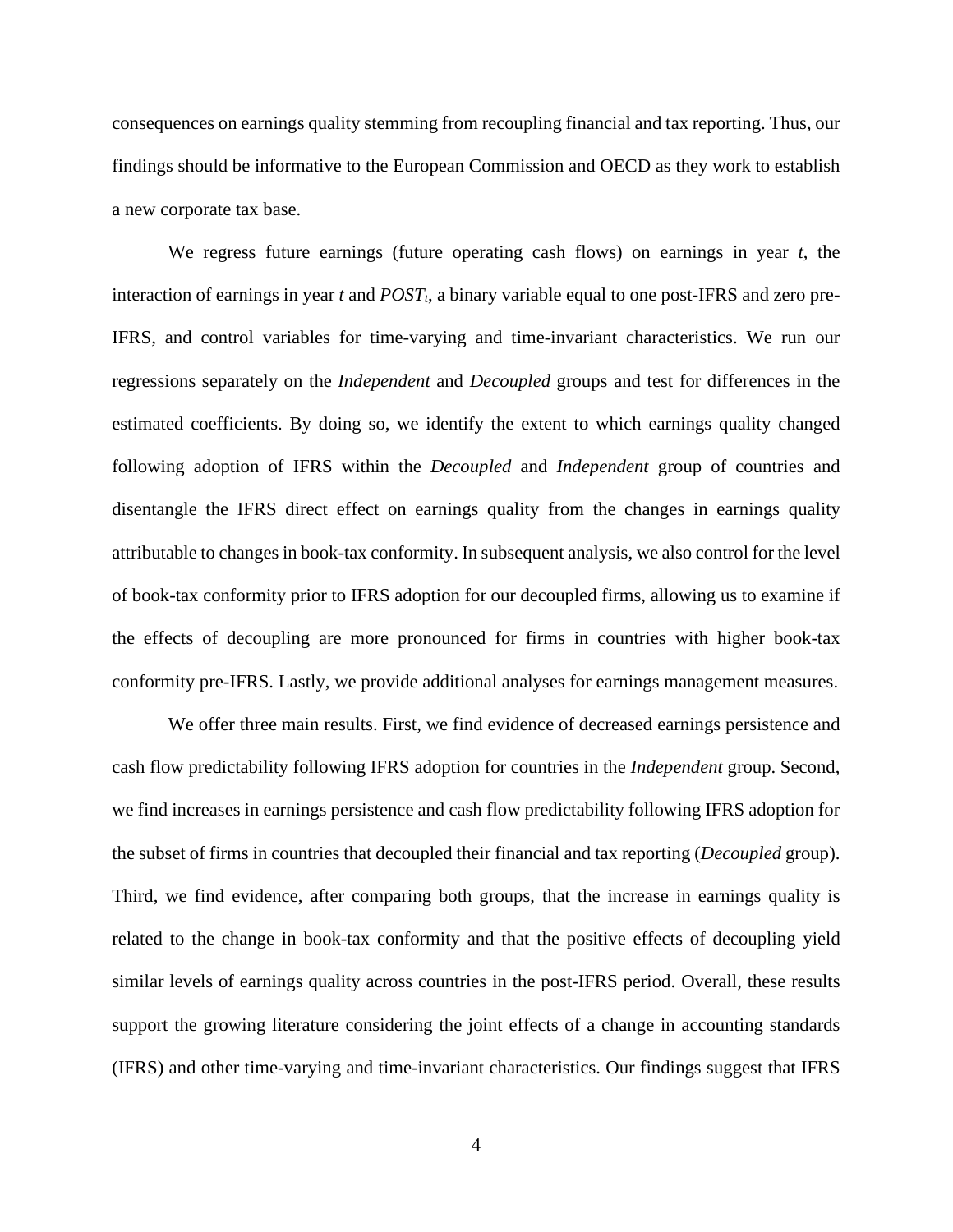consequences on earnings quality stemming from recoupling financial and tax reporting. Thus, our findings should be informative to the European Commission and OECD as they work to establish a new corporate tax base.

We regress future earnings (future operating cash flows) on earnings in year *t*, the interaction of earnings in year *t* and $POST_t$, a binary variable equal to one post-IFRS and zero pre-IFRS, and control variables for time-varying and time-invariant characteristics. We run our regressions separately on the *Independent* and *Decoupled* groups and test for differences in the estimated coefficients. By doing so, we identify the extent to which earnings quality changed following adoption of IFRS within the *Decoupled* and *Independent* group of countries and disentangle the IFRS direct effect on earnings quality from the changes in earnings quality attributable to changes in book-tax conformity. In subsequent analysis, we also control for the level of book-tax conformity prior to IFRS adoption for our decoupled firms, allowing us to examine if the effects of decoupling are more pronounced for firms in countries with higher book-tax conformity pre-IFRS. Lastly, we provide additional analyses for earnings management measures.

We offer three main results. First, we find evidence of decreased earnings persistence and cash flow predictability following IFRS adoption for countries in the *Independent* group. Second, we find increases in earnings persistence and cash flow predictability following IFRS adoption for the subset of firms in countries that decoupled their financial and tax reporting (*Decoupled* group). Third, we find evidence, after comparing both groups, that the increase in earnings quality is related to the change in book-tax conformity and that the positive effects of decoupling yield similar levels of earnings quality across countries in the post-IFRS period. Overall, these results support the growing literature considering the joint effects of a change in accounting standards (IFRS) and other time-varying and time-invariant characteristics. Our findings suggest that IFRS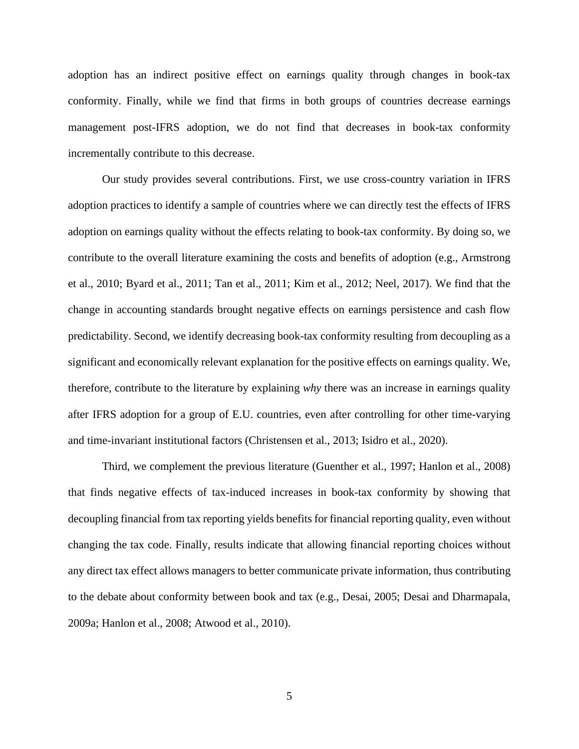adoption has an indirect positive effect on earnings quality through changes in book-tax conformity. Finally, while we find that firms in both groups of countries decrease earnings management post-IFRS adoption, we do not find that decreases in book-tax conformity incrementally contribute to this decrease.

Our study provides several contributions. First, we use cross-country variation in IFRS adoption practices to identify a sample of countries where we can directly test the effects of IFRS adoption on earnings quality without the effects relating to book-tax conformity. By doing so, we contribute to the overall literature examining the costs and benefits of adoption (e.g., Armstrong et al., 2010; Byard et al., 2011; Tan et al., 2011; Kim et al., 2012; Neel, 2017). We find that the change in accounting standards brought negative effects on earnings persistence and cash flow predictability. Second, we identify decreasing book-tax conformity resulting from decoupling as a significant and economically relevant explanation for the positive effects on earnings quality. We, therefore, contribute to the literature by explaining *why* there was an increase in earnings quality after IFRS adoption for a group of E.U. countries, even after controlling for other time-varying and time-invariant institutional factors (Christensen et al., 2013; Isidro et al., 2020).

Third, we complement the previous literature (Guenther et al., 1997; Hanlon et al., 2008) that finds negative effects of tax-induced increases in book-tax conformity by showing that decoupling financial from tax reporting yields benefits for financial reporting quality, even without changing the tax code. Finally, results indicate that allowing financial reporting choices without any direct tax effect allows managers to better communicate private information, thus contributing to the debate about conformity between book and tax (e.g., Desai, 2005; Desai and Dharmapala, 2009a; Hanlon et al., 2008; Atwood et al., 2010).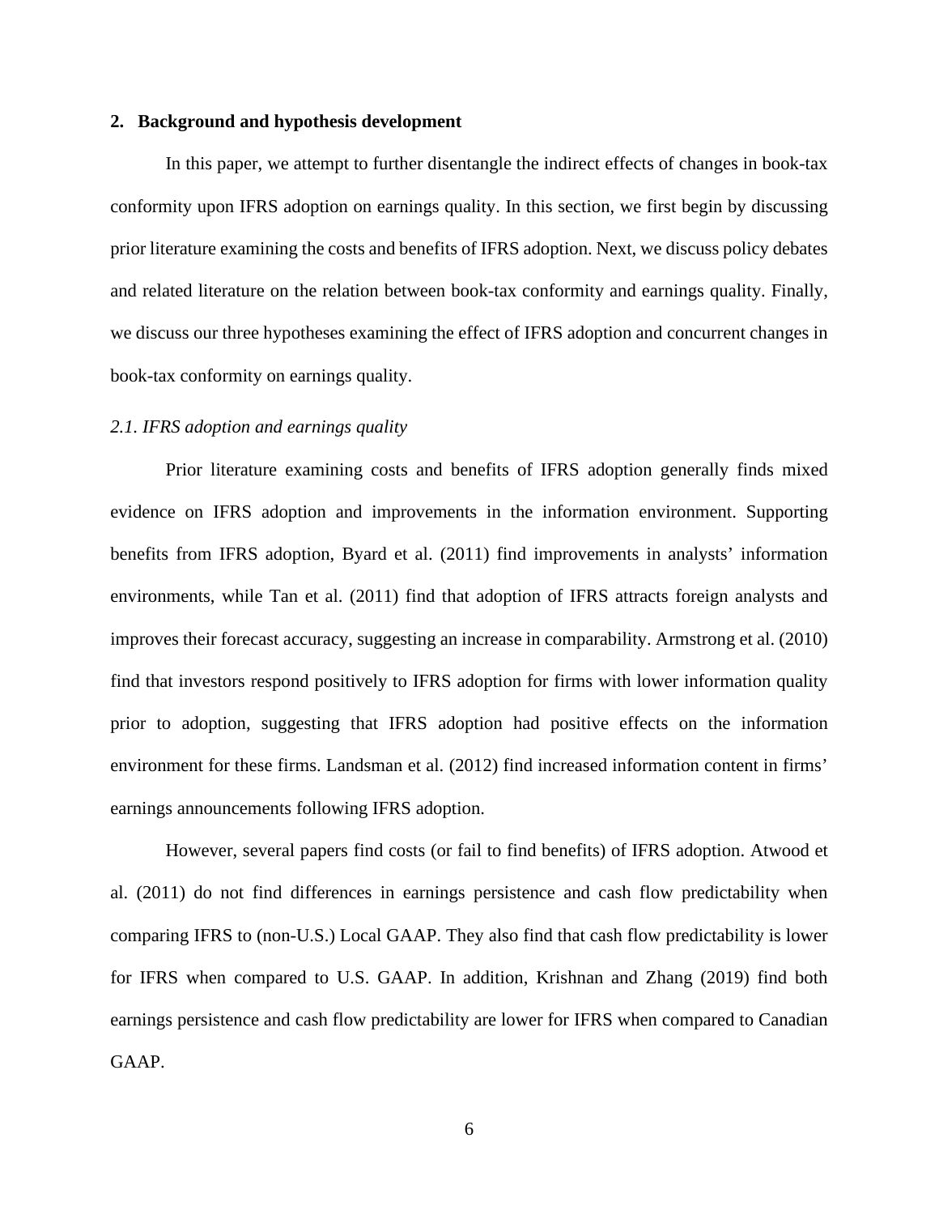## 2. Background and hypothesis development

In this paper, we attempt to further disentangle the indirect effects of changes in book-tax conformity upon IFRS adoption on earnings quality. In this section, we first begin by discussing prior literature examining the costs and benefits of IFRS adoption. Next, we discuss policy debates and related literature on the relation between book-tax conformity and earnings quality. Finally, we discuss our three hypotheses examining the effect of IFRS adoption and concurrent changes in book-tax conformity on earnings quality.

### *2.1. IFRS adoption and earnings quality*

Prior literature examining costs and benefits of IFRS adoption generally finds mixed evidence on IFRS adoption and improvements in the information environment. Supporting benefits from IFRS adoption, Byard et al. (2011) find improvements in analysts' information environments, while Tan et al. (2011) find that adoption of IFRS attracts foreign analysts and improves their forecast accuracy, suggesting an increase in comparability. Armstrong et al. (2010) find that investors respond positively to IFRS adoption for firms with lower information quality prior to adoption, suggesting that IFRS adoption had positive effects on the information environment for these firms. Landsman et al. (2012) find increased information content in firms' earnings announcements following IFRS adoption.

However, several papers find costs (or fail to find benefits) of IFRS adoption. Atwood et al. (2011) do not find differences in earnings persistence and cash flow predictability when comparing IFRS to (non-U.S.) Local GAAP. They also find that cash flow predictability is lower for IFRS when compared to U.S. GAAP. In addition, Krishnan and Zhang (2019) find both earnings persistence and cash flow predictability are lower for IFRS when compared to Canadian GAAP.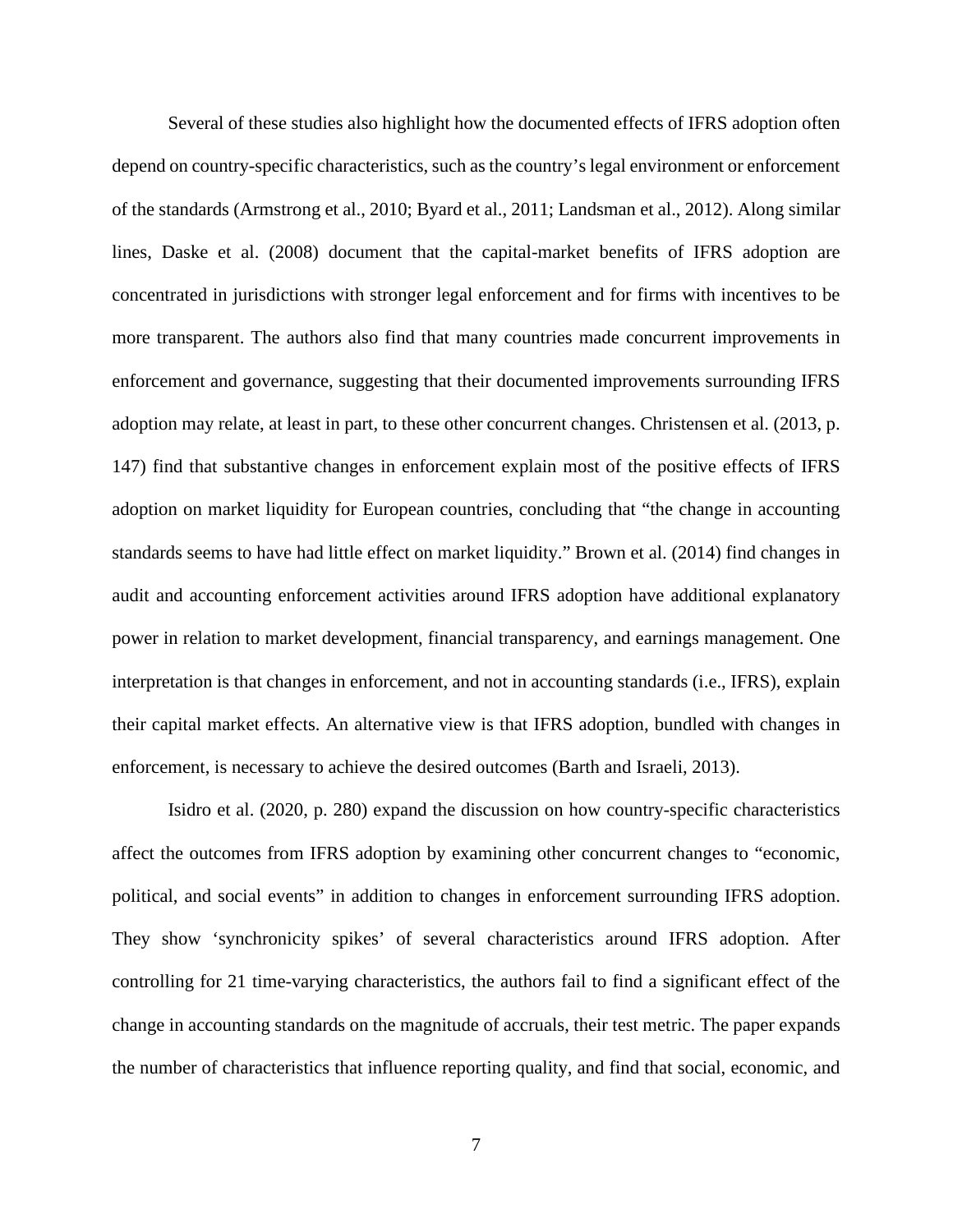Several of these studies also highlight how the documented effects of IFRS adoption often depend on country-specific characteristics, such as the country's legal environment or enforcement of the standards (Armstrong et al., 2010; Byard et al., 2011; Landsman et al., 2012). Along similar lines, Daske et al. (2008) document that the capital-market benefits of IFRS adoption are concentrated in jurisdictions with stronger legal enforcement and for firms with incentives to be more transparent. The authors also find that many countries made concurrent improvements in enforcement and governance, suggesting that their documented improvements surrounding IFRS adoption may relate, at least in part, to these other concurrent changes. Christensen et al. (2013, p. 147) find that substantive changes in enforcement explain most of the positive effects of IFRS adoption on market liquidity for European countries, concluding that "the change in accounting standards seems to have had little effect on market liquidity." Brown et al. (2014) find changes in audit and accounting enforcement activities around IFRS adoption have additional explanatory power in relation to market development, financial transparency, and earnings management. One interpretation is that changes in enforcement, and not in accounting standards (i.e., IFRS), explain their capital market effects. An alternative view is that IFRS adoption, bundled with changes in enforcement, is necessary to achieve the desired outcomes (Barth and Israeli, 2013).

Isidro et al. (2020, p. 280) expand the discussion on how country-specific characteristics affect the outcomes from IFRS adoption by examining other concurrent changes to "economic, political, and social events" in addition to changes in enforcement surrounding IFRS adoption. They show 'synchronicity spikes' of several characteristics around IFRS adoption. After controlling for 21 time-varying characteristics, the authors fail to find a significant effect of the change in accounting standards on the magnitude of accruals, their test metric. The paper expands the number of characteristics that influence reporting quality, and find that social, economic, and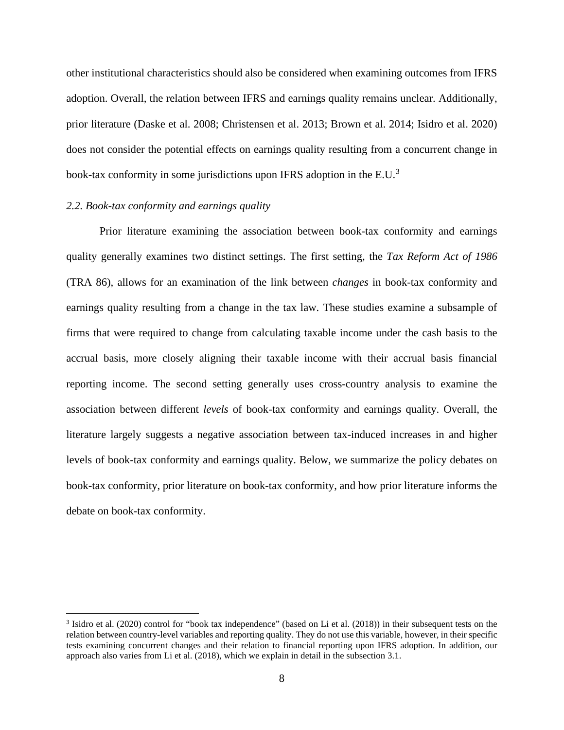other institutional characteristics should also be considered when examining outcomes from IFRS adoption. Overall, the relation between IFRS and earnings quality remains unclear. Additionally, prior literature (Daske et al. 2008; Christensen et al. 2013; Brown et al. 2014; Isidro et al. 2020) does not consider the potential effects on earnings quality resulting from a concurrent change in book-tax conformity in some jurisdictions upon IFRS adoption in the E.U.[3]

### *2.2. Book-tax conformity and earnings quality*

Prior literature examining the association between book-tax conformity and earnings quality generally examines two distinct settings. The first setting, the *Tax Reform Act of 1986* (TRA 86), allows for an examination of the link between *changes* in book-tax conformity and earnings quality resulting from a change in the tax law. These studies examine a subsample of firms that were required to change from calculating taxable income under the cash basis to the accrual basis, more closely aligning their taxable income with their accrual basis financial reporting income. The second setting generally uses cross-country analysis to examine the association between different *levels* of book-tax conformity and earnings quality. Overall, the literature largely suggests a negative association between tax-induced increases in and higher levels of book-tax conformity and earnings quality. Below, we summarize the policy debates on book-tax conformity, prior literature on book-tax conformity, and how prior literature informs the debate on book-tax conformity.

[3] Isidro et al. (2020) control for "book tax independence" (based on Li et al. (2018)) in their subsequent tests on the relation between country-level variables and reporting quality. They do not use this variable, however, in their specific tests examining concurrent changes and their relation to financial reporting upon IFRS adoption. In addition, our approach also varies from Li et al. (2018), which we explain in detail in the subsection 3.1.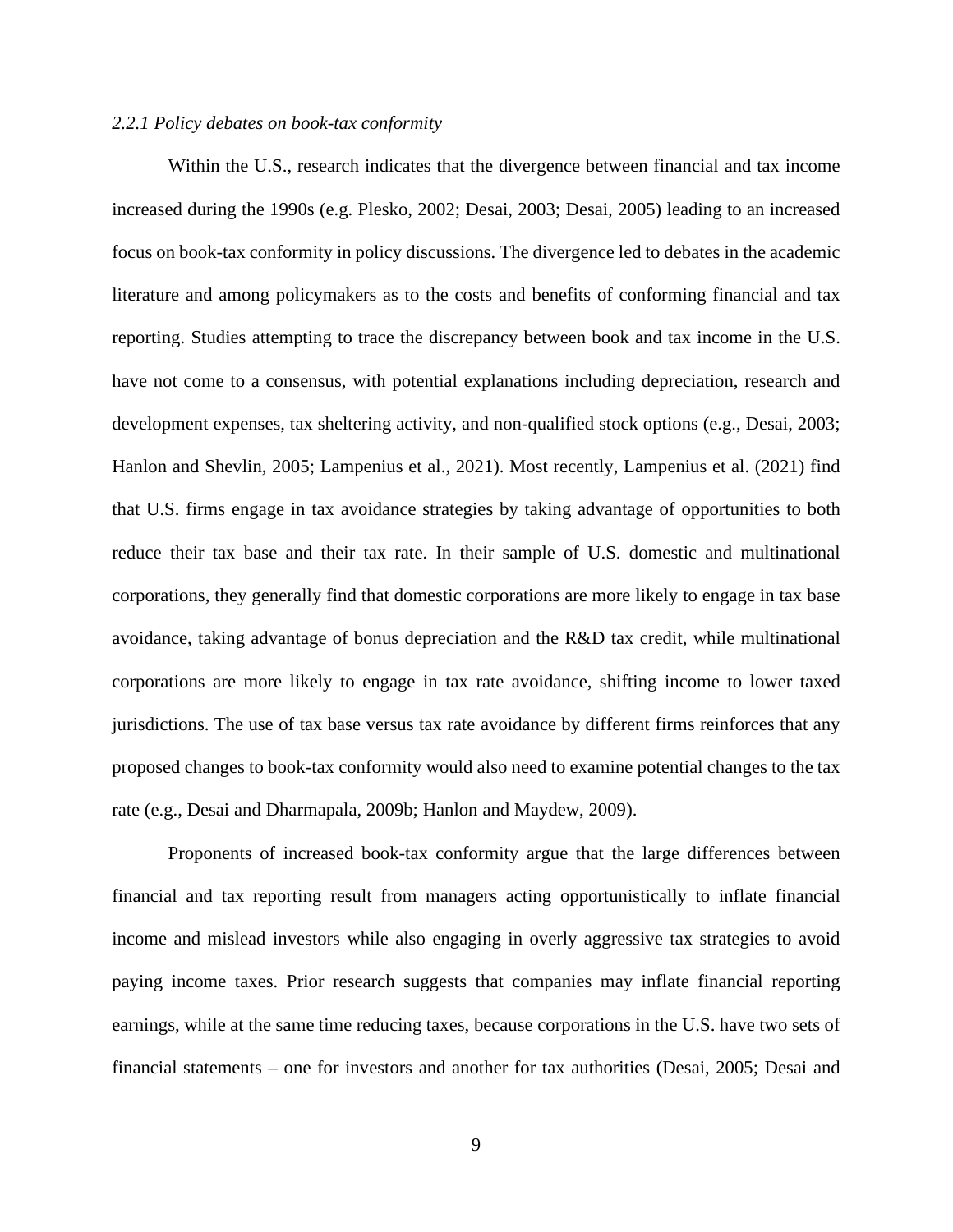*2.2.1 Policy debates on book-tax conformity*

Within the U.S., research indicates that the divergence between financial and tax income increased during the 1990s (e.g. Plesko, 2002; Desai, 2003; Desai, 2005) leading to an increased focus on book-tax conformity in policy discussions. The divergence led to debates in the academic literature and among policymakers as to the costs and benefits of conforming financial and tax reporting. Studies attempting to trace the discrepancy between book and tax income in the U.S. have not come to a consensus, with potential explanations including depreciation, research and development expenses, tax sheltering activity, and non-qualified stock options (e.g., Desai, 2003; Hanlon and Shevlin, 2005; Lampenius et al., 2021). Most recently, Lampenius et al. (2021) find that U.S. firms engage in tax avoidance strategies by taking advantage of opportunities to both reduce their tax base and their tax rate. In their sample of U.S. domestic and multinational corporations, they generally find that domestic corporations are more likely to engage in tax base avoidance, taking advantage of bonus depreciation and the R&D tax credit, while multinational corporations are more likely to engage in tax rate avoidance, shifting income to lower taxed jurisdictions. The use of tax base versus tax rate avoidance by different firms reinforces that any proposed changes to book-tax conformity would also need to examine potential changes to the tax rate (e.g., Desai and Dharmapala, 2009b; Hanlon and Maydew, 2009).

Proponents of increased book-tax conformity argue that the large differences between financial and tax reporting result from managers acting opportunistically to inflate financial income and mislead investors while also engaging in overly aggressive tax strategies to avoid paying income taxes. Prior research suggests that companies may inflate financial reporting earnings, while at the same time reducing taxes, because corporations in the U.S. have two sets of financial statements – one for investors and another for tax authorities (Desai, 2005; Desai and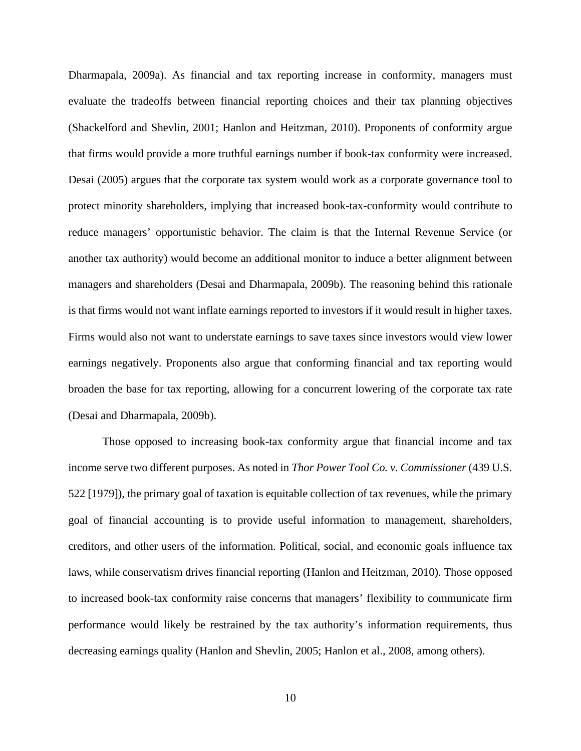Dharmapala, 2009a). As financial and tax reporting increase in conformity, managers must evaluate the tradeoffs between financial reporting choices and their tax planning objectives (Shackelford and Shevlin, 2001; Hanlon and Heitzman, 2010). Proponents of conformity argue that firms would provide a more truthful earnings number if book-tax conformity were increased. Desai (2005) argues that the corporate tax system would work as a corporate governance tool to protect minority shareholders, implying that increased book-tax-conformity would contribute to reduce managers' opportunistic behavior. The claim is that the Internal Revenue Service (or another tax authority) would become an additional monitor to induce a better alignment between managers and shareholders (Desai and Dharmapala, 2009b). The reasoning behind this rationale is that firms would not want inflate earnings reported to investors if it would result in higher taxes. Firms would also not want to understate earnings to save taxes since investors would view lower earnings negatively. Proponents also argue that conforming financial and tax reporting would broaden the base for tax reporting, allowing for a concurrent lowering of the corporate tax rate (Desai and Dharmapala, 2009b).

Those opposed to increasing book-tax conformity argue that financial income and tax income serve two different purposes. As noted in *Thor Power Tool Co. v. Commissioner* (439 U.S. 522 [1979]), the primary goal of taxation is equitable collection of tax revenues, while the primary goal of financial accounting is to provide useful information to management, shareholders, creditors, and other users of the information. Political, social, and economic goals influence tax laws, while conservatism drives financial reporting (Hanlon and Heitzman, 2010). Those opposed to increased book-tax conformity raise concerns that managers' flexibility to communicate firm performance would likely be restrained by the tax authority's information requirements, thus decreasing earnings quality (Hanlon and Shevlin, 2005; Hanlon et al., 2008, among others).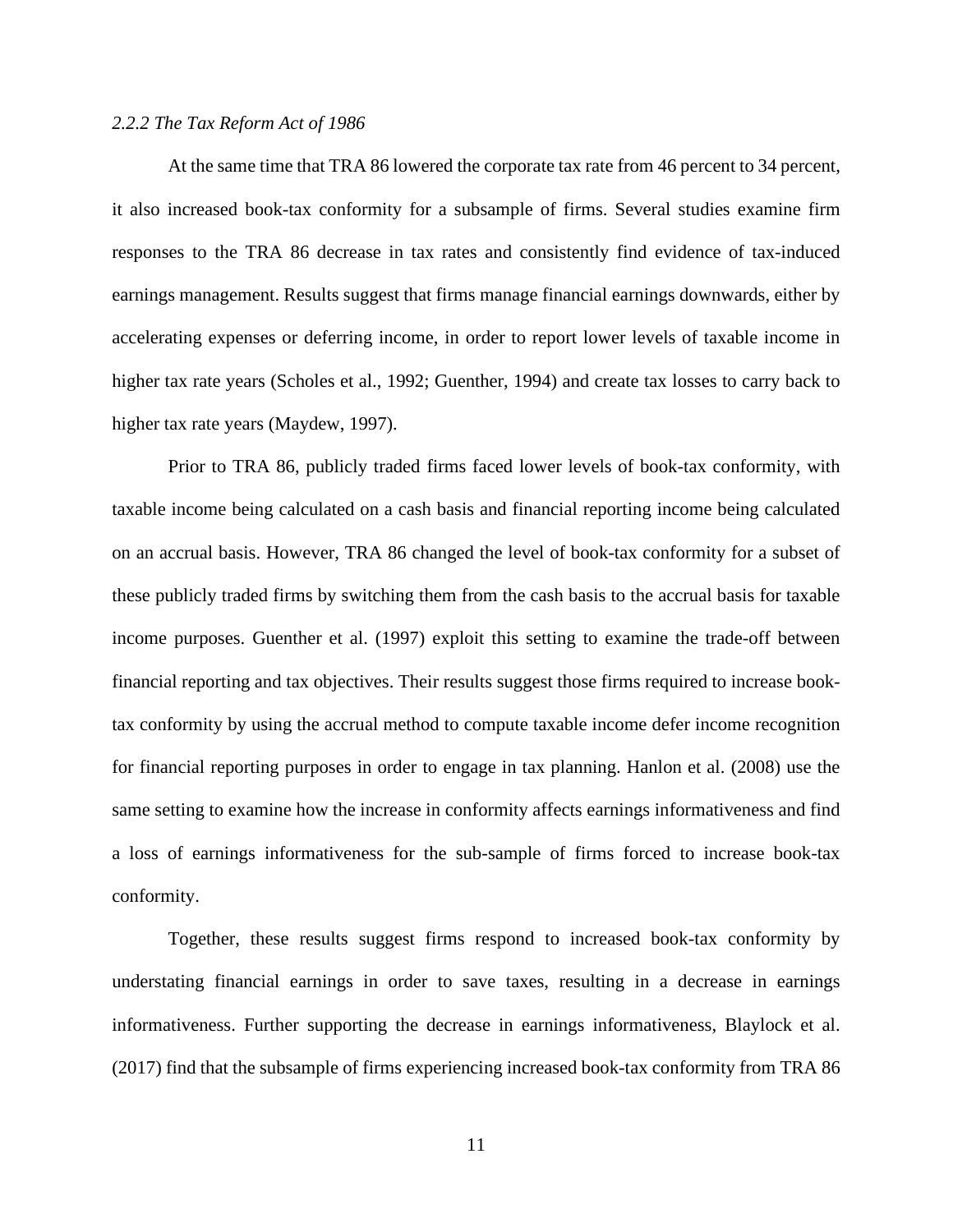*2.2.2 The Tax Reform Act of 1986*

At the same time that TRA 86 lowered the corporate tax rate from 46 percent to 34 percent, it also increased book-tax conformity for a subsample of firms. Several studies examine firm responses to the TRA 86 decrease in tax rates and consistently find evidence of tax-induced earnings management. Results suggest that firms manage financial earnings downwards, either by accelerating expenses or deferring income, in order to report lower levels of taxable income in higher tax rate years (Scholes et al., 1992; Guenther, 1994) and create tax losses to carry back to higher tax rate years (Maydew, 1997).

Prior to TRA 86, publicly traded firms faced lower levels of book-tax conformity, with taxable income being calculated on a cash basis and financial reporting income being calculated on an accrual basis. However, TRA 86 changed the level of book-tax conformity for a subset of these publicly traded firms by switching them from the cash basis to the accrual basis for taxable income purposes. Guenther et al. (1997) exploit this setting to examine the trade-off between financial reporting and tax objectives. Their results suggest those firms required to increase book-tax conformity by using the accrual method to compute taxable income defer income recognition for financial reporting purposes in order to engage in tax planning. Hanlon et al. (2008) use the same setting to examine how the increase in conformity affects earnings informativeness and find a loss of earnings informativeness for the sub-sample of firms forced to increase book-tax conformity.

Together, these results suggest firms respond to increased book-tax conformity by understating financial earnings in order to save taxes, resulting in a decrease in earnings informativeness. Further supporting the decrease in earnings informativeness, Blaylock et al. (2017) find that the subsample of firms experiencing increased book-tax conformity from TRA 86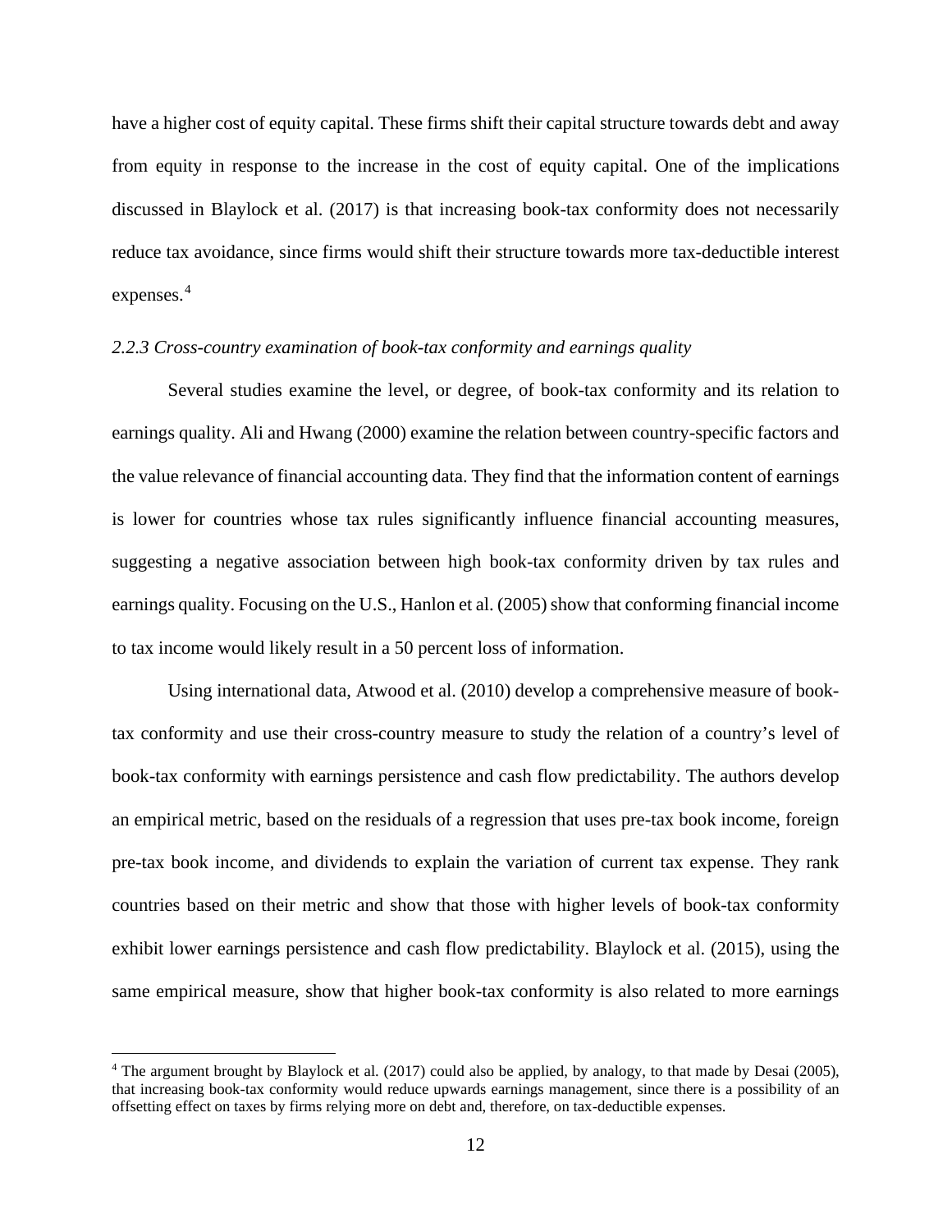have a higher cost of equity capital. These firms shift their capital structure towards debt and away from equity in response to the increase in the cost of equity capital. One of the implications discussed in Blaylock et al. (2017) is that increasing book-tax conformity does not necessarily reduce tax avoidance, since firms would shift their structure towards more tax-deductible interest expenses.[4]

### *2.2.3 Cross-country examination of book-tax conformity and earnings quality*

Several studies examine the level, or degree, of book-tax conformity and its relation to earnings quality. Ali and Hwang (2000) examine the relation between country-specific factors and the value relevance of financial accounting data. They find that the information content of earnings is lower for countries whose tax rules significantly influence financial accounting measures, suggesting a negative association between high book-tax conformity driven by tax rules and earnings quality. Focusing on the U.S., Hanlon et al. (2005) show that conforming financial income to tax income would likely result in a 50 percent loss of information.

Using international data, Atwood et al. (2010) develop a comprehensive measure of book-tax conformity and use their cross-country measure to study the relation of a country's level of book-tax conformity with earnings persistence and cash flow predictability. The authors develop an empirical metric, based on the residuals of a regression that uses pre-tax book income, foreign pre-tax book income, and dividends to explain the variation of current tax expense. They rank countries based on their metric and show that those with higher levels of book-tax conformity exhibit lower earnings persistence and cash flow predictability. Blaylock et al. (2015), using the same empirical measure, show that higher book-tax conformity is also related to more earnings

[4] The argument brought by Blaylock et al. (2017) could also be applied, by analogy, to that made by Desai (2005), that increasing book-tax conformity would reduce upwards earnings management, since there is a possibility of an offsetting effect on taxes by firms relying more on debt and, therefore, on tax-deductible expenses.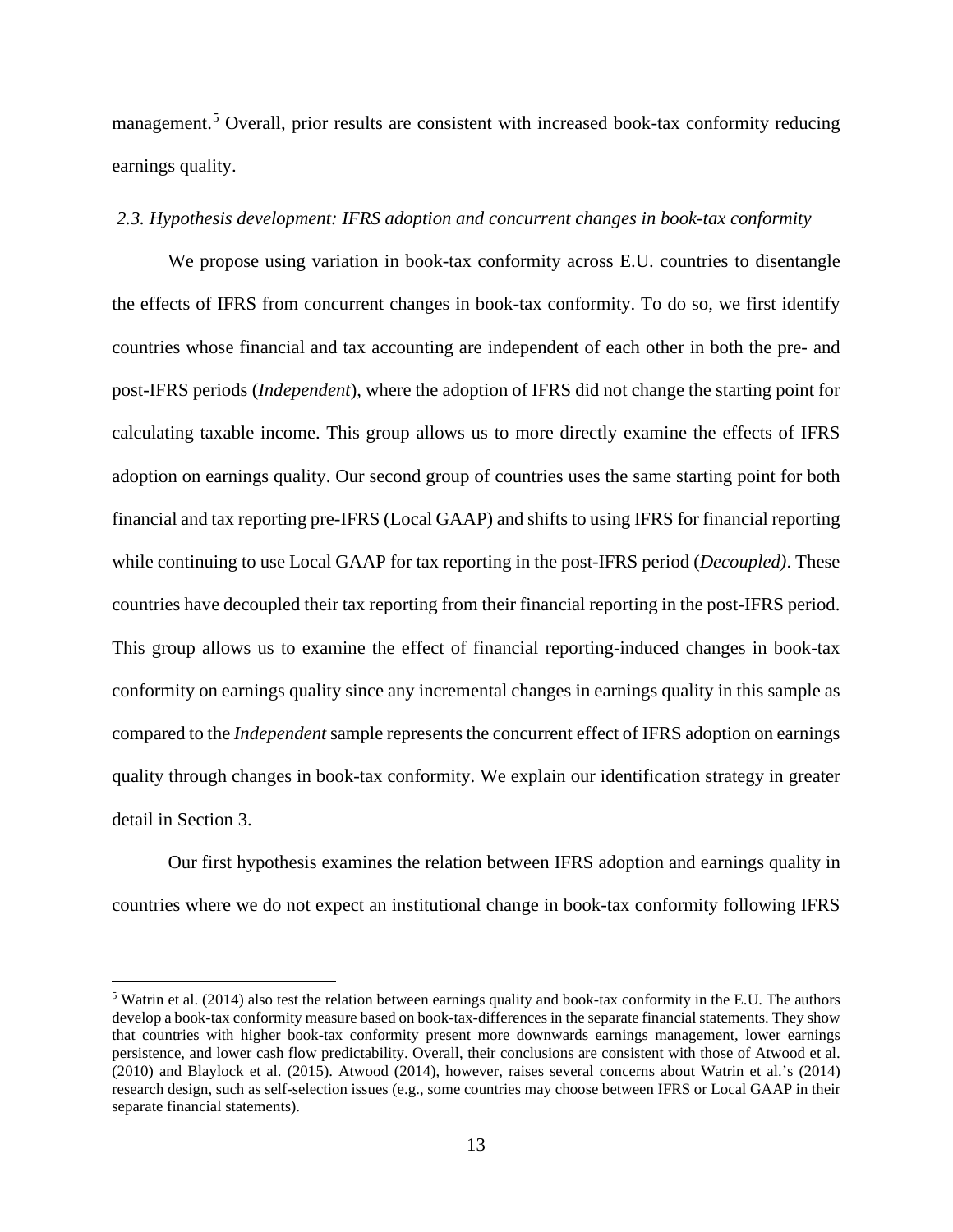management.[5] Overall, prior results are consistent with increased book-tax conformity reducing earnings quality.

### *2.3. Hypothesis development: IFRS adoption and concurrent changes in book-tax conformity*

We propose using variation in book-tax conformity across E.U. countries to disentangle the effects of IFRS from concurrent changes in book-tax conformity. To do so, we first identify countries whose financial and tax accounting are independent of each other in both the pre- and post-IFRS periods (*Independent*), where the adoption of IFRS did not change the starting point for calculating taxable income. This group allows us to more directly examine the effects of IFRS adoption on earnings quality. Our second group of countries uses the same starting point for both financial and tax reporting pre-IFRS (Local GAAP) and shifts to using IFRS for financial reporting while continuing to use Local GAAP for tax reporting in the post-IFRS period (*Decoupled)*. These countries have decoupled their tax reporting from their financial reporting in the post-IFRS period. This group allows us to examine the effect of financial reporting-induced changes in book-tax conformity on earnings quality since any incremental changes in earnings quality in this sample as compared to the *Independent* sample represents the concurrent effect of IFRS adoption on earnings quality through changes in book-tax conformity. We explain our identification strategy in greater detail in Section 3.

Our first hypothesis examines the relation between IFRS adoption and earnings quality in countries where we do not expect an institutional change in book-tax conformity following IFRS

[5] Watrin et al. (2014) also test the relation between earnings quality and book-tax conformity in the E.U. The authors develop a book-tax conformity measure based on book-tax-differences in the separate financial statements. They show that countries with higher book-tax conformity present more downwards earnings management, lower earnings persistence, and lower cash flow predictability. Overall, their conclusions are consistent with those of Atwood et al. (2010) and Blaylock et al. (2015). Atwood (2014), however, raises several concerns about Watrin et al.'s (2014) research design, such as self-selection issues (e.g., some countries may choose between IFRS or Local GAAP in their separate financial statements).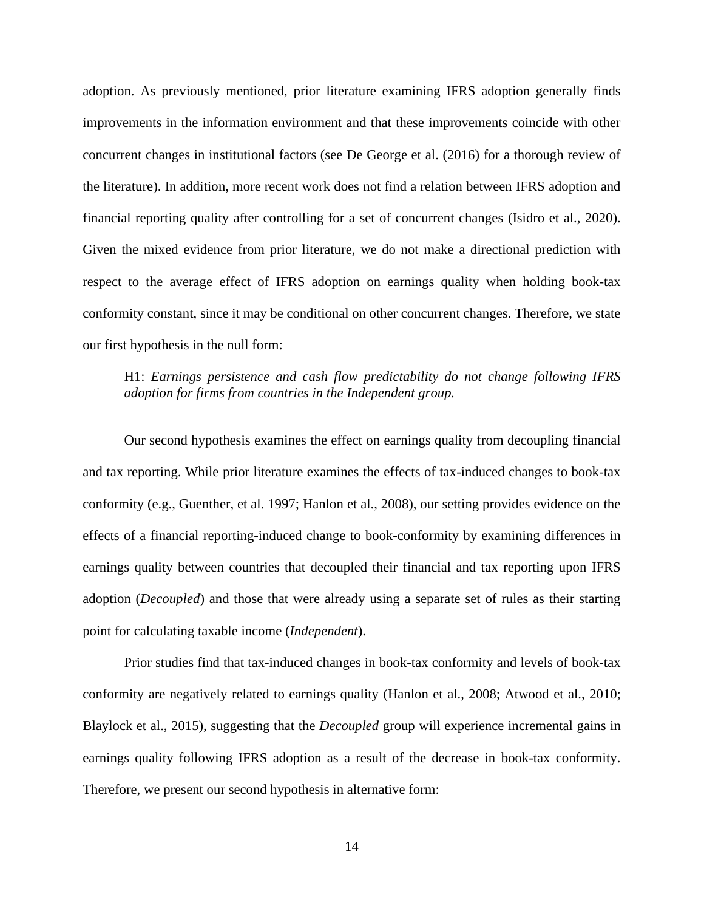adoption. As previously mentioned, prior literature examining IFRS adoption generally finds improvements in the information environment and that these improvements coincide with other concurrent changes in institutional factors (see De George et al. (2016) for a thorough review of the literature). In addition, more recent work does not find a relation between IFRS adoption and financial reporting quality after controlling for a set of concurrent changes (Isidro et al., 2020). Given the mixed evidence from prior literature, we do not make a directional prediction with respect to the average effect of IFRS adoption on earnings quality when holding book-tax conformity constant, since it may be conditional on other concurrent changes. Therefore, we state our first hypothesis in the null form:

> H1: *Earnings persistence and cash flow predictability do not change following IFRS adoption for firms from countries in the Independent group.*

Our second hypothesis examines the effect on earnings quality from decoupling financial and tax reporting. While prior literature examines the effects of tax-induced changes to book-tax conformity (e.g., Guenther, et al. 1997; Hanlon et al., 2008), our setting provides evidence on the effects of a financial reporting-induced change to book-conformity by examining differences in earnings quality between countries that decoupled their financial and tax reporting upon IFRS adoption (*Decoupled*) and those that were already using a separate set of rules as their starting point for calculating taxable income (*Independent*).

Prior studies find that tax-induced changes in book-tax conformity and levels of book-tax conformity are negatively related to earnings quality (Hanlon et al., 2008; Atwood et al., 2010; Blaylock et al., 2015), suggesting that the *Decoupled* group will experience incremental gains in earnings quality following IFRS adoption as a result of the decrease in book-tax conformity. Therefore, we present our second hypothesis in alternative form: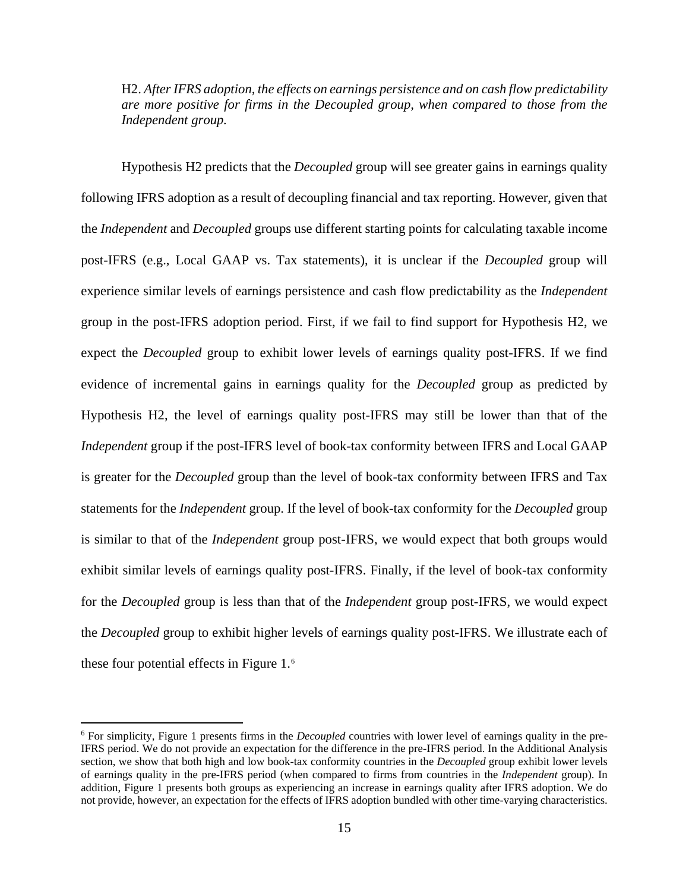H2. *After IFRS adoption, the effects on earnings persistence and on cash flow predictability are more positive for firms in the Decoupled group, when compared to those from the Independent group.*

Hypothesis H2 predicts that the *Decoupled* group will see greater gains in earnings quality following IFRS adoption as a result of decoupling financial and tax reporting. However, given that the *Independent* and *Decoupled* groups use different starting points for calculating taxable income post-IFRS (e.g., Local GAAP vs. Tax statements), it is unclear if the *Decoupled* group will experience similar levels of earnings persistence and cash flow predictability as the *Independent* group in the post-IFRS adoption period. First, if we fail to find support for Hypothesis H2, we expect the *Decoupled* group to exhibit lower levels of earnings quality post-IFRS. If we find evidence of incremental gains in earnings quality for the *Decoupled* group as predicted by Hypothesis H2, the level of earnings quality post-IFRS may still be lower than that of the *Independent* group if the post-IFRS level of book-tax conformity between IFRS and Local GAAP is greater for the *Decoupled* group than the level of book-tax conformity between IFRS and Tax statements for the *Independent* group. If the level of book-tax conformity for the *Decoupled* group is similar to that of the *Independent* group post-IFRS, we would expect that both groups would exhibit similar levels of earnings quality post-IFRS. Finally, if the level of book-tax conformity for the *Decoupled* group is less than that of the *Independent* group post-IFRS, we would expect the *Decoupled* group to exhibit higher levels of earnings quality post-IFRS. We illustrate each of these four potential effects in Figure 1.[6]

[6] For simplicity, Figure 1 presents firms in the *Decoupled* countries with lower level of earnings quality in the pre-IFRS period. We do not provide an expectation for the difference in the pre-IFRS period. In the Additional Analysis section, we show that both high and low book-tax conformity countries in the *Decoupled* group exhibit lower levels of earnings quality in the pre-IFRS period (when compared to firms from countries in the *Independent* group). In addition, Figure 1 presents both groups as experiencing an increase in earnings quality after IFRS adoption. We do not provide, however, an expectation for the effects of IFRS adoption bundled with other time-varying characteristics.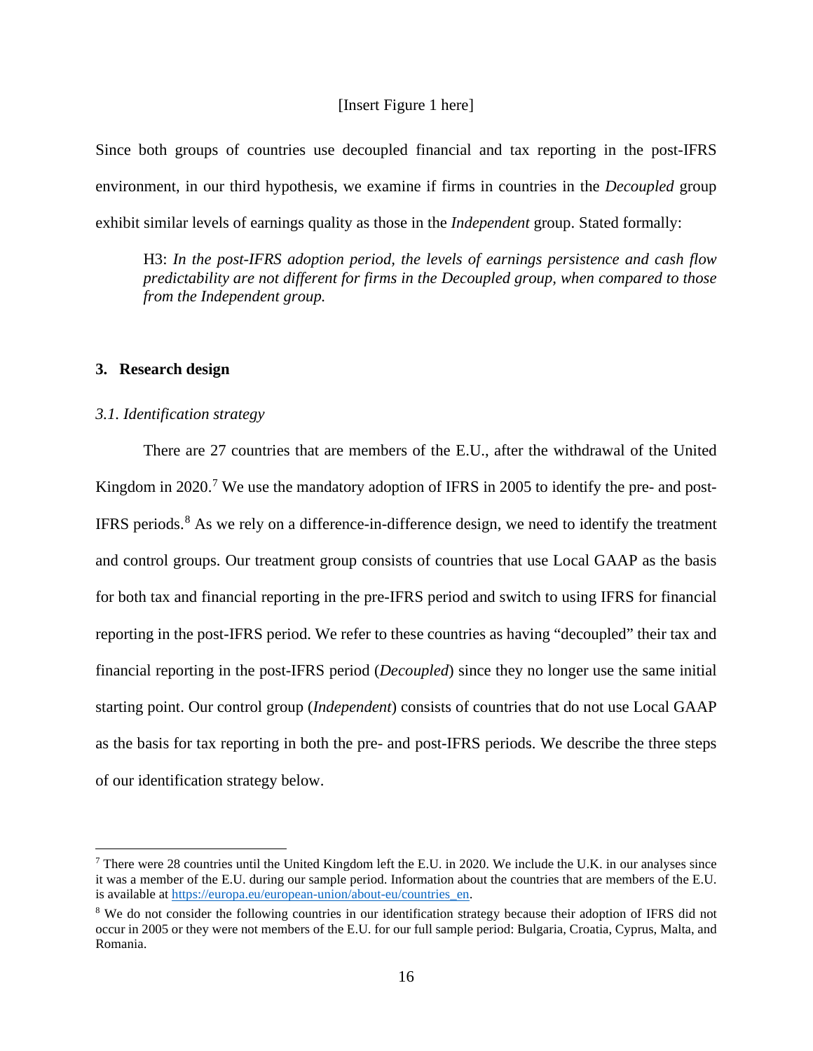[Insert Figure 1 here]

Since both groups of countries use decoupled financial and tax reporting in the post-IFRS environment, in our third hypothesis, we examine if firms in countries in the *Decoupled* group exhibit similar levels of earnings quality as those in the *Independent* group. Stated formally:

> H3: *In the post-IFRS adoption period, the levels of earnings persistence and cash flow predictability are not different for firms in the Decoupled group, when compared to those from the Independent group.*

## 3. Research design

### *3.1. Identification strategy*

There are 27 countries that are members of the E.U., after the withdrawal of the United Kingdom in 2020.[7] We use the mandatory adoption of IFRS in 2005 to identify the pre- and post-IFRS periods.[8] As we rely on a difference-in-difference design, we need to identify the treatment and control groups. Our treatment group consists of countries that use Local GAAP as the basis for both tax and financial reporting in the pre-IFRS period and switch to using IFRS for financial reporting in the post-IFRS period. We refer to these countries as having "decoupled" their tax and financial reporting in the post-IFRS period (*Decoupled*) since they no longer use the same initial starting point. Our control group (*Independent*) consists of countries that do not use Local GAAP as the basis for tax reporting in both the pre- and post-IFRS periods. We describe the three steps of our identification strategy below.

---

[7] There were 28 countries until the United Kingdom left the E.U. in 2020. We include the U.K. in our analyses since it was a member of the E.U. during our sample period. Information about the countries that are members of the E.U. is available at https://europa.eu/european-union/about-eu/countries_en.

[8] We do not consider the following countries in our identification strategy because their adoption of IFRS did not occur in 2005 or they were not members of the E.U. for our full sample period: Bulgaria, Croatia, Cyprus, Malta, and Romania.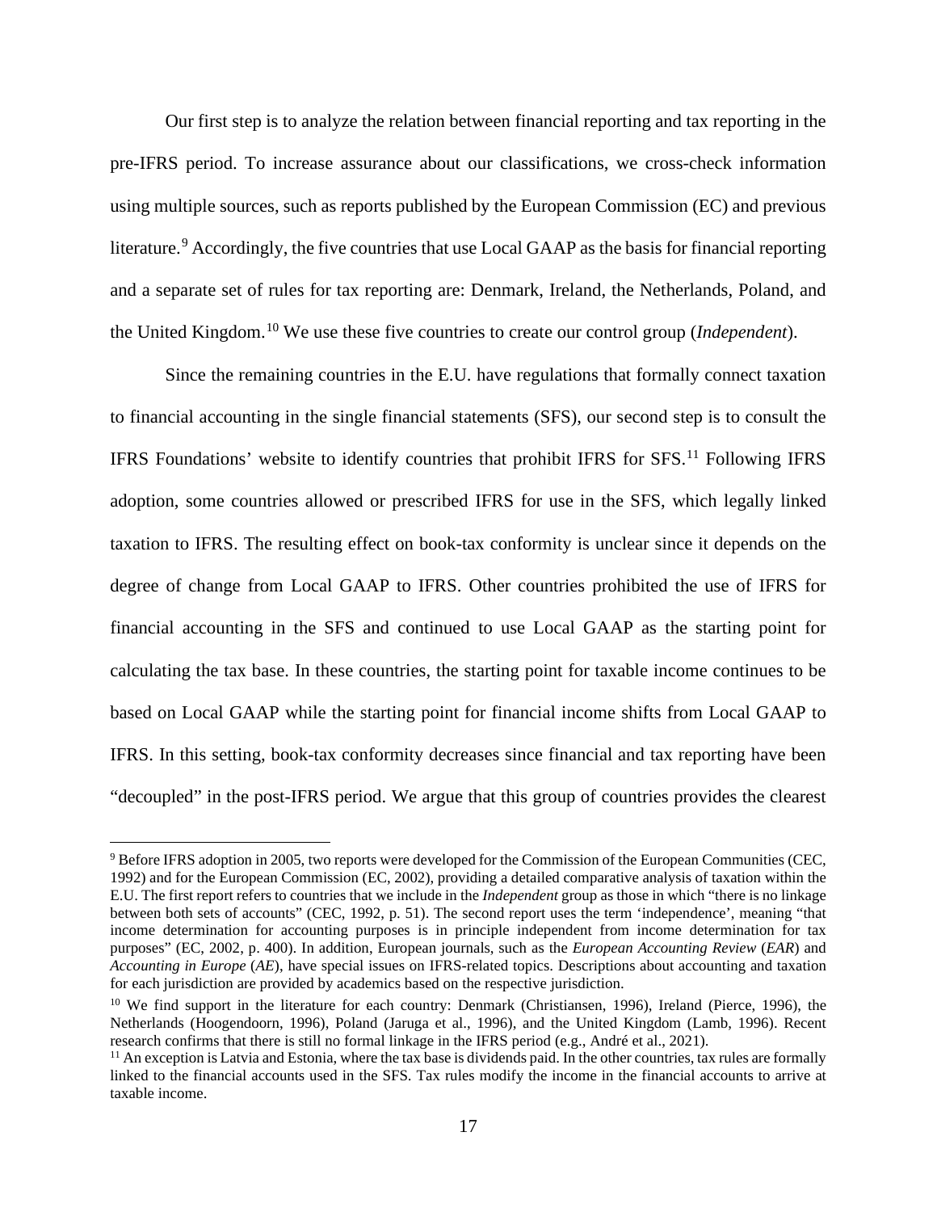Our first step is to analyze the relation between financial reporting and tax reporting in the pre-IFRS period. To increase assurance about our classifications, we cross-check information using multiple sources, such as reports published by the European Commission (EC) and previous literature.[9] Accordingly, the five countries that use Local GAAP as the basis for financial reporting and a separate set of rules for tax reporting are: Denmark, Ireland, the Netherlands, Poland, and the United Kingdom.[10] We use these five countries to create our control group (*Independent*).

Since the remaining countries in the E.U. have regulations that formally connect taxation to financial accounting in the single financial statements (SFS), our second step is to consult the IFRS Foundations' website to identify countries that prohibit IFRS for SFS.[11] Following IFRS adoption, some countries allowed or prescribed IFRS for use in the SFS, which legally linked taxation to IFRS. The resulting effect on book-tax conformity is unclear since it depends on the degree of change from Local GAAP to IFRS. Other countries prohibited the use of IFRS for financial accounting in the SFS and continued to use Local GAAP as the starting point for calculating the tax base. In these countries, the starting point for taxable income continues to be based on Local GAAP while the starting point for financial income shifts from Local GAAP to IFRS. In this setting, book-tax conformity decreases since financial and tax reporting have been "decoupled" in the post-IFRS period. We argue that this group of countries provides the clearest

---

[9] Before IFRS adoption in 2005, two reports were developed for the Commission of the European Communities (CEC, 1992) and for the European Commission (EC, 2002), providing a detailed comparative analysis of taxation within the E.U. The first report refers to countries that we include in the *Independent* group as those in which "there is no linkage between both sets of accounts" (CEC, 1992, p. 51). The second report uses the term 'independence', meaning "that income determination for accounting purposes is in principle independent from income determination for tax purposes" (EC, 2002, p. 400). In addition, European journals, such as the *European Accounting Review* (*EAR*) and *Accounting in Europe* (*AE*), have special issues on IFRS-related topics. Descriptions about accounting and taxation for each jurisdiction are provided by academics based on the respective jurisdiction.

[10] We find support in the literature for each country: Denmark (Christiansen, 1996), Ireland (Pierce, 1996), the Netherlands (Hoogendoorn, 1996), Poland (Jaruga et al., 1996), and the United Kingdom (Lamb, 1996). Recent research confirms that there is still no formal linkage in the IFRS period (e.g., André et al., 2021).

[11] An exception is Latvia and Estonia, where the tax base is dividends paid. In the other countries, tax rules are formally linked to the financial accounts used in the SFS. Tax rules modify the income in the financial accounts to arrive at taxable income.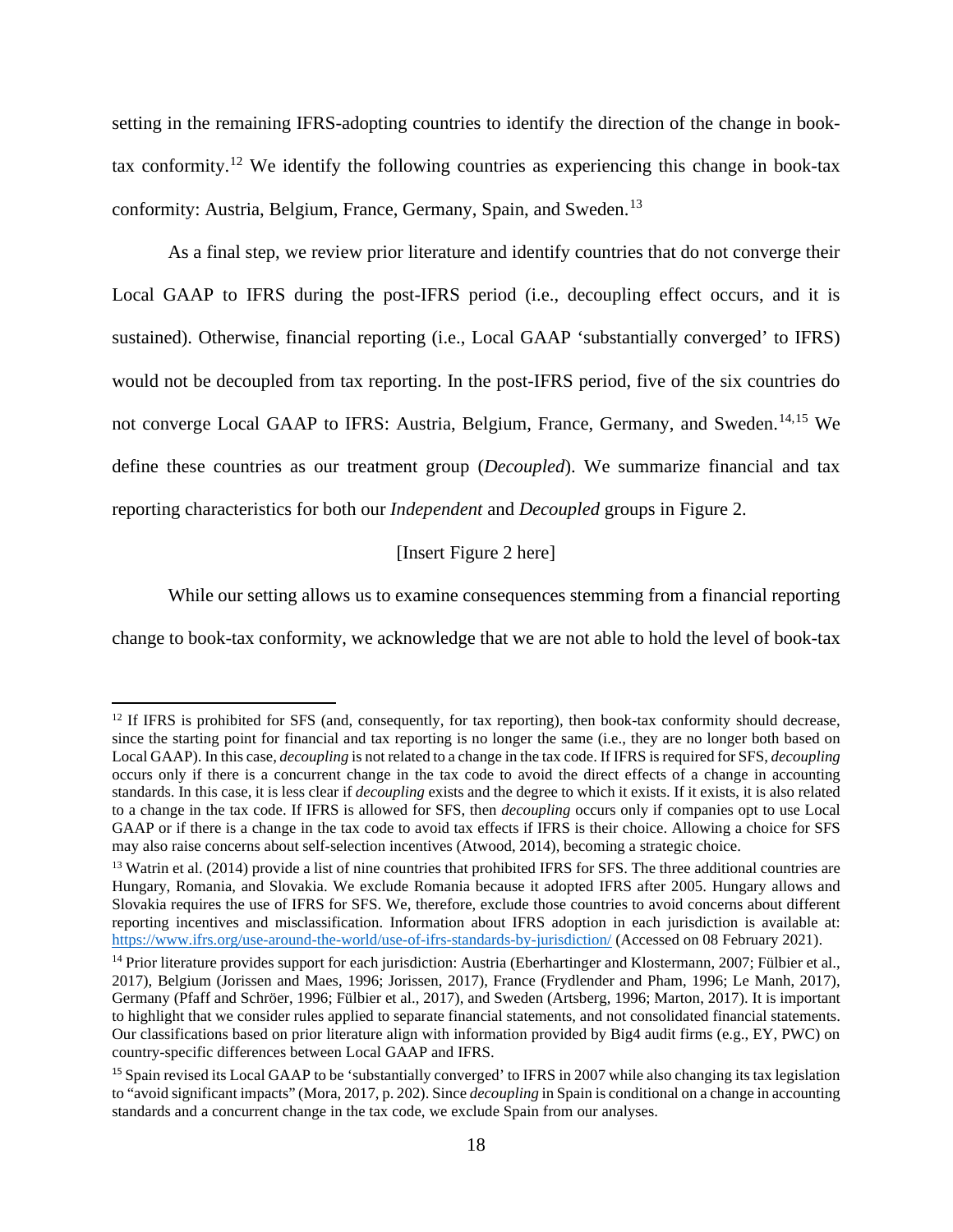setting in the remaining IFRS-adopting countries to identify the direction of the change in book-tax conformity.[12] We identify the following countries as experiencing this change in book-tax conformity: Austria, Belgium, France, Germany, Spain, and Sweden.[13]

As a final step, we review prior literature and identify countries that do not converge their Local GAAP to IFRS during the post-IFRS period (i.e., decoupling effect occurs, and it is sustained). Otherwise, financial reporting (i.e., Local GAAP 'substantially converged' to IFRS) would not be decoupled from tax reporting. In the post-IFRS period, five of the six countries do not converge Local GAAP to IFRS: Austria, Belgium, France, Germany, and Sweden.[14,15] We define these countries as our treatment group (*Decoupled*). We summarize financial and tax reporting characteristics for both our *Independent* and *Decoupled* groups in Figure 2.

[Insert Figure 2 here]

While our setting allows us to examine consequences stemming from a financial reporting change to book-tax conformity, we acknowledge that we are not able to hold the level of book-tax

---

[12] If IFRS is prohibited for SFS (and, consequently, for tax reporting), then book-tax conformity should decrease, since the starting point for financial and tax reporting is no longer the same (i.e., they are no longer both based on Local GAAP). In this case, *decoupling* is not related to a change in the tax code. If IFRS is required for SFS, *decoupling* occurs only if there is a concurrent change in the tax code to avoid the direct effects of a change in accounting standards. In this case, it is less clear if *decoupling* exists and the degree to which it exists. If it exists, it is also related to a change in the tax code. If IFRS is allowed for SFS, then *decoupling* occurs only if companies opt to use Local GAAP or if there is a change in the tax code to avoid tax effects if IFRS is their choice. Allowing a choice for SFS may also raise concerns about self-selection incentives (Atwood, 2014), becoming a strategic choice.

[13] Watrin et al. (2014) provide a list of nine countries that prohibited IFRS for SFS. The three additional countries are Hungary, Romania, and Slovakia. We exclude Romania because it adopted IFRS after 2005. Hungary allows and Slovakia requires the use of IFRS for SFS. We, therefore, exclude those countries to avoid concerns about different reporting incentives and misclassification. Information about IFRS adoption in each jurisdiction is available at: https://www.ifrs.org/use-around-the-world/use-of-ifrs-standards-by-jurisdiction/ (Accessed on 08 February 2021).

[14] Prior literature provides support for each jurisdiction: Austria (Eberhartinger and Klostermann, 2007; Fülbier et al., 2017), Belgium (Jorissen and Maes, 1996; Jorissen, 2017), France (Frydlender and Pham, 1996; Le Manh, 2017), Germany (Pfaff and Schröer, 1996; Fülbier et al., 2017), and Sweden (Artsberg, 1996; Marton, 2017). It is important to highlight that we consider rules applied to separate financial statements, and not consolidated financial statements. Our classifications based on prior literature align with information provided by Big4 audit firms (e.g., EY, PWC) on country-specific differences between Local GAAP and IFRS.

[15] Spain revised its Local GAAP to be 'substantially converged' to IFRS in 2007 while also changing its tax legislation to "avoid significant impacts" (Mora, 2017, p. 202). Since *decoupling* in Spain is conditional on a change in accounting standards and a concurrent change in the tax code, we exclude Spain from our analyses.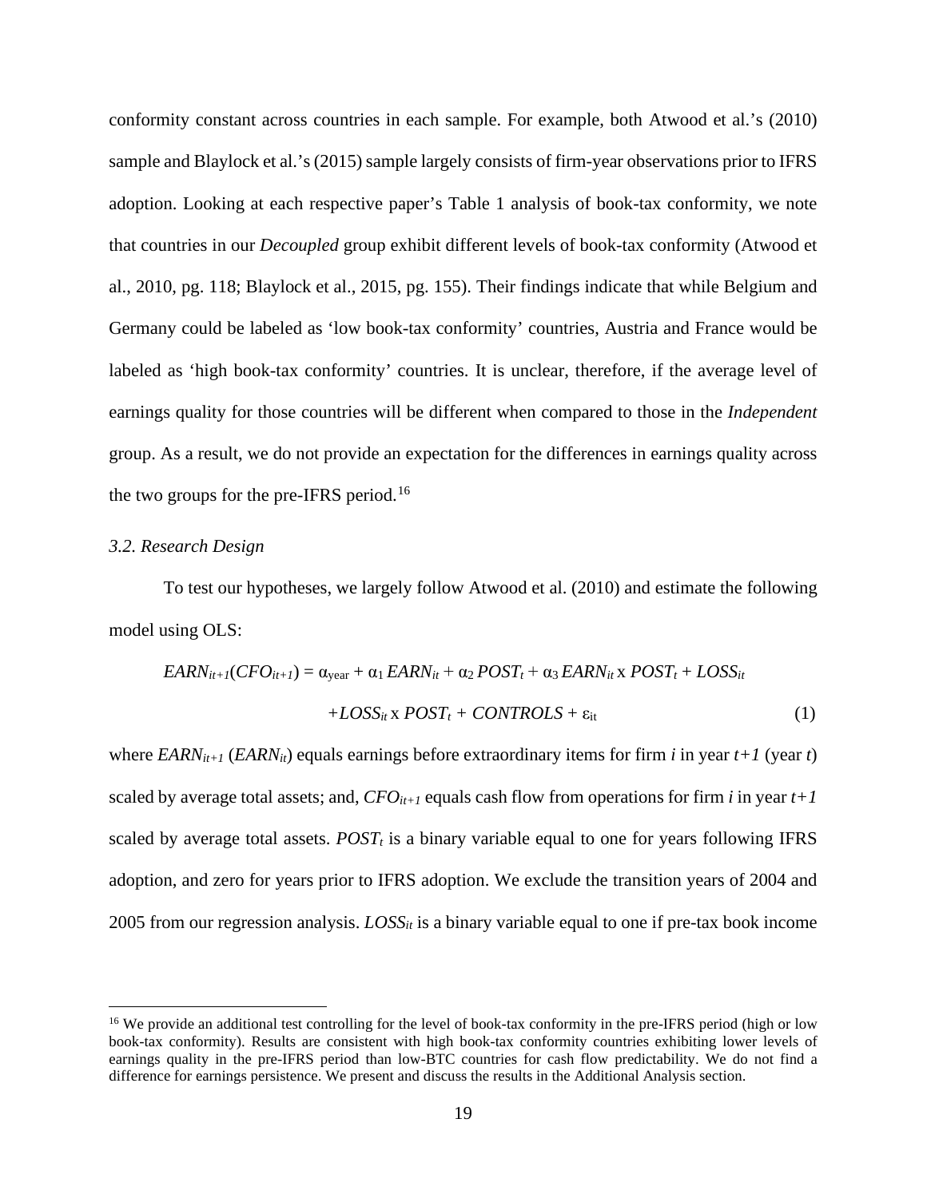conformity constant across countries in each sample. For example, both Atwood et al.'s (2010) sample and Blaylock et al.'s (2015) sample largely consists of firm-year observations prior to IFRS adoption. Looking at each respective paper's Table 1 analysis of book-tax conformity, we note that countries in our *Decoupled* group exhibit different levels of book-tax conformity (Atwood et al., 2010, pg. 118; Blaylock et al., 2015, pg. 155). Their findings indicate that while Belgium and Germany could be labeled as 'low book-tax conformity' countries, Austria and France would be labeled as 'high book-tax conformity' countries. It is unclear, therefore, if the average level of earnings quality for those countries will be different when compared to those in the *Independent* group. As a result, we do not provide an expectation for the differences in earnings quality across the two groups for the pre-IFRS period.[16]

### *3.2. Research Design*

To test our hypotheses, we largely follow Atwood et al. (2010) and estimate the following model using OLS:

$$EARN_{it+1}(CFO_{it+1}) = \alpha_{\text{year}} + \alpha_1\, EARN_{it} + \alpha_2\, POST_t + \alpha_3\, EARN_{it} \times POST_t + LOSS_{it} + LOSS_{it} \times POST_t + CONTROLS + \varepsilon_{it} \quad (1)$$

where $EARN_{it+1}$ ($EARN_{it}$) equals earnings before extraordinary items for firm *i* in year *t+1* (year *t*) scaled by average total assets; and, $CFO_{it+1}$ equals cash flow from operations for firm *i* in year *t+1* scaled by average total assets. $POST_t$ is a binary variable equal to one for years following IFRS adoption, and zero for years prior to IFRS adoption. We exclude the transition years of 2004 and 2005 from our regression analysis. $LOSS_{it}$ is a binary variable equal to one if pre-tax book income

---

[16] We provide an additional test controlling for the level of book-tax conformity in the pre-IFRS period (high or low book-tax conformity). Results are consistent with high book-tax conformity countries exhibiting lower levels of earnings quality in the pre-IFRS period than low-BTC countries for cash flow predictability. We do not find a difference for earnings persistence. We present and discuss the results in the Additional Analysis section.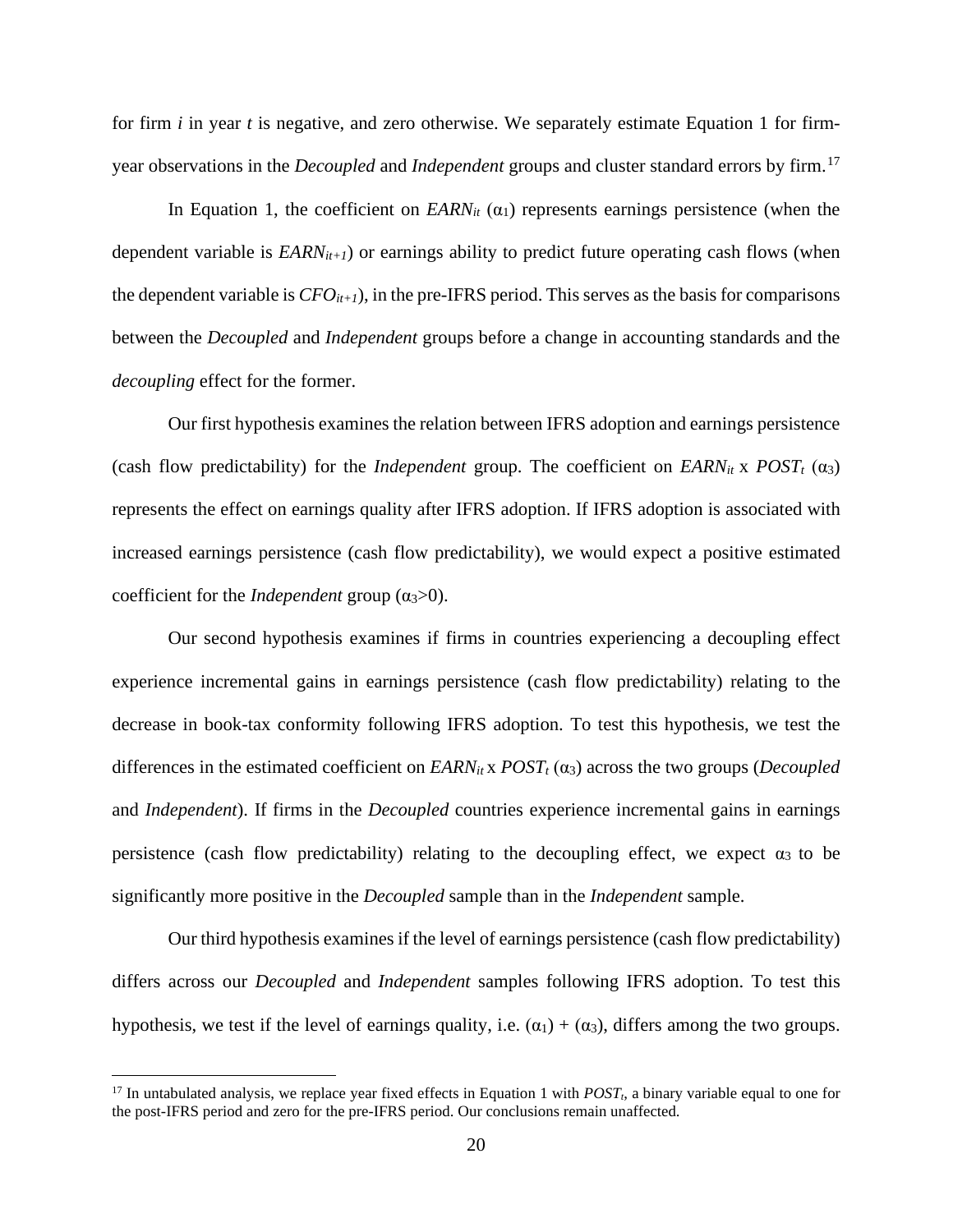for firm *i* in year *t* is negative, and zero otherwise. We separately estimate Equation 1 for firm-year observations in the *Decoupled* and *Independent* groups and cluster standard errors by firm.[17]

In Equation 1, the coefficient on $EARN_{it}$ ($\alpha_1$) represents earnings persistence (when the dependent variable is $EARN_{it+1}$) or earnings ability to predict future operating cash flows (when the dependent variable is $CFO_{it+1}$), in the pre-IFRS period. This serves as the basis for comparisons between the *Decoupled* and *Independent* groups before a change in accounting standards and the *decoupling* effect for the former.

Our first hypothesis examines the relation between IFRS adoption and earnings persistence (cash flow predictability) for the *Independent* group. The coefficient on $EARN_{it}$ x $POST_t$ ($\alpha_3$) represents the effect on earnings quality after IFRS adoption. If IFRS adoption is associated with increased earnings persistence (cash flow predictability), we would expect a positive estimated coefficient for the *Independent* group ($\alpha_3$>0).

Our second hypothesis examines if firms in countries experiencing a decoupling effect experience incremental gains in earnings persistence (cash flow predictability) relating to the decrease in book-tax conformity following IFRS adoption. To test this hypothesis, we test the differences in the estimated coefficient on $EARN_{it}$ x $POST_t$ ($\alpha_3$) across the two groups (*Decoupled* and *Independent*). If firms in the *Decoupled* countries experience incremental gains in earnings persistence (cash flow predictability) relating to the decoupling effect, we expect $\alpha_3$ to be significantly more positive in the *Decoupled* sample than in the *Independent* sample.

Our third hypothesis examines if the level of earnings persistence (cash flow predictability) differs across our *Decoupled* and *Independent* samples following IFRS adoption. To test this hypothesis, we test if the level of earnings quality, i.e. ($\alpha_1$) + ($\alpha_3$), differs among the two groups.

[17] In untabulated analysis, we replace year fixed effects in Equation 1 with $POST_t$, a binary variable equal to one for the post-IFRS period and zero for the pre-IFRS period. Our conclusions remain unaffected.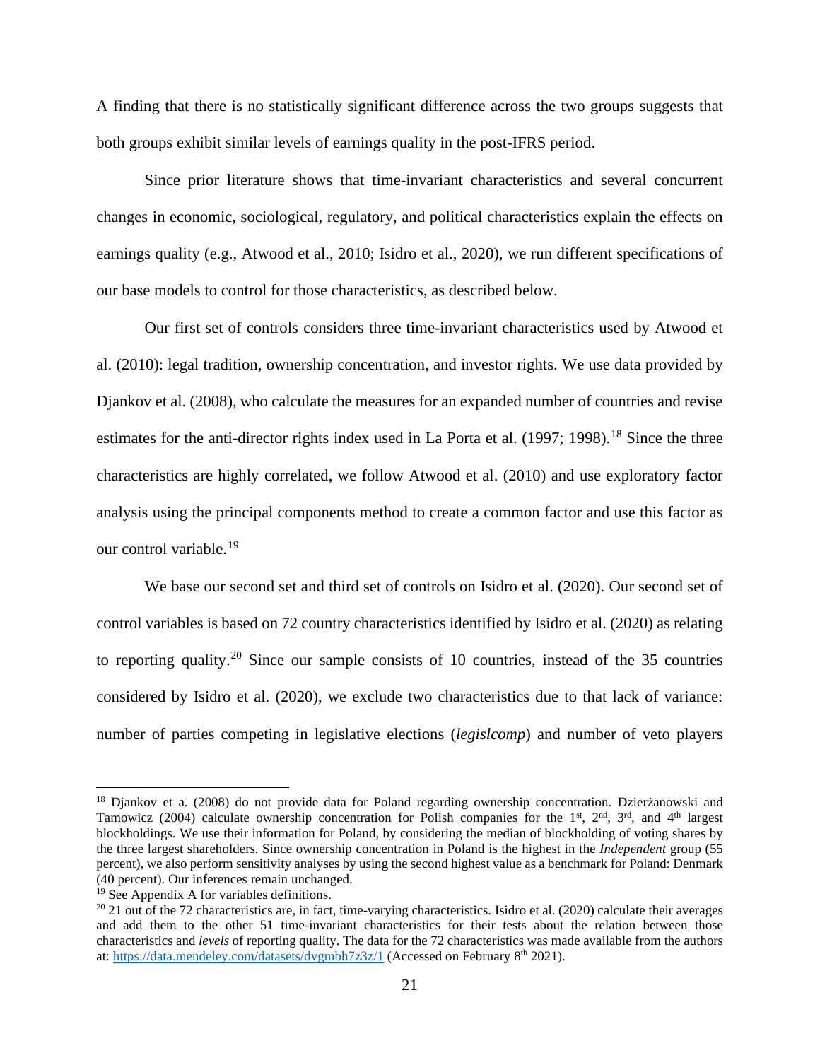A finding that there is no statistically significant difference across the two groups suggests that both groups exhibit similar levels of earnings quality in the post-IFRS period.

Since prior literature shows that time-invariant characteristics and several concurrent changes in economic, sociological, regulatory, and political characteristics explain the effects on earnings quality (e.g., Atwood et al., 2010; Isidro et al., 2020), we run different specifications of our base models to control for those characteristics, as described below.

Our first set of controls considers three time-invariant characteristics used by Atwood et al. (2010): legal tradition, ownership concentration, and investor rights. We use data provided by Djankov et al. (2008), who calculate the measures for an expanded number of countries and revise estimates for the anti-director rights index used in La Porta et al. (1997; 1998).[18] Since the three characteristics are highly correlated, we follow Atwood et al. (2010) and use exploratory factor analysis using the principal components method to create a common factor and use this factor as our control variable.[19]

We base our second set and third set of controls on Isidro et al. (2020). Our second set of control variables is based on 72 country characteristics identified by Isidro et al. (2020) as relating to reporting quality.[20] Since our sample consists of 10 countries, instead of the 35 countries considered by Isidro et al. (2020), we exclude two characteristics due to that lack of variance: number of parties competing in legislative elections (*legislcomp*) and number of veto players

---

[18] Djankov et a. (2008) do not provide data for Poland regarding ownership concentration. Dzierżanowski and Tamowicz (2004) calculate ownership concentration for Polish companies for the 1st, 2nd, 3rd, and 4th largest blockholdings. We use their information for Poland, by considering the median of blockholding of voting shares by the three largest shareholders. Since ownership concentration in Poland is the highest in the *Independent* group (55 percent), we also perform sensitivity analyses by using the second highest value as a benchmark for Poland: Denmark (40 percent). Our inferences remain unchanged.

[19] See Appendix A for variables definitions.

[20] 21 out of the 72 characteristics are, in fact, time-varying characteristics. Isidro et al. (2020) calculate their averages and add them to the other 51 time-invariant characteristics for their tests about the relation between those characteristics and *levels* of reporting quality. The data for the 72 characteristics was made available from the authors at: https://data.mendeley.com/datasets/dvgmbh7z3z/1 (Accessed on February 8th 2021).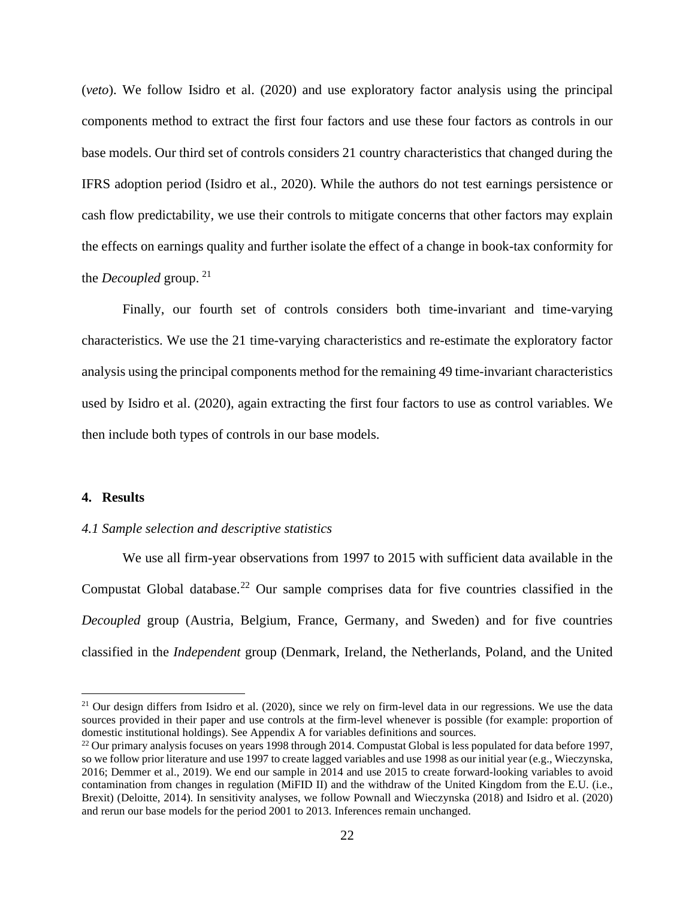(*veto*). We follow Isidro et al. (2020) and use exploratory factor analysis using the principal components method to extract the first four factors and use these four factors as controls in our base models. Our third set of controls considers 21 country characteristics that changed during the IFRS adoption period (Isidro et al., 2020). While the authors do not test earnings persistence or cash flow predictability, we use their controls to mitigate concerns that other factors may explain the effects on earnings quality and further isolate the effect of a change in book-tax conformity for the *Decoupled* group. [21]

Finally, our fourth set of controls considers both time-invariant and time-varying characteristics. We use the 21 time-varying characteristics and re-estimate the exploratory factor analysis using the principal components method for the remaining 49 time-invariant characteristics used by Isidro et al. (2020), again extracting the first four factors to use as control variables. We then include both types of controls in our base models.

## 4. Results

### *4.1 Sample selection and descriptive statistics*

We use all firm-year observations from 1997 to 2015 with sufficient data available in the Compustat Global database.[22] Our sample comprises data for five countries classified in the *Decoupled* group (Austria, Belgium, France, Germany, and Sweden) and for five countries classified in the *Independent* group (Denmark, Ireland, the Netherlands, Poland, and the United

---

[21] Our design differs from Isidro et al. (2020), since we rely on firm-level data in our regressions. We use the data sources provided in their paper and use controls at the firm-level whenever is possible (for example: proportion of domestic institutional holdings). See Appendix A for variables definitions and sources.

[22] Our primary analysis focuses on years 1998 through 2014. Compustat Global is less populated for data before 1997, so we follow prior literature and use 1997 to create lagged variables and use 1998 as our initial year (e.g., Wieczynska, 2016; Demmer et al., 2019). We end our sample in 2014 and use 2015 to create forward-looking variables to avoid contamination from changes in regulation (MiFID II) and the withdraw of the United Kingdom from the E.U. (i.e., Brexit) (Deloitte, 2014). In sensitivity analyses, we follow Pownall and Wieczynska (2018) and Isidro et al. (2020) and rerun our base models for the period 2001 to 2013. Inferences remain unchanged.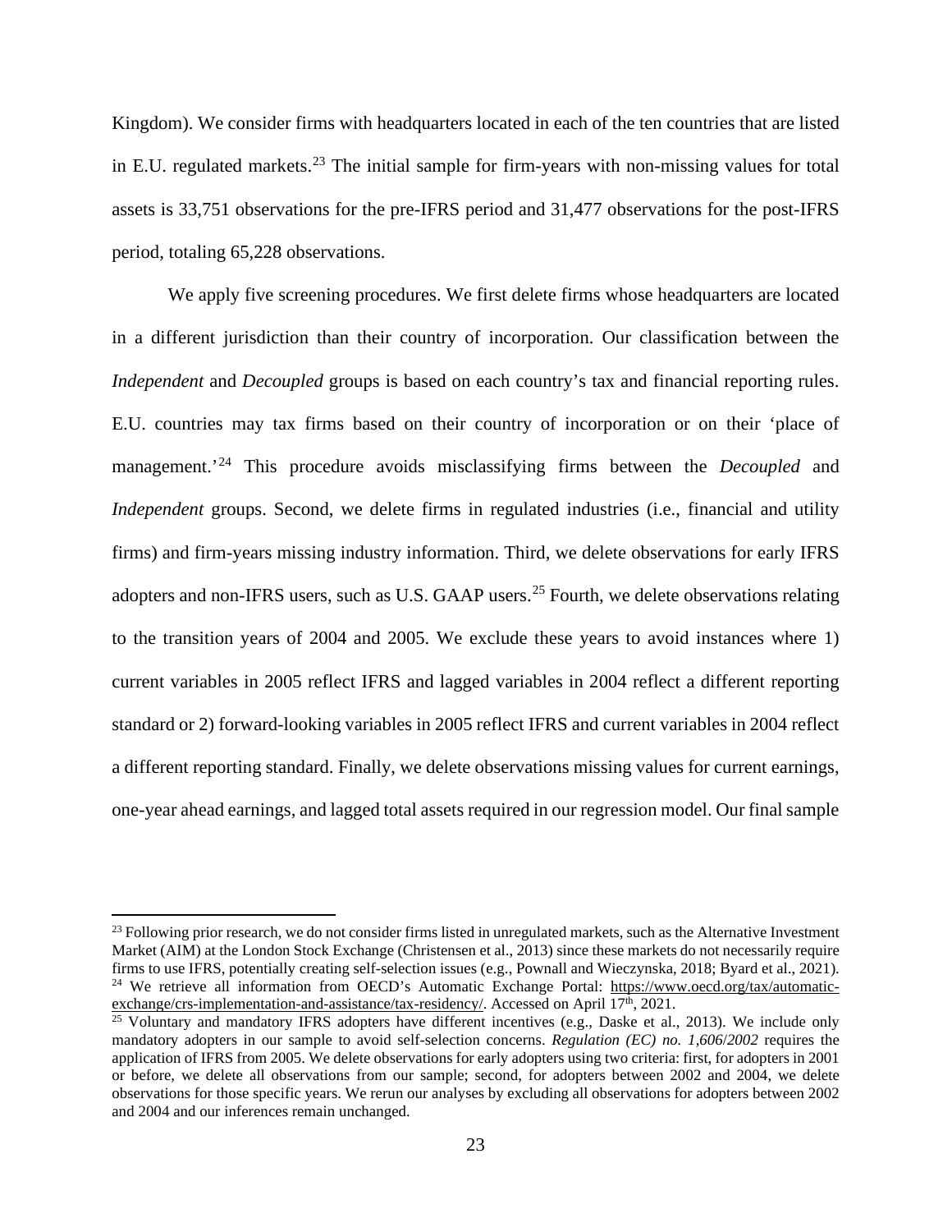Kingdom). We consider firms with headquarters located in each of the ten countries that are listed in E.U. regulated markets.[23] The initial sample for firm-years with non-missing values for total assets is 33,751 observations for the pre-IFRS period and 31,477 observations for the post-IFRS period, totaling 65,228 observations.

We apply five screening procedures. We first delete firms whose headquarters are located in a different jurisdiction than their country of incorporation. Our classification between the *Independent* and *Decoupled* groups is based on each country's tax and financial reporting rules. E.U. countries may tax firms based on their country of incorporation or on their 'place of management.'[24] This procedure avoids misclassifying firms between the *Decoupled* and *Independent* groups. Second, we delete firms in regulated industries (i.e., financial and utility firms) and firm-years missing industry information. Third, we delete observations for early IFRS adopters and non-IFRS users, such as U.S. GAAP users.[25] Fourth, we delete observations relating to the transition years of 2004 and 2005. We exclude these years to avoid instances where 1) current variables in 2005 reflect IFRS and lagged variables in 2004 reflect a different reporting standard or 2) forward-looking variables in 2005 reflect IFRS and current variables in 2004 reflect a different reporting standard. Finally, we delete observations missing values for current earnings, one-year ahead earnings, and lagged total assets required in our regression model. Our final sample

---

[23] Following prior research, we do not consider firms listed in unregulated markets, such as the Alternative Investment Market (AIM) at the London Stock Exchange (Christensen et al., 2013) since these markets do not necessarily require firms to use IFRS, potentially creating self-selection issues (e.g., Pownall and Wieczynska, 2018; Byard et al., 2021).

[24] We retrieve all information from OECD's Automatic Exchange Portal: https://www.oecd.org/tax/automatic-exchange/crs-implementation-and-assistance/tax-residency/. Accessed on April 17th, 2021.

[25] Voluntary and mandatory IFRS adopters have different incentives (e.g., Daske et al., 2013). We include only mandatory adopters in our sample to avoid self-selection concerns. *Regulation (EC) no. 1,606/2002* requires the application of IFRS from 2005. We delete observations for early adopters using two criteria: first, for adopters in 2001 or before, we delete all observations from our sample; second, for adopters between 2002 and 2004, we delete observations for those specific years. We rerun our analyses by excluding all observations for adopters between 2002 and 2004 and our inferences remain unchanged.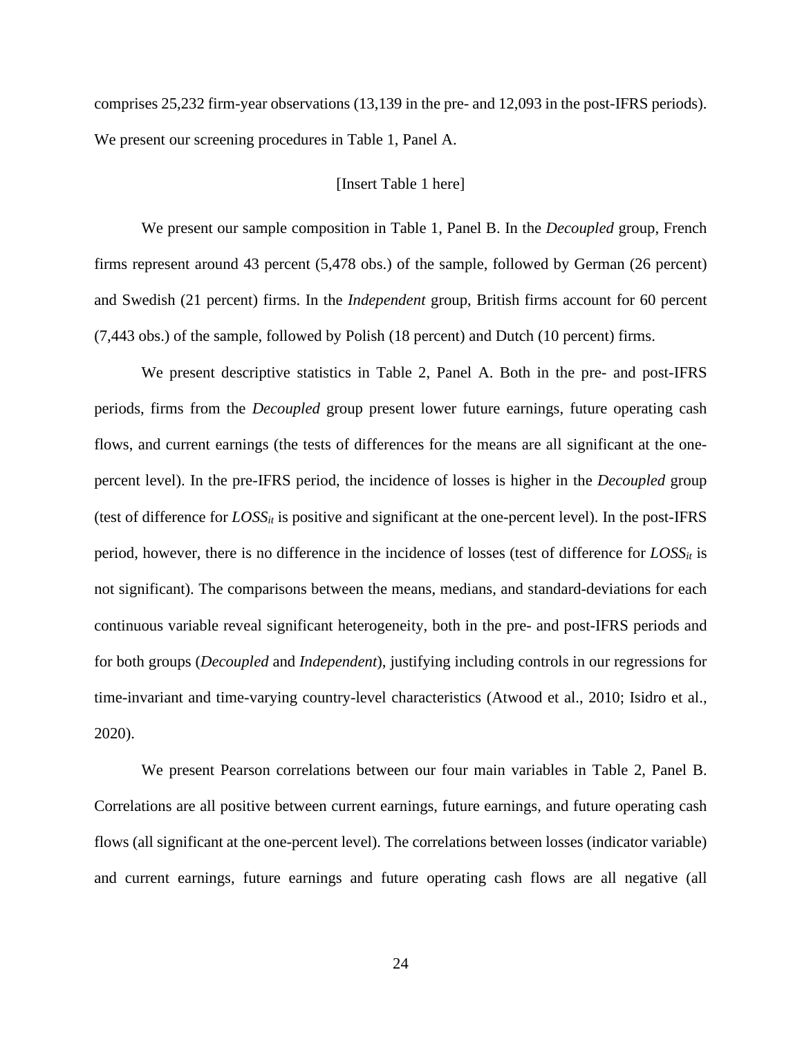comprises 25,232 firm-year observations (13,139 in the pre- and 12,093 in the post-IFRS periods). We present our screening procedures in Table 1, Panel A.

[Insert Table 1 here]

We present our sample composition in Table 1, Panel B. In the *Decoupled* group, French firms represent around 43 percent (5,478 obs.) of the sample, followed by German (26 percent) and Swedish (21 percent) firms. In the *Independent* group, British firms account for 60 percent (7,443 obs.) of the sample, followed by Polish (18 percent) and Dutch (10 percent) firms.

We present descriptive statistics in Table 2, Panel A. Both in the pre- and post-IFRS periods, firms from the *Decoupled* group present lower future earnings, future operating cash flows, and current earnings (the tests of differences for the means are all significant at the one-percent level). In the pre-IFRS period, the incidence of losses is higher in the *Decoupled* group (test of difference for $LOSS_{it}$ is positive and significant at the one-percent level). In the post-IFRS period, however, there is no difference in the incidence of losses (test of difference for $LOSS_{it}$ is not significant). The comparisons between the means, medians, and standard-deviations for each continuous variable reveal significant heterogeneity, both in the pre- and post-IFRS periods and for both groups (*Decoupled* and *Independent*), justifying including controls in our regressions for time-invariant and time-varying country-level characteristics (Atwood et al., 2010; Isidro et al., 2020).

We present Pearson correlations between our four main variables in Table 2, Panel B. Correlations are all positive between current earnings, future earnings, and future operating cash flows (all significant at the one-percent level). The correlations between losses (indicator variable) and current earnings, future earnings and future operating cash flows are all negative (all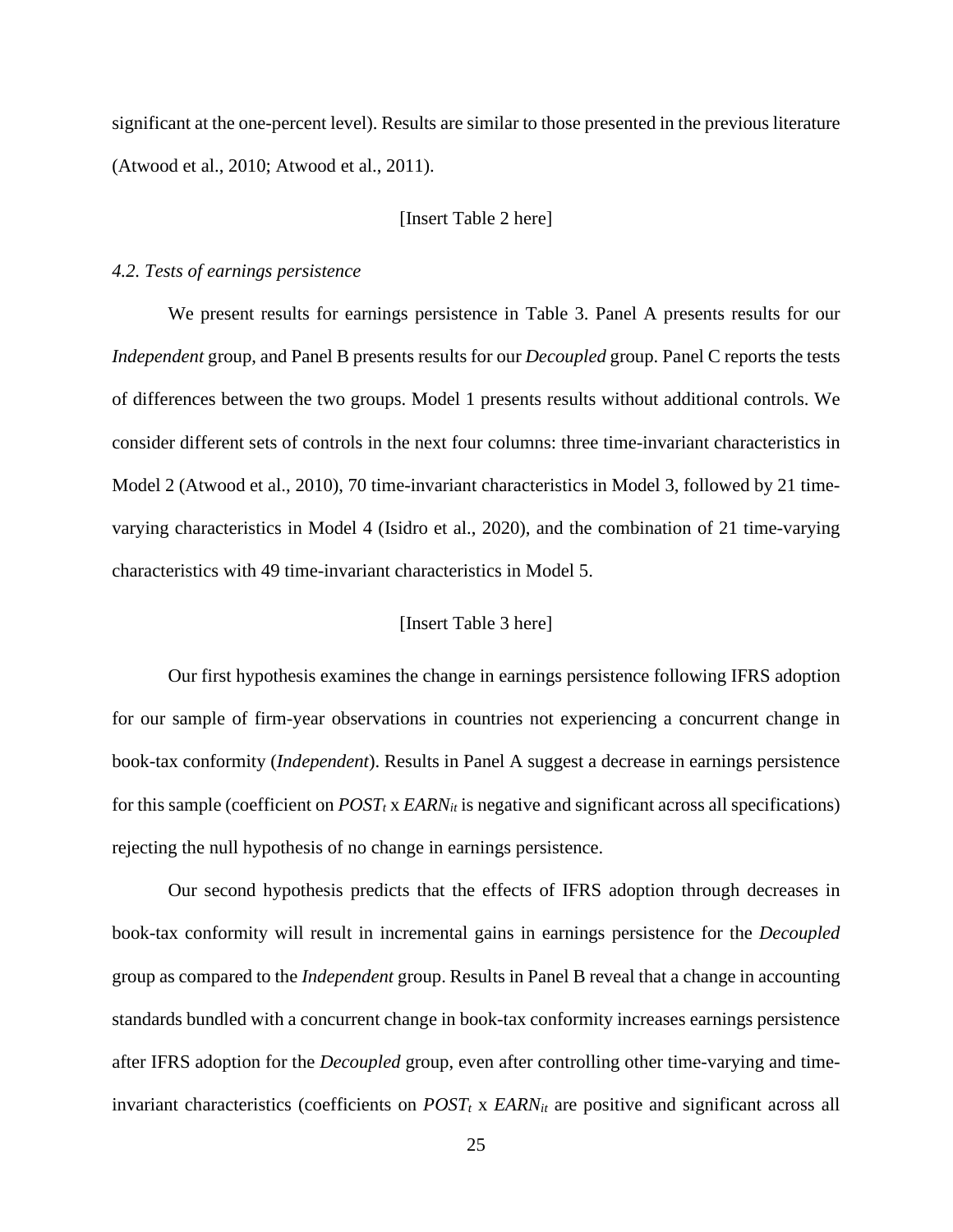significant at the one-percent level). Results are similar to those presented in the previous literature (Atwood et al., 2010; Atwood et al., 2011).

[Insert Table 2 here]

*4.2. Tests of earnings persistence*

We present results for earnings persistence in Table 3. Panel A presents results for our *Independent* group, and Panel B presents results for our *Decoupled* group. Panel C reports the tests of differences between the two groups. Model 1 presents results without additional controls. We consider different sets of controls in the next four columns: three time-invariant characteristics in Model 2 (Atwood et al., 2010), 70 time-invariant characteristics in Model 3, followed by 21 time-varying characteristics in Model 4 (Isidro et al., 2020), and the combination of 21 time-varying characteristics with 49 time-invariant characteristics in Model 5.

[Insert Table 3 here]

Our first hypothesis examines the change in earnings persistence following IFRS adoption for our sample of firm-year observations in countries not experiencing a concurrent change in book-tax conformity (*Independent*). Results in Panel A suggest a decrease in earnings persistence for this sample (coefficient on $POST_t$ x $EARN_{it}$ is negative and significant across all specifications) rejecting the null hypothesis of no change in earnings persistence.

Our second hypothesis predicts that the effects of IFRS adoption through decreases in book-tax conformity will result in incremental gains in earnings persistence for the *Decoupled* group as compared to the *Independent* group. Results in Panel B reveal that a change in accounting standards bundled with a concurrent change in book-tax conformity increases earnings persistence after IFRS adoption for the *Decoupled* group, even after controlling other time-varying and time-invariant characteristics (coefficients on $POST_t$ x $EARN_{it}$ are positive and significant across all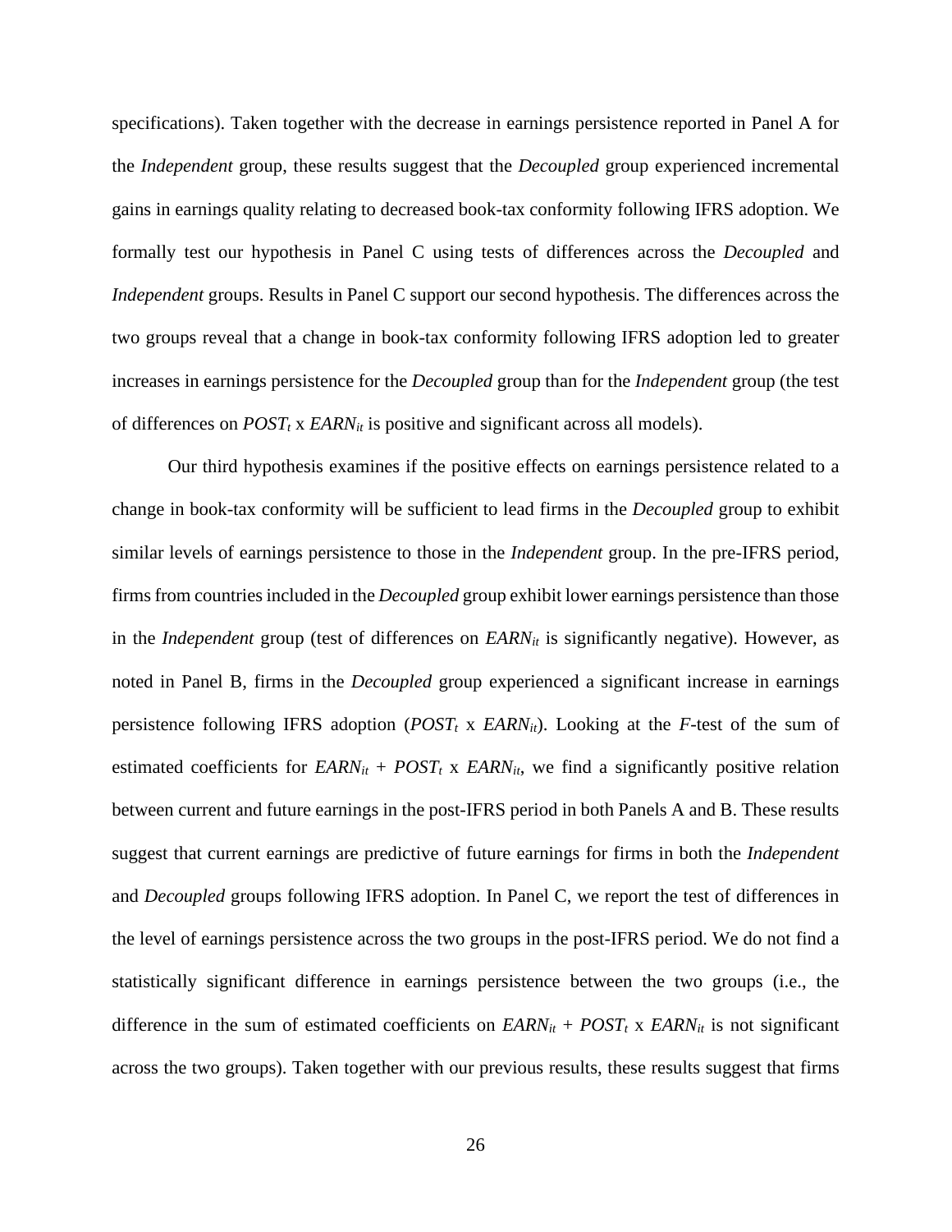specifications). Taken together with the decrease in earnings persistence reported in Panel A for the *Independent* group, these results suggest that the *Decoupled* group experienced incremental gains in earnings quality relating to decreased book-tax conformity following IFRS adoption. We formally test our hypothesis in Panel C using tests of differences across the *Decoupled* and *Independent* groups. Results in Panel C support our second hypothesis. The differences across the two groups reveal that a change in book-tax conformity following IFRS adoption led to greater increases in earnings persistence for the *Decoupled* group than for the *Independent* group (the test of differences on $POST_t$ x $EARN_{it}$ is positive and significant across all models).

Our third hypothesis examines if the positive effects on earnings persistence related to a change in book-tax conformity will be sufficient to lead firms in the *Decoupled* group to exhibit similar levels of earnings persistence to those in the *Independent* group. In the pre-IFRS period, firms from countries included in the *Decoupled* group exhibit lower earnings persistence than those in the *Independent* group (test of differences on $EARN_{it}$ is significantly negative). However, as noted in Panel B, firms in the *Decoupled* group experienced a significant increase in earnings persistence following IFRS adoption ($POST_t$ x $EARN_{it}$). Looking at the *F*-test of the sum of estimated coefficients for $EARN_{it}$ + $POST_t$ x $EARN_{it}$, we find a significantly positive relation between current and future earnings in the post-IFRS period in both Panels A and B. These results suggest that current earnings are predictive of future earnings for firms in both the *Independent* and *Decoupled* groups following IFRS adoption. In Panel C, we report the test of differences in the level of earnings persistence across the two groups in the post-IFRS period. We do not find a statistically significant difference in earnings persistence between the two groups (i.e., the difference in the sum of estimated coefficients on $EARN_{it}$ + $POST_t$ x $EARN_{it}$ is not significant across the two groups). Taken together with our previous results, these results suggest that firms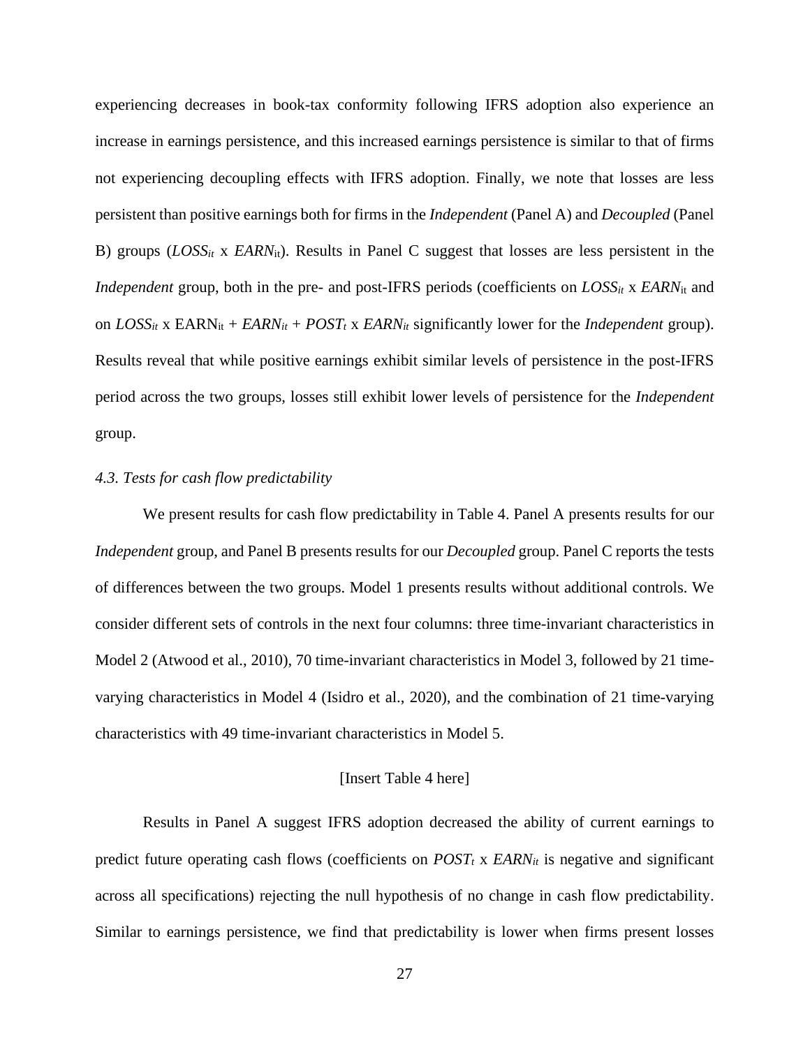experiencing decreases in book-tax conformity following IFRS adoption also experience an increase in earnings persistence, and this increased earnings persistence is similar to that of firms not experiencing decoupling effects with IFRS adoption. Finally, we note that losses are less persistent than positive earnings both for firms in the *Independent* (Panel A) and *Decoupled* (Panel B) groups ($LOSS_{it}$ x $EARN_{it}$). Results in Panel C suggest that losses are less persistent in the *Independent* group, both in the pre- and post-IFRS periods (coefficients on $LOSS_{it}$ x $EARN_{it}$ and on $LOSS_{it}$ x $EARN_{it}$ + $EARN_{it}$ + $POST_t$ x $EARN_{it}$ significantly lower for the *Independent* group). Results reveal that while positive earnings exhibit similar levels of persistence in the post-IFRS period across the two groups, losses still exhibit lower levels of persistence for the *Independent* group.

*4.3. Tests for cash flow predictability*

We present results for cash flow predictability in Table 4. Panel A presents results for our *Independent* group, and Panel B presents results for our *Decoupled* group. Panel C reports the tests of differences between the two groups. Model 1 presents results without additional controls. We consider different sets of controls in the next four columns: three time-invariant characteristics in Model 2 (Atwood et al., 2010), 70 time-invariant characteristics in Model 3, followed by 21 time-varying characteristics in Model 4 (Isidro et al., 2020), and the combination of 21 time-varying characteristics with 49 time-invariant characteristics in Model 5.

[Insert Table 4 here]

Results in Panel A suggest IFRS adoption decreased the ability of current earnings to predict future operating cash flows (coefficients on $POST_t$ x $EARN_{it}$ is negative and significant across all specifications) rejecting the null hypothesis of no change in cash flow predictability. Similar to earnings persistence, we find that predictability is lower when firms present losses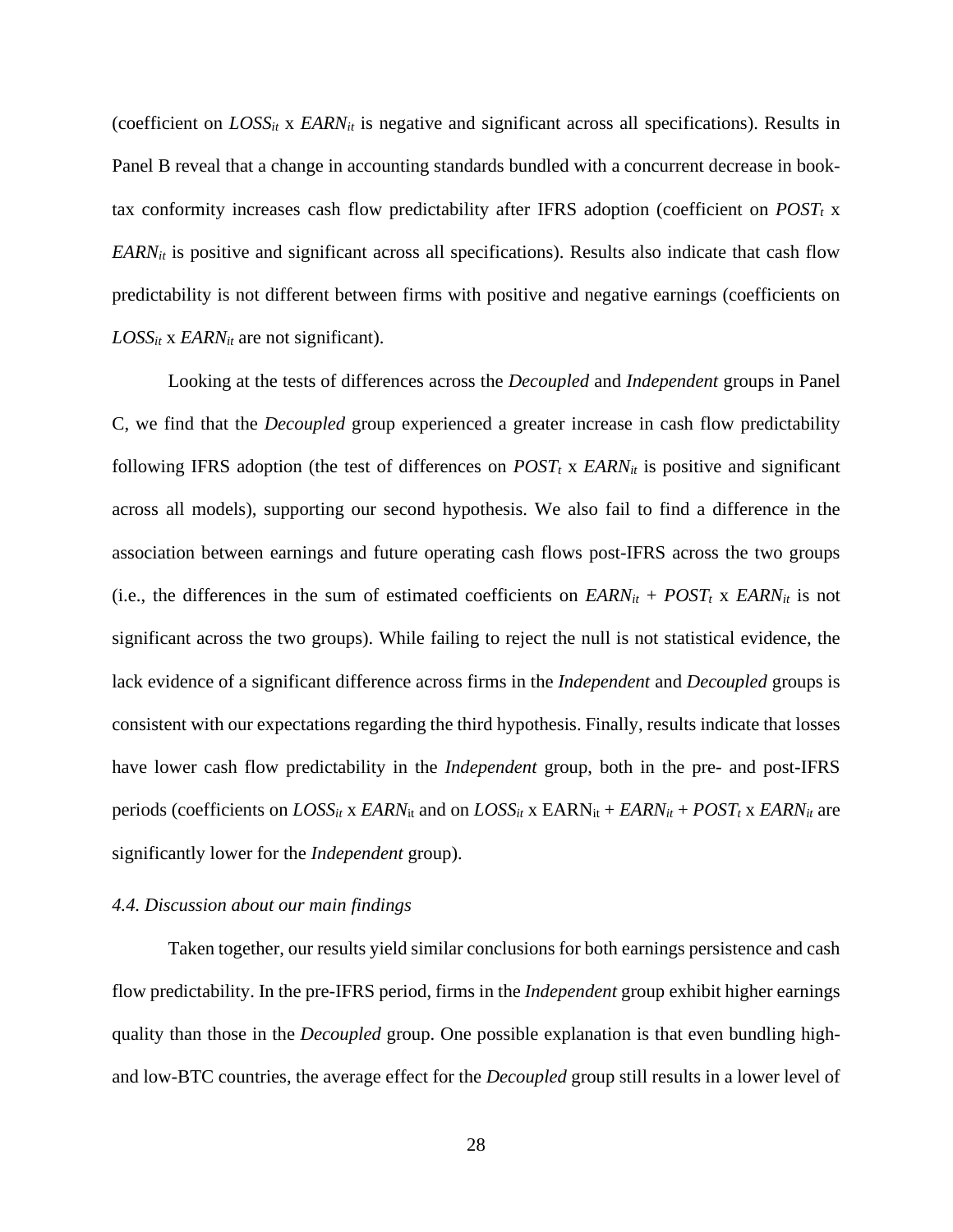(coefficient on $LOSS_{it}$ x $EARN_{it}$ is negative and significant across all specifications). Results in Panel B reveal that a change in accounting standards bundled with a concurrent decrease in book-tax conformity increases cash flow predictability after IFRS adoption (coefficient on $POST_t$ x $EARN_{it}$ is positive and significant across all specifications). Results also indicate that cash flow predictability is not different between firms with positive and negative earnings (coefficients on $LOSS_{it}$ x $EARN_{it}$ are not significant).

Looking at the tests of differences across the *Decoupled* and *Independent* groups in Panel C, we find that the *Decoupled* group experienced a greater increase in cash flow predictability following IFRS adoption (the test of differences on $POST_t$ x $EARN_{it}$ is positive and significant across all models), supporting our second hypothesis. We also fail to find a difference in the association between earnings and future operating cash flows post-IFRS across the two groups (i.e., the differences in the sum of estimated coefficients on $EARN_{it}$ + $POST_t$ x $EARN_{it}$ is not significant across the two groups). While failing to reject the null is not statistical evidence, the lack evidence of a significant difference across firms in the *Independent* and *Decoupled* groups is consistent with our expectations regarding the third hypothesis. Finally, results indicate that losses have lower cash flow predictability in the *Independent* group, both in the pre- and post-IFRS periods (coefficients on $LOSS_{it}$ x $EARN_{it}$ and on $LOSS_{it}$ x $\mathrm{EARN}_{it}$ + $EARN_{it}$ + $POST_t$ x $EARN_{it}$ are significantly lower for the *Independent* group).

### *4.4. Discussion about our main findings*

Taken together, our results yield similar conclusions for both earnings persistence and cash flow predictability. In the pre-IFRS period, firms in the *Independent* group exhibit higher earnings quality than those in the *Decoupled* group. One possible explanation is that even bundling high- and low-BTC countries, the average effect for the *Decoupled* group still results in a lower level of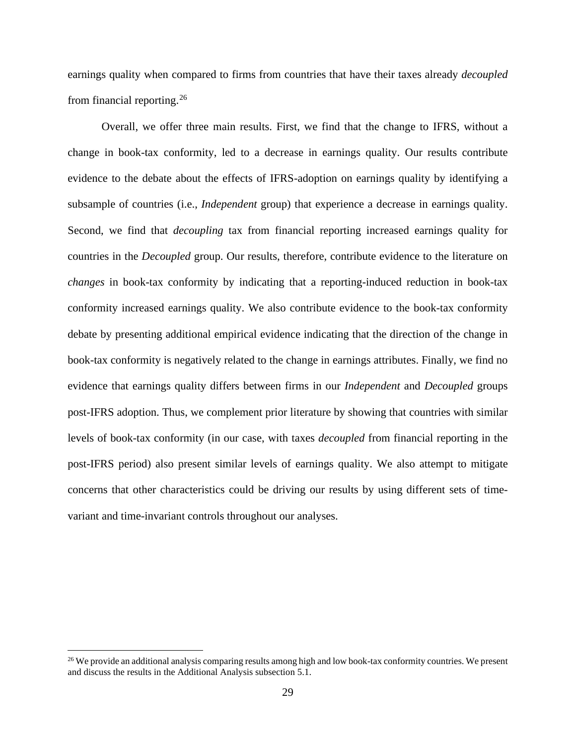earnings quality when compared to firms from countries that have their taxes already *decoupled* from financial reporting.[26]

Overall, we offer three main results. First, we find that the change to IFRS, without a change in book-tax conformity, led to a decrease in earnings quality. Our results contribute evidence to the debate about the effects of IFRS-adoption on earnings quality by identifying a subsample of countries (i.e., *Independent* group) that experience a decrease in earnings quality. Second, we find that *decoupling* tax from financial reporting increased earnings quality for countries in the *Decoupled* group. Our results, therefore, contribute evidence to the literature on *changes* in book-tax conformity by indicating that a reporting-induced reduction in book-tax conformity increased earnings quality. We also contribute evidence to the book-tax conformity debate by presenting additional empirical evidence indicating that the direction of the change in book-tax conformity is negatively related to the change in earnings attributes. Finally, we find no evidence that earnings quality differs between firms in our *Independent* and *Decoupled* groups post-IFRS adoption. Thus, we complement prior literature by showing that countries with similar levels of book-tax conformity (in our case, with taxes *decoupled* from financial reporting in the post-IFRS period) also present similar levels of earnings quality. We also attempt to mitigate concerns that other characteristics could be driving our results by using different sets of time-variant and time-invariant controls throughout our analyses.

[26] We provide an additional analysis comparing results among high and low book-tax conformity countries. We present and discuss the results in the Additional Analysis subsection 5.1.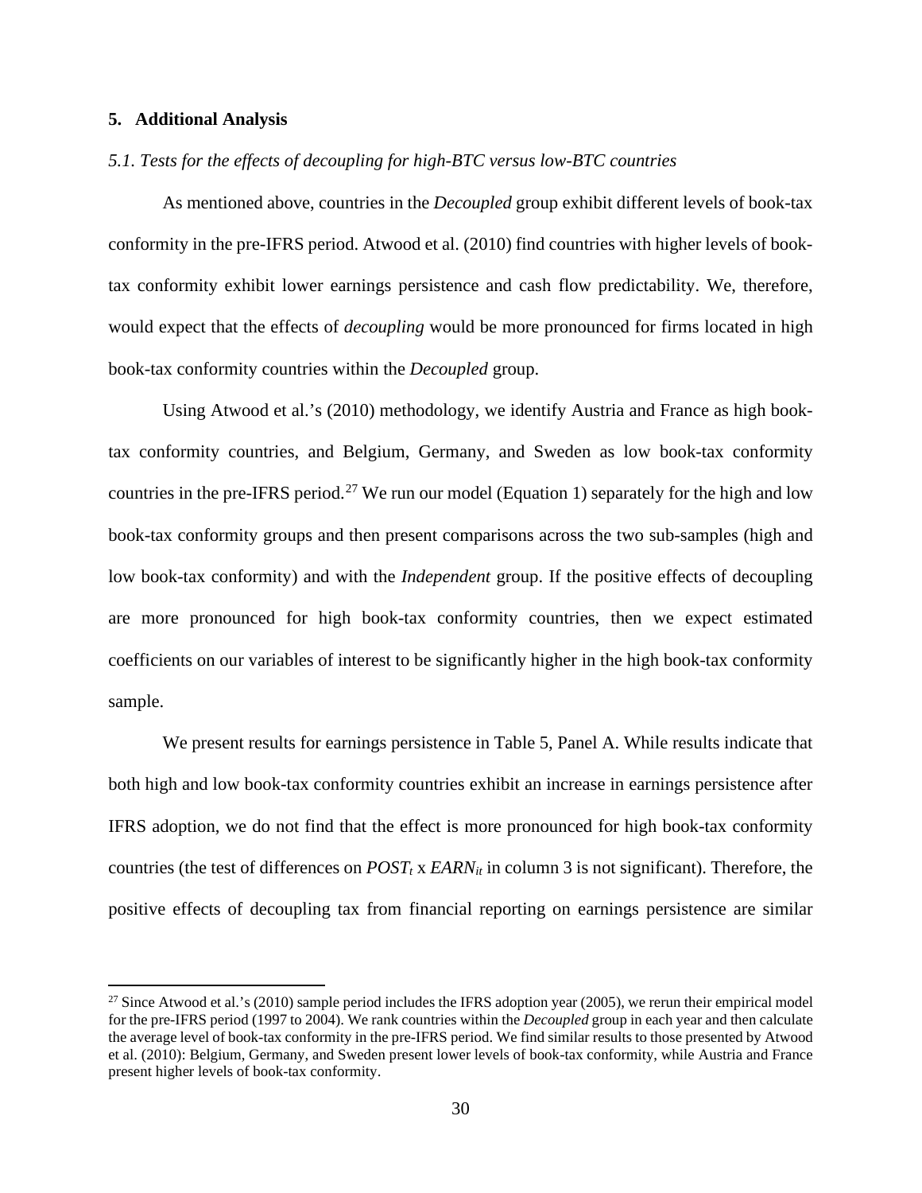## 5. Additional Analysis

### *5.1. Tests for the effects of decoupling for high-BTC versus low-BTC countries*

As mentioned above, countries in the *Decoupled* group exhibit different levels of book-tax conformity in the pre-IFRS period. Atwood et al. (2010) find countries with higher levels of book-tax conformity exhibit lower earnings persistence and cash flow predictability. We, therefore, would expect that the effects of *decoupling* would be more pronounced for firms located in high book-tax conformity countries within the *Decoupled* group.

Using Atwood et al.'s (2010) methodology, we identify Austria and France as high book-tax conformity countries, and Belgium, Germany, and Sweden as low book-tax conformity countries in the pre-IFRS period.[27] We run our model (Equation 1) separately for the high and low book-tax conformity groups and then present comparisons across the two sub-samples (high and low book-tax conformity) and with the *Independent* group. If the positive effects of decoupling are more pronounced for high book-tax conformity countries, then we expect estimated coefficients on our variables of interest to be significantly higher in the high book-tax conformity sample.

We present results for earnings persistence in Table 5, Panel A. While results indicate that both high and low book-tax conformity countries exhibit an increase in earnings persistence after IFRS adoption, we do not find that the effect is more pronounced for high book-tax conformity countries (the test of differences on $POST_t$ x $EARN_{it}$ in column 3 is not significant). Therefore, the positive effects of decoupling tax from financial reporting on earnings persistence are similar

[27] Since Atwood et al.'s (2010) sample period includes the IFRS adoption year (2005), we rerun their empirical model for the pre-IFRS period (1997 to 2004). We rank countries within the *Decoupled* group in each year and then calculate the average level of book-tax conformity in the pre-IFRS period. We find similar results to those presented by Atwood et al. (2010): Belgium, Germany, and Sweden present lower levels of book-tax conformity, while Austria and France present higher levels of book-tax conformity.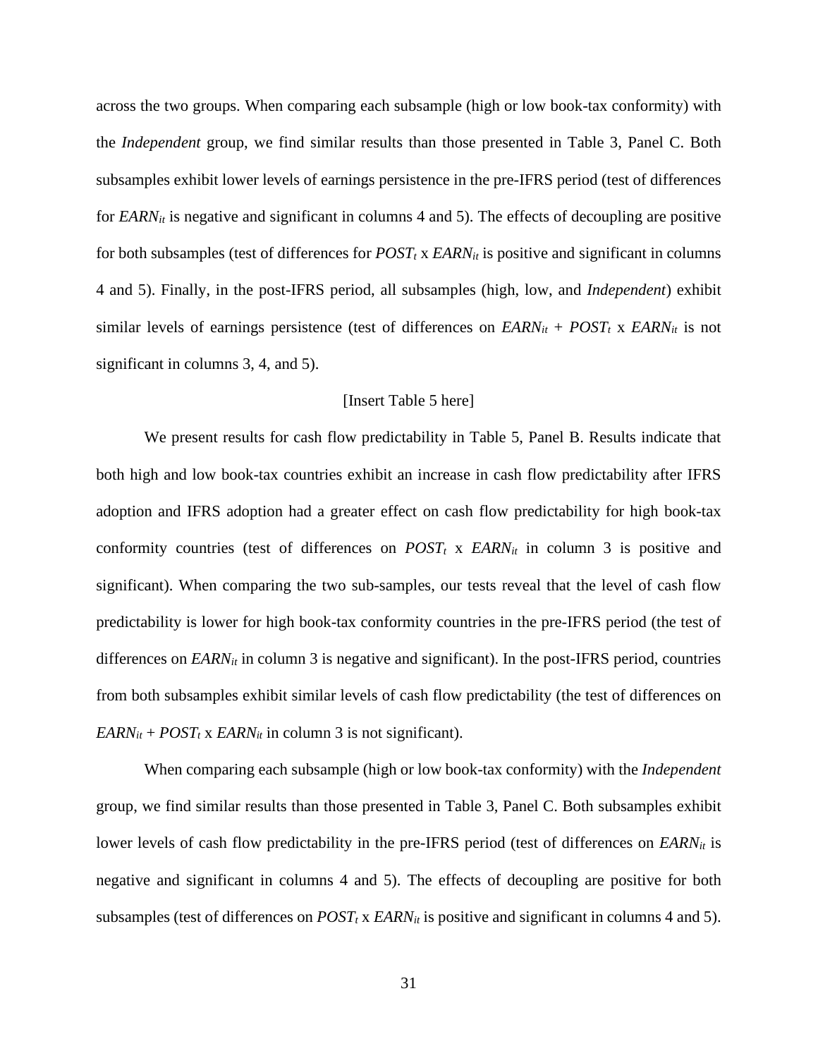across the two groups. When comparing each subsample (high or low book-tax conformity) with the *Independent* group, we find similar results than those presented in Table 3, Panel C. Both subsamples exhibit lower levels of earnings persistence in the pre-IFRS period (test of differences for $EARN_{it}$ is negative and significant in columns 4 and 5). The effects of decoupling are positive for both subsamples (test of differences for $POST_t$ x $EARN_{it}$ is positive and significant in columns 4 and 5). Finally, in the post-IFRS period, all subsamples (high, low, and *Independent*) exhibit similar levels of earnings persistence (test of differences on $EARN_{it}$ + $POST_t$ x $EARN_{it}$ is not significant in columns 3, 4, and 5).

[Insert Table 5 here]

We present results for cash flow predictability in Table 5, Panel B. Results indicate that both high and low book-tax countries exhibit an increase in cash flow predictability after IFRS adoption and IFRS adoption had a greater effect on cash flow predictability for high book-tax conformity countries (test of differences on $POST_t$ x $EARN_{it}$ in column 3 is positive and significant). When comparing the two sub-samples, our tests reveal that the level of cash flow predictability is lower for high book-tax conformity countries in the pre-IFRS period (the test of differences on $EARN_{it}$ in column 3 is negative and significant). In the post-IFRS period, countries from both subsamples exhibit similar levels of cash flow predictability (the test of differences on $EARN_{it}$ + $POST_t$ x $EARN_{it}$ in column 3 is not significant).

When comparing each subsample (high or low book-tax conformity) with the *Independent* group, we find similar results than those presented in Table 3, Panel C. Both subsamples exhibit lower levels of cash flow predictability in the pre-IFRS period (test of differences on $EARN_{it}$ is negative and significant in columns 4 and 5). The effects of decoupling are positive for both subsamples (test of differences on $POST_t$ x $EARN_{it}$ is positive and significant in columns 4 and 5).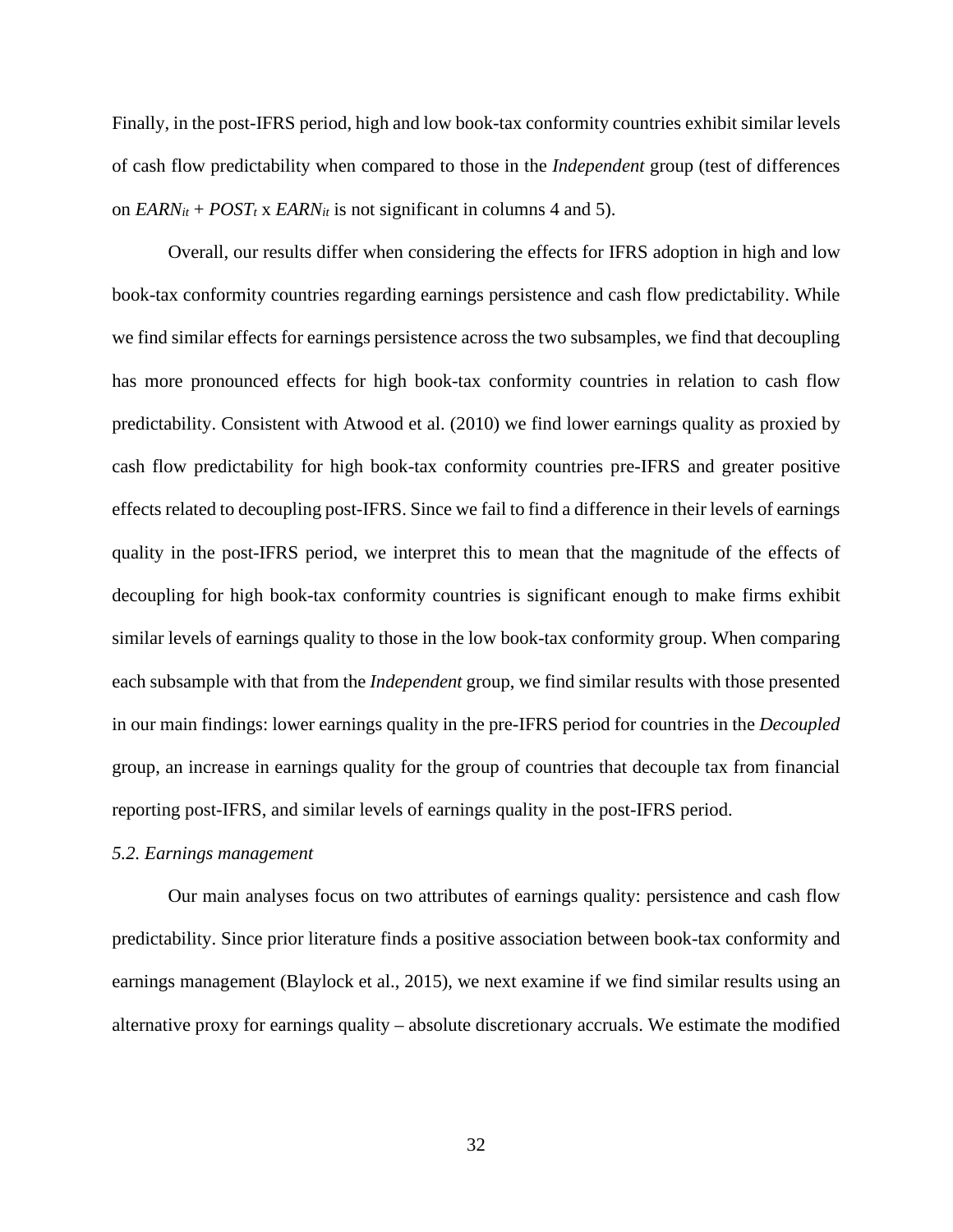Finally, in the post-IFRS period, high and low book-tax conformity countries exhibit similar levels of cash flow predictability when compared to those in the *Independent* group (test of differences on $EARN_{it}$ + $POST_t$ x $EARN_{it}$ is not significant in columns 4 and 5).

Overall, our results differ when considering the effects for IFRS adoption in high and low book-tax conformity countries regarding earnings persistence and cash flow predictability. While we find similar effects for earnings persistence across the two subsamples, we find that decoupling has more pronounced effects for high book-tax conformity countries in relation to cash flow predictability. Consistent with Atwood et al. (2010) we find lower earnings quality as proxied by cash flow predictability for high book-tax conformity countries pre-IFRS and greater positive effects related to decoupling post-IFRS. Since we fail to find a difference in their levels of earnings quality in the post-IFRS period, we interpret this to mean that the magnitude of the effects of decoupling for high book-tax conformity countries is significant enough to make firms exhibit similar levels of earnings quality to those in the low book-tax conformity group. When comparing each subsample with that from the *Independent* group, we find similar results with those presented in our main findings: lower earnings quality in the pre-IFRS period for countries in the *Decoupled* group, an increase in earnings quality for the group of countries that decouple tax from financial reporting post-IFRS, and similar levels of earnings quality in the post-IFRS period.

### *5.2. Earnings management*

Our main analyses focus on two attributes of earnings quality: persistence and cash flow predictability. Since prior literature finds a positive association between book-tax conformity and earnings management (Blaylock et al., 2015), we next examine if we find similar results using an alternative proxy for earnings quality – absolute discretionary accruals. We estimate the modified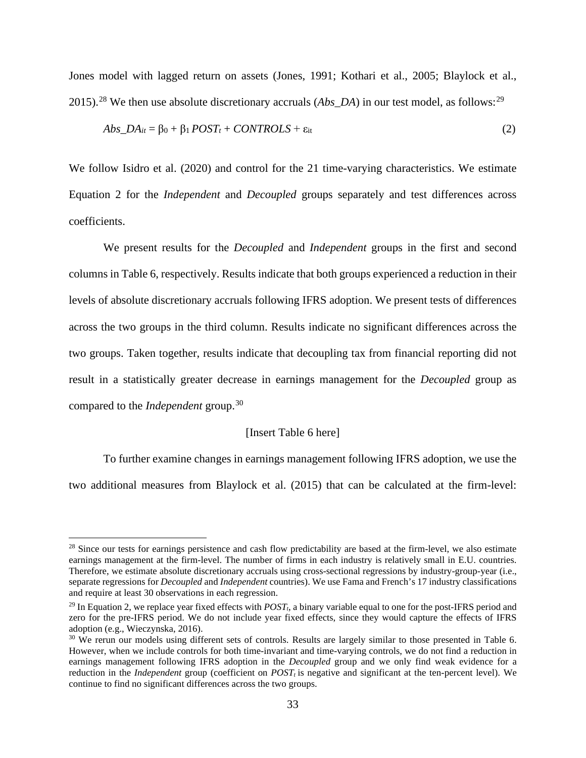Jones model with lagged return on assets (Jones, 1991; Kothari et al., 2005; Blaylock et al., 2015).[28] We then use absolute discretionary accruals (*Abs_DA*) in our test model, as follows:[29]

$$Abs\_DA_{it} = \beta_0 + \beta_1\, POST_t + CONTROLS + \varepsilon_{it} \tag{2}$$

We follow Isidro et al. (2020) and control for the 21 time-varying characteristics. We estimate Equation 2 for the *Independent* and *Decoupled* groups separately and test differences across coefficients.

We present results for the *Decoupled* and *Independent* groups in the first and second columns in Table 6, respectively. Results indicate that both groups experienced a reduction in their levels of absolute discretionary accruals following IFRS adoption. We present tests of differences across the two groups in the third column. Results indicate no significant differences across the two groups. Taken together, results indicate that decoupling tax from financial reporting did not result in a statistically greater decrease in earnings management for the *Decoupled* group as compared to the *Independent* group.[30]

[Insert Table 6 here]

To further examine changes in earnings management following IFRS adoption, we use the two additional measures from Blaylock et al. (2015) that can be calculated at the firm-level:

---

[28] Since our tests for earnings persistence and cash flow predictability are based at the firm-level, we also estimate earnings management at the firm-level. The number of firms in each industry is relatively small in E.U. countries. Therefore, we estimate absolute discretionary accruals using cross-sectional regressions by industry-group-year (i.e., separate regressions for *Decoupled* and *Independent* countries). We use Fama and French's 17 industry classifications and require at least 30 observations in each regression.

[29] In Equation 2, we replace year fixed effects with $POST_t$, a binary variable equal to one for the post-IFRS period and zero for the pre-IFRS period. We do not include year fixed effects, since they would capture the effects of IFRS adoption (e.g., Wieczynska, 2016).

[30] We rerun our models using different sets of controls. Results are largely similar to those presented in Table 6. However, when we include controls for both time-invariant and time-varying controls, we do not find a reduction in earnings management following IFRS adoption in the *Decoupled* group and we only find weak evidence for a reduction in the *Independent* group (coefficient on $POST_t$ is negative and significant at the ten-percent level). We continue to find no significant differences across the two groups.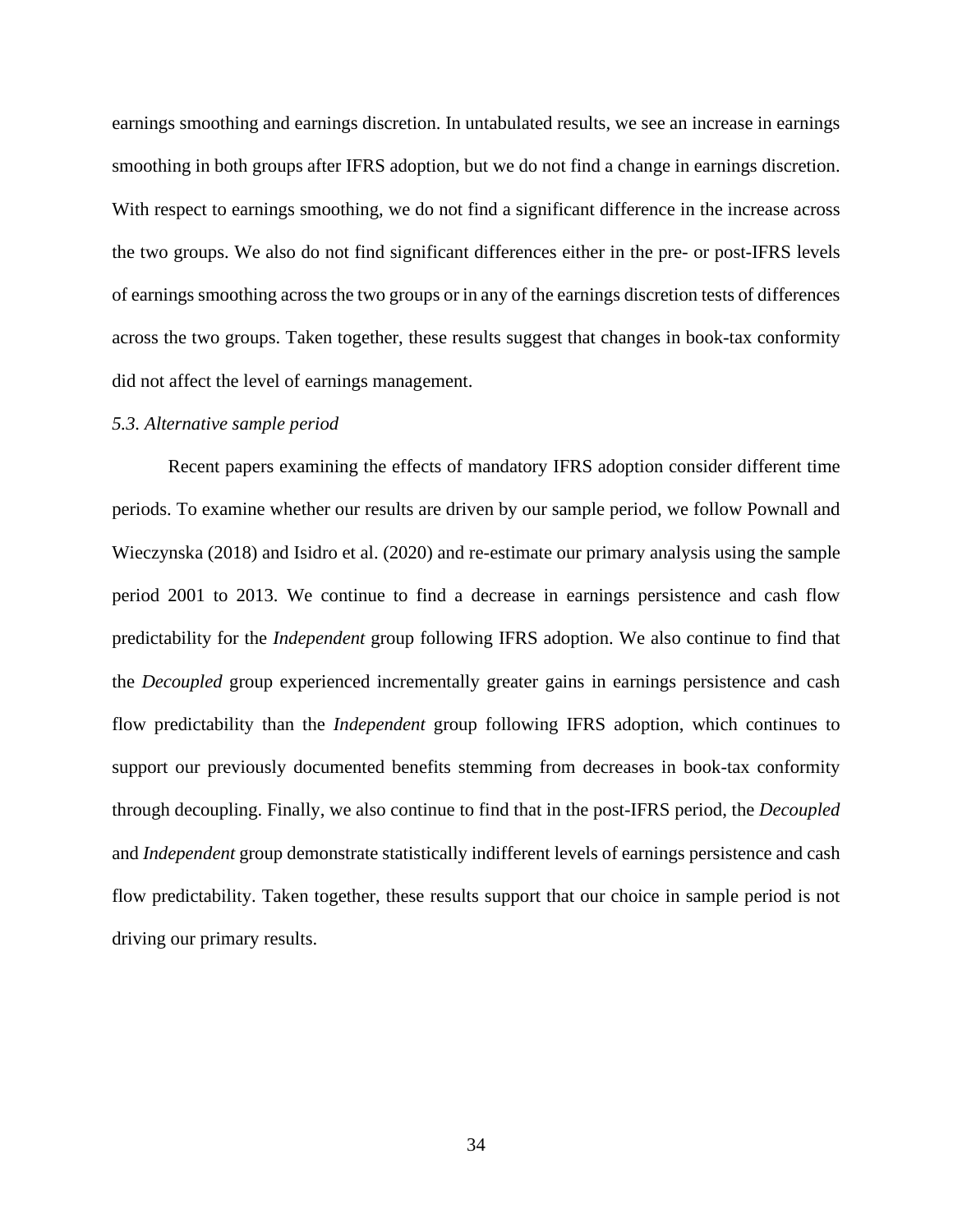earnings smoothing and earnings discretion. In untabulated results, we see an increase in earnings smoothing in both groups after IFRS adoption, but we do not find a change in earnings discretion. With respect to earnings smoothing, we do not find a significant difference in the increase across the two groups. We also do not find significant differences either in the pre- or post-IFRS levels of earnings smoothing across the two groups or in any of the earnings discretion tests of differences across the two groups. Taken together, these results suggest that changes in book-tax conformity did not affect the level of earnings management.

*5.3. Alternative sample period*

Recent papers examining the effects of mandatory IFRS adoption consider different time periods. To examine whether our results are driven by our sample period, we follow Pownall and Wieczynska (2018) and Isidro et al. (2020) and re-estimate our primary analysis using the sample period 2001 to 2013. We continue to find a decrease in earnings persistence and cash flow predictability for the *Independent* group following IFRS adoption. We also continue to find that the *Decoupled* group experienced incrementally greater gains in earnings persistence and cash flow predictability than the *Independent* group following IFRS adoption, which continues to support our previously documented benefits stemming from decreases in book-tax conformity through decoupling. Finally, we also continue to find that in the post-IFRS period, the *Decoupled* and *Independent* group demonstrate statistically indifferent levels of earnings persistence and cash flow predictability. Taken together, these results support that our choice in sample period is not driving our primary results.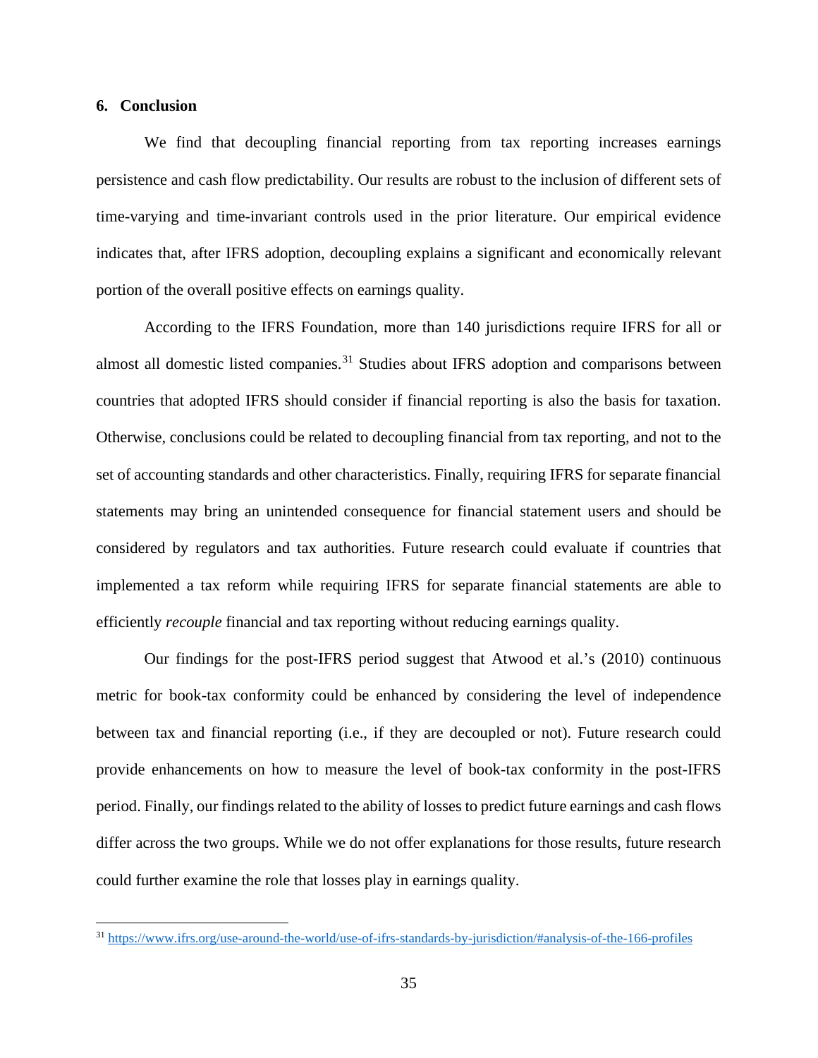## 6. Conclusion

We find that decoupling financial reporting from tax reporting increases earnings persistence and cash flow predictability. Our results are robust to the inclusion of different sets of time-varying and time-invariant controls used in the prior literature. Our empirical evidence indicates that, after IFRS adoption, decoupling explains a significant and economically relevant portion of the overall positive effects on earnings quality.

According to the IFRS Foundation, more than 140 jurisdictions require IFRS for all or almost all domestic listed companies.[31] Studies about IFRS adoption and comparisons between countries that adopted IFRS should consider if financial reporting is also the basis for taxation. Otherwise, conclusions could be related to decoupling financial from tax reporting, and not to the set of accounting standards and other characteristics. Finally, requiring IFRS for separate financial statements may bring an unintended consequence for financial statement users and should be considered by regulators and tax authorities. Future research could evaluate if countries that implemented a tax reform while requiring IFRS for separate financial statements are able to efficiently *recouple* financial and tax reporting without reducing earnings quality.

Our findings for the post-IFRS period suggest that Atwood et al.'s (2010) continuous metric for book-tax conformity could be enhanced by considering the level of independence between tax and financial reporting (i.e., if they are decoupled or not). Future research could provide enhancements on how to measure the level of book-tax conformity in the post-IFRS period. Finally, our findings related to the ability of losses to predict future earnings and cash flows differ across the two groups. While we do not offer explanations for those results, future research could further examine the role that losses play in earnings quality.

[31] https://www.ifrs.org/use-around-the-world/use-of-ifrs-standards-by-jurisdiction/#analysis-of-the-166-profiles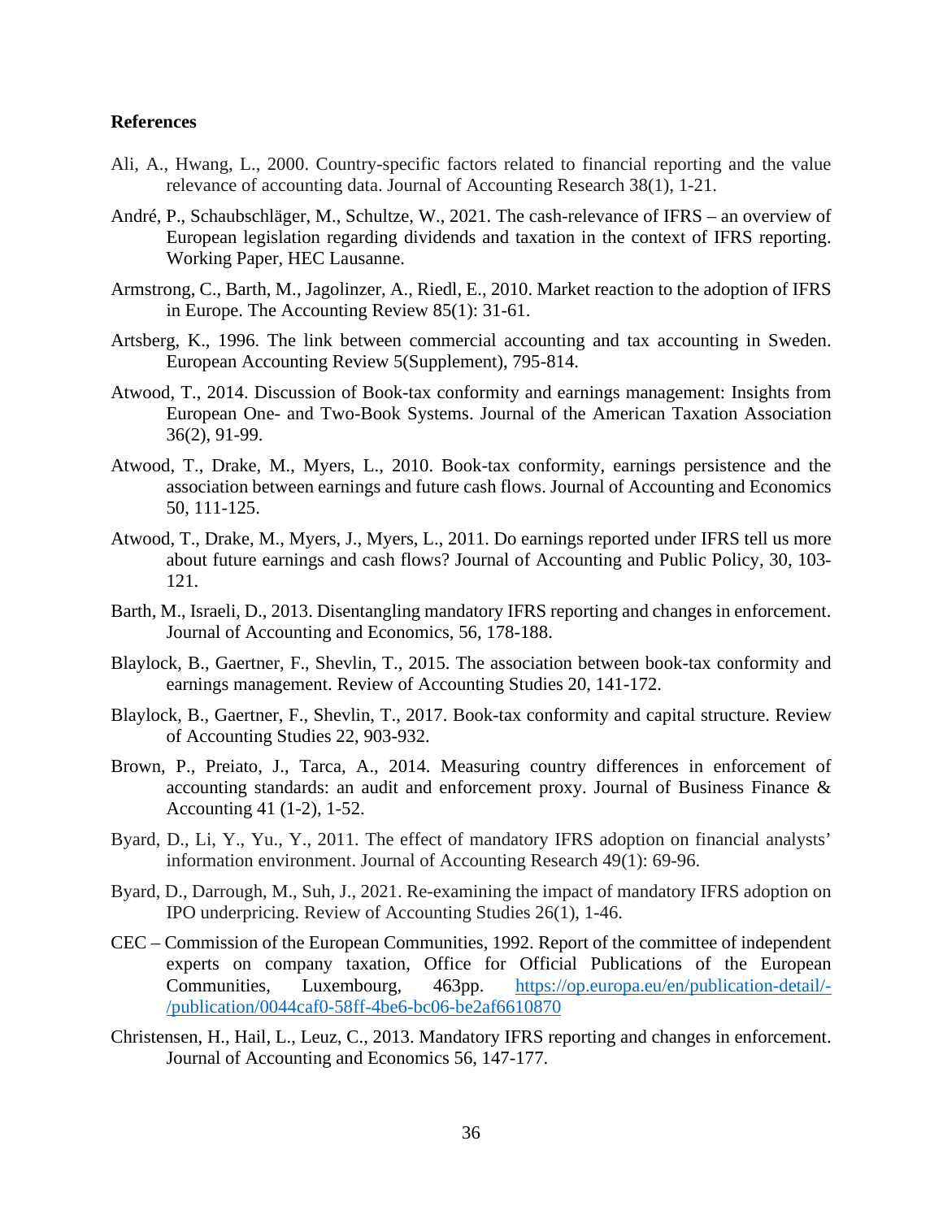**References**

Ali, A., Hwang, L., 2000. Country-specific factors related to financial reporting and the value relevance of accounting data. Journal of Accounting Research 38(1), 1-21.

André, P., Schaubschläger, M., Schultze, W., 2021. The cash-relevance of IFRS – an overview of European legislation regarding dividends and taxation in the context of IFRS reporting. Working Paper, HEC Lausanne.

Armstrong, C., Barth, M., Jagolinzer, A., Riedl, E., 2010. Market reaction to the adoption of IFRS in Europe. The Accounting Review 85(1): 31-61.

Artsberg, K., 1996. The link between commercial accounting and tax accounting in Sweden. European Accounting Review 5(Supplement), 795-814.

Atwood, T., 2014. Discussion of Book-tax conformity and earnings management: Insights from European One- and Two-Book Systems. Journal of the American Taxation Association 36(2), 91-99.

Atwood, T., Drake, M., Myers, L., 2010. Book-tax conformity, earnings persistence and the association between earnings and future cash flows. Journal of Accounting and Economics 50, 111-125.

Atwood, T., Drake, M., Myers, J., Myers, L., 2011. Do earnings reported under IFRS tell us more about future earnings and cash flows? Journal of Accounting and Public Policy, 30, 103-121.

Barth, M., Israeli, D., 2013. Disentangling mandatory IFRS reporting and changes in enforcement. Journal of Accounting and Economics, 56, 178-188.

Blaylock, B., Gaertner, F., Shevlin, T., 2015. The association between book-tax conformity and earnings management. Review of Accounting Studies 20, 141-172.

Blaylock, B., Gaertner, F., Shevlin, T., 2017. Book-tax conformity and capital structure. Review of Accounting Studies 22, 903-932.

Brown, P., Preiato, J., Tarca, A., 2014. Measuring country differences in enforcement of accounting standards: an audit and enforcement proxy. Journal of Business Finance & Accounting 41 (1-2), 1-52.

Byard, D., Li, Y., Yu., Y., 2011. The effect of mandatory IFRS adoption on financial analysts' information environment. Journal of Accounting Research 49(1): 69-96.

Byard, D., Darrough, M., Suh, J., 2021. Re-examining the impact of mandatory IFRS adoption on IPO underpricing. Review of Accounting Studies 26(1), 1-46.

CEC – Commission of the European Communities, 1992. Report of the committee of independent experts on company taxation, Office for Official Publications of the European Communities, Luxembourg, 463pp. https://op.europa.eu/en/publication-detail/-/publication/0044caf0-58ff-4be6-bc06-be2af6610870

Christensen, H., Hail, L., Leuz, C., 2013. Mandatory IFRS reporting and changes in enforcement. Journal of Accounting and Economics 56, 147-177.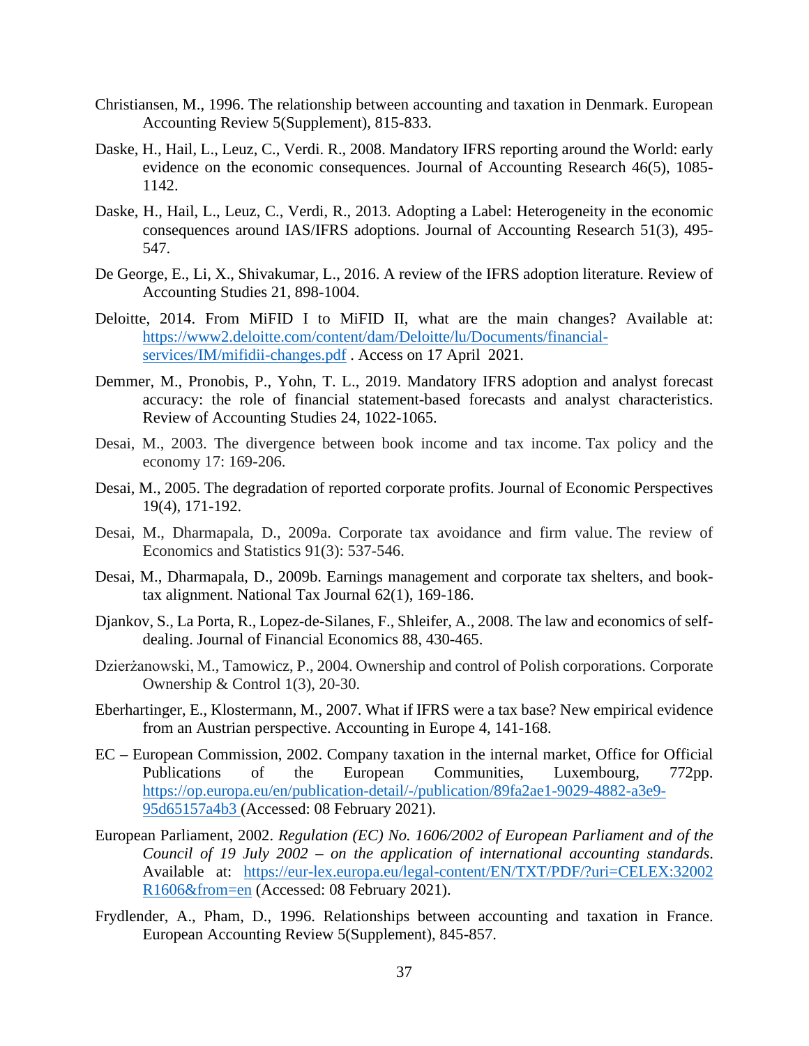Christiansen, M., 1996. The relationship between accounting and taxation in Denmark. European Accounting Review 5(Supplement), 815-833.

Daske, H., Hail, L., Leuz, C., Verdi. R., 2008. Mandatory IFRS reporting around the World: early evidence on the economic consequences. Journal of Accounting Research 46(5), 1085-1142.

Daske, H., Hail, L., Leuz, C., Verdi, R., 2013. Adopting a Label: Heterogeneity in the economic consequences around IAS/IFRS adoptions. Journal of Accounting Research 51(3), 495-547.

De George, E., Li, X., Shivakumar, L., 2016. A review of the IFRS adoption literature. Review of Accounting Studies 21, 898-1004.

Deloitte, 2014. From MiFID I to MiFID II, what are the main changes? Available at: https://www2.deloitte.com/content/dam/Deloitte/lu/Documents/financial-services/IM/mifidii-changes.pdf . Access on 17 April 2021.

Demmer, M., Pronobis, P., Yohn, T. L., 2019. Mandatory IFRS adoption and analyst forecast accuracy: the role of financial statement-based forecasts and analyst characteristics. Review of Accounting Studies 24, 1022-1065.

Desai, M., 2003. The divergence between book income and tax income. Tax policy and the economy 17: 169-206.

Desai, M., 2005. The degradation of reported corporate profits. Journal of Economic Perspectives 19(4), 171-192.

Desai, M., Dharmapala, D., 2009a. Corporate tax avoidance and firm value. The review of Economics and Statistics 91(3): 537-546.

Desai, M., Dharmapala, D., 2009b. Earnings management and corporate tax shelters, and book-tax alignment. National Tax Journal 62(1), 169-186.

Djankov, S., La Porta, R., Lopez-de-Silanes, F., Shleifer, A., 2008. The law and economics of self-dealing. Journal of Financial Economics 88, 430-465.

Dzierżanowski, M., Tamowicz, P., 2004. Ownership and control of Polish corporations. Corporate Ownership & Control 1(3), 20-30.

Eberhartinger, E., Klostermann, M., 2007. What if IFRS were a tax base? New empirical evidence from an Austrian perspective. Accounting in Europe 4, 141-168.

EC – European Commission, 2002. Company taxation in the internal market, Office for Official Publications of the European Communities, Luxembourg, 772pp. https://op.europa.eu/en/publication-detail/-/publication/89fa2ae1-9029-4882-a3e9-95d65157a4b3 (Accessed: 08 February 2021).

European Parliament, 2002. *Regulation (EC) No. 1606/2002 of European Parliament and of the Council of 19 July 2002 – on the application of international accounting standards*. Available at: https://eur-lex.europa.eu/legal-content/EN/TXT/PDF/?uri=CELEX:32002R1606&from=en (Accessed: 08 February 2021).

Frydlender, A., Pham, D., 1996. Relationships between accounting and taxation in France. European Accounting Review 5(Supplement), 845-857.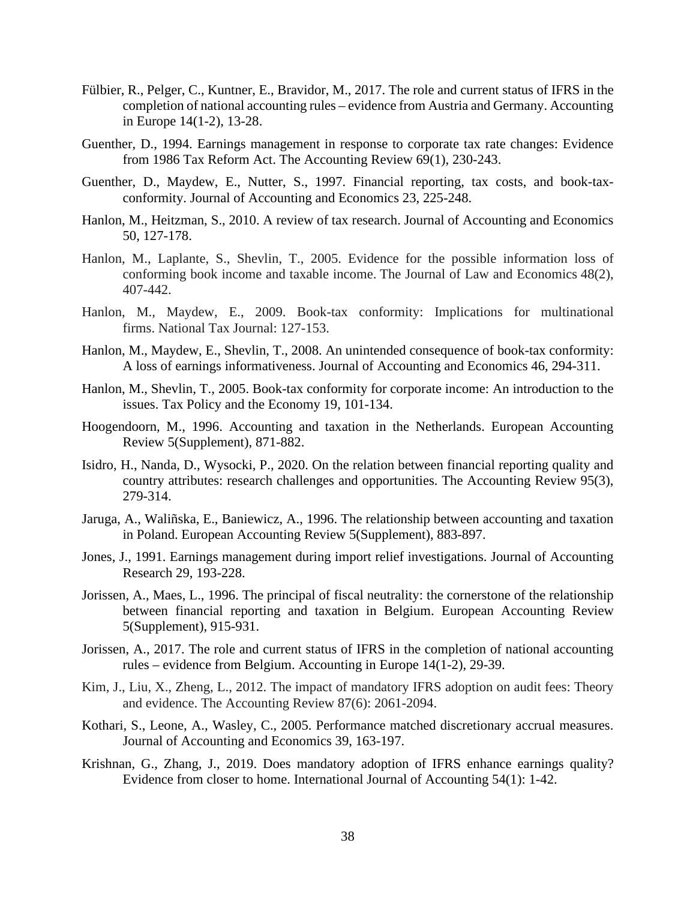Fülbier, R., Pelger, C., Kuntner, E., Bravidor, M., 2017. The role and current status of IFRS in the completion of national accounting rules – evidence from Austria and Germany. Accounting in Europe 14(1-2), 13-28.

Guenther, D., 1994. Earnings management in response to corporate tax rate changes: Evidence from 1986 Tax Reform Act. The Accounting Review 69(1), 230-243.

Guenther, D., Maydew, E., Nutter, S., 1997. Financial reporting, tax costs, and book-tax-conformity. Journal of Accounting and Economics 23, 225-248.

Hanlon, M., Heitzman, S., 2010. A review of tax research. Journal of Accounting and Economics 50, 127-178.

Hanlon, M., Laplante, S., Shevlin, T., 2005. Evidence for the possible information loss of conforming book income and taxable income. The Journal of Law and Economics 48(2), 407-442.

Hanlon, M., Maydew, E., 2009. Book-tax conformity: Implications for multinational firms. National Tax Journal: 127-153.

Hanlon, M., Maydew, E., Shevlin, T., 2008. An unintended consequence of book-tax conformity: A loss of earnings informativeness. Journal of Accounting and Economics 46, 294-311.

Hanlon, M., Shevlin, T., 2005. Book-tax conformity for corporate income: An introduction to the issues. Tax Policy and the Economy 19, 101-134.

Hoogendoorn, M., 1996. Accounting and taxation in the Netherlands. European Accounting Review 5(Supplement), 871-882.

Isidro, H., Nanda, D., Wysocki, P., 2020. On the relation between financial reporting quality and country attributes: research challenges and opportunities. The Accounting Review 95(3), 279-314.

Jaruga, A., Waliñska, E., Baniewicz, A., 1996. The relationship between accounting and taxation in Poland. European Accounting Review 5(Supplement), 883-897.

Jones, J., 1991. Earnings management during import relief investigations. Journal of Accounting Research 29, 193-228.

Jorissen, A., Maes, L., 1996. The principal of fiscal neutrality: the cornerstone of the relationship between financial reporting and taxation in Belgium. European Accounting Review 5(Supplement), 915-931.

Jorissen, A., 2017. The role and current status of IFRS in the completion of national accounting rules – evidence from Belgium. Accounting in Europe 14(1-2), 29-39.

Kim, J., Liu, X., Zheng, L., 2012. The impact of mandatory IFRS adoption on audit fees: Theory and evidence. The Accounting Review 87(6): 2061-2094.

Kothari, S., Leone, A., Wasley, C., 2005. Performance matched discretionary accrual measures. Journal of Accounting and Economics 39, 163-197.

Krishnan, G., Zhang, J., 2019. Does mandatory adoption of IFRS enhance earnings quality? Evidence from closer to home. International Journal of Accounting 54(1): 1-42.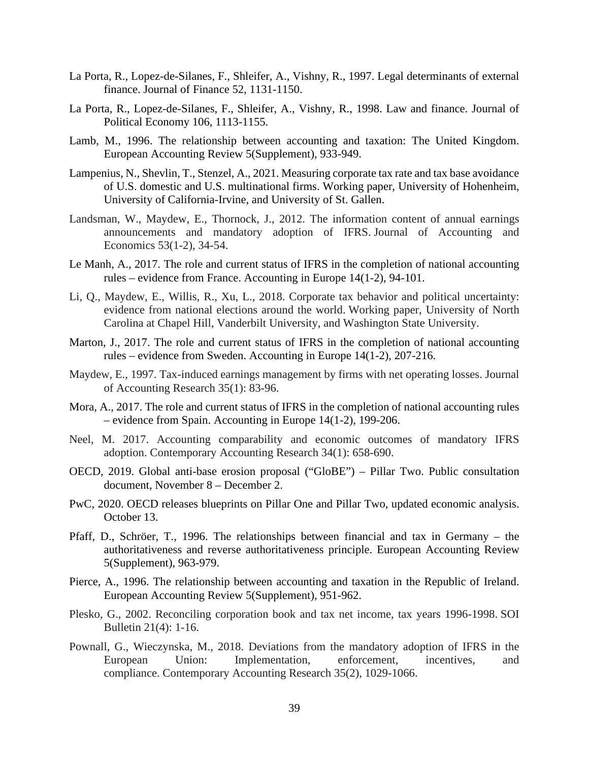La Porta, R., Lopez-de-Silanes, F., Shleifer, A., Vishny, R., 1997. Legal determinants of external finance. Journal of Finance 52, 1131-1150.

La Porta, R., Lopez-de-Silanes, F., Shleifer, A., Vishny, R., 1998. Law and finance. Journal of Political Economy 106, 1113-1155.

Lamb, M., 1996. The relationship between accounting and taxation: The United Kingdom. European Accounting Review 5(Supplement), 933-949.

Lampenius, N., Shevlin, T., Stenzel, A., 2021. Measuring corporate tax rate and tax base avoidance of U.S. domestic and U.S. multinational firms. Working paper, University of Hohenheim, University of California-Irvine, and University of St. Gallen.

Landsman, W., Maydew, E., Thornock, J., 2012. The information content of annual earnings announcements and mandatory adoption of IFRS. Journal of Accounting and Economics 53(1-2), 34-54.

Le Manh, A., 2017. The role and current status of IFRS in the completion of national accounting rules – evidence from France. Accounting in Europe 14(1-2), 94-101.

Li, Q., Maydew, E., Willis, R., Xu, L., 2018. Corporate tax behavior and political uncertainty: evidence from national elections around the world. Working paper, University of North Carolina at Chapel Hill, Vanderbilt University, and Washington State University.

Marton, J., 2017. The role and current status of IFRS in the completion of national accounting rules – evidence from Sweden. Accounting in Europe 14(1-2), 207-216.

Maydew, E., 1997. Tax-induced earnings management by firms with net operating losses. Journal of Accounting Research 35(1): 83-96.

Mora, A., 2017. The role and current status of IFRS in the completion of national accounting rules – evidence from Spain. Accounting in Europe 14(1-2), 199-206.

Neel, M. 2017. Accounting comparability and economic outcomes of mandatory IFRS adoption. Contemporary Accounting Research 34(1): 658-690.

OECD, 2019. Global anti-base erosion proposal ("GloBE") – Pillar Two. Public consultation document, November 8 – December 2.

PwC, 2020. OECD releases blueprints on Pillar One and Pillar Two, updated economic analysis. October 13.

Pfaff, D., Schröer, T., 1996. The relationships between financial and tax in Germany – the authoritativeness and reverse authoritativeness principle. European Accounting Review 5(Supplement), 963-979.

Pierce, A., 1996. The relationship between accounting and taxation in the Republic of Ireland. European Accounting Review 5(Supplement), 951-962.

Plesko, G., 2002. Reconciling corporation book and tax net income, tax years 1996-1998. SOI Bulletin 21(4): 1-16.

Pownall, G., Wieczynska, M., 2018. Deviations from the mandatory adoption of IFRS in the European Union: Implementation, enforcement, incentives, and compliance. Contemporary Accounting Research 35(2), 1029-1066.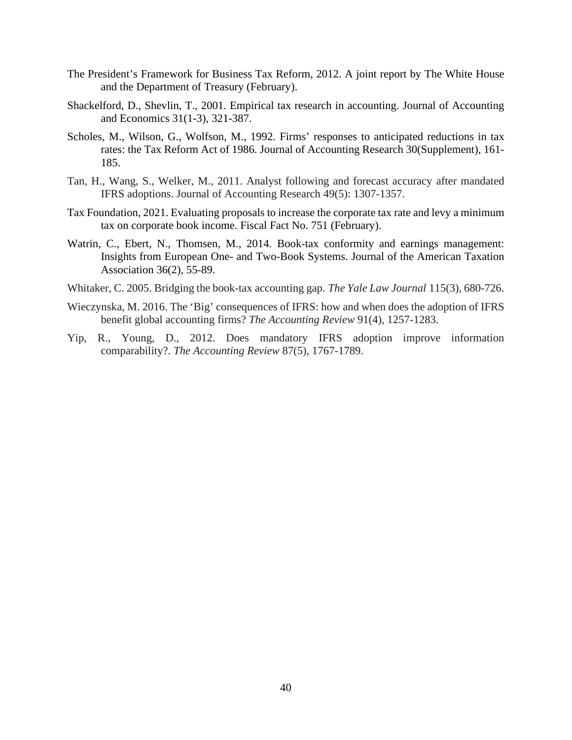The President's Framework for Business Tax Reform, 2012. A joint report by The White House and the Department of Treasury (February).

Shackelford, D., Shevlin, T., 2001. Empirical tax research in accounting. Journal of Accounting and Economics 31(1-3), 321-387.

Scholes, M., Wilson, G., Wolfson, M., 1992. Firms' responses to anticipated reductions in tax rates: the Tax Reform Act of 1986. Journal of Accounting Research 30(Supplement), 161-185.

Tan, H., Wang, S., Welker, M., 2011. Analyst following and forecast accuracy after mandated IFRS adoptions. Journal of Accounting Research 49(5): 1307-1357.

Tax Foundation, 2021. Evaluating proposals to increase the corporate tax rate and levy a minimum tax on corporate book income. Fiscal Fact No. 751 (February).

Watrin, C., Ebert, N., Thomsen, M., 2014. Book-tax conformity and earnings management: Insights from European One- and Two-Book Systems. Journal of the American Taxation Association 36(2), 55-89.

Whitaker, C. 2005. Bridging the book-tax accounting gap. *The Yale Law Journal* 115(3), 680-726.

Wieczynska, M. 2016. The 'Big' consequences of IFRS: how and when does the adoption of IFRS benefit global accounting firms? *The Accounting Review* 91(4), 1257-1283.

Yip, R., Young, D., 2012. Does mandatory IFRS adoption improve information comparability?. *The Accounting Review* 87(5), 1767-1789.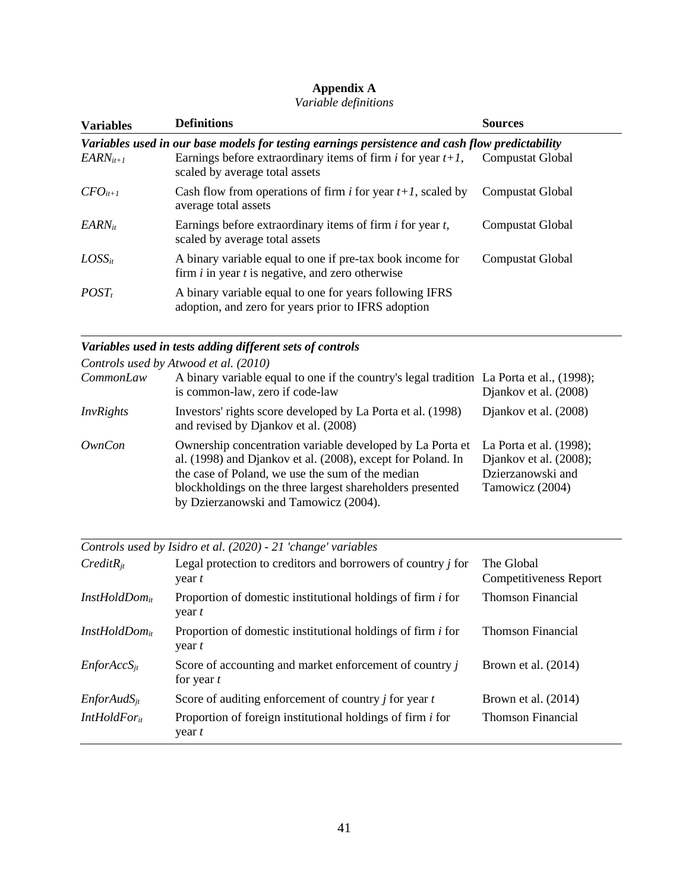**Appendix A**

*Variable definitions*

| Variables | Definitions | Sources |
|---|---|---|
| ***Variables used in our base models for testing earnings persistence and cash flow predictability*** | | |
| $EARN_{it+1}$ | Earnings before extraordinary items of firm *i* for year *t+1*, scaled by average total assets | Compustat Global |
| $CFO_{it+1}$ | Cash flow from operations of firm *i* for year *t+1*, scaled by average total assets | Compustat Global |
| $EARN_{it}$ | Earnings before extraordinary items of firm *i* for year *t*, scaled by average total assets | Compustat Global |
| $LOSS_{it}$ | A binary variable equal to one if pre-tax book income for firm *i* in year *t* is negative, and zero otherwise | Compustat Global |
| $POST_{t}$ | A binary variable equal to one for years following IFRS adoption, and zero for years prior to IFRS adoption | |
| ***Variables used in tests adding different sets of controls*** | | |
| *Controls used by Atwood et al. (2010)* | | |
| *CommonLaw* | A binary variable equal to one if the country's legal tradition is common-law, zero if code-law | La Porta et al., (1998); Djankov et al. (2008) |
| *InvRights* | Investors' rights score developed by La Porta et al. (1998) and revised by Djankov et al. (2008) | Djankov et al. (2008) |
| *OwnCon* | Ownership concentration variable developed by La Porta et al. (1998) and Djankov et al. (2008), except for Poland. In the case of Poland, we use the sum of the median blockholdings on the three largest shareholders presented by Dzierzanowski and Tamowicz (2004). | La Porta et al. (1998); Djankov et al. (2008); Dzierzanowski and Tamowicz (2004) |
| *Controls used by Isidro et al. (2020) - 21 'change' variables* | | |
| $CreditR_{jt}$ | Legal protection to creditors and borrowers of country *j* for year *t* | The Global Competitiveness Report |
| $InstHoldDom_{it}$ | Proportion of domestic institutional holdings of firm *i* for year *t* | Thomson Financial |
| $InstHoldDom_{it}$ | Proportion of domestic institutional holdings of firm *i* for year *t* | Thomson Financial |
| $EnforAccS_{jt}$ | Score of accounting and market enforcement of country *j* for year *t* | Brown et al. (2014) |
| $EnforAudS_{jt}$ | Score of auditing enforcement of country *j* for year *t* | Brown et al. (2014) |
| $IntHoldFor_{it}$ | Proportion of foreign institutional holdings of firm *i* for year *t* | Thomson Financial |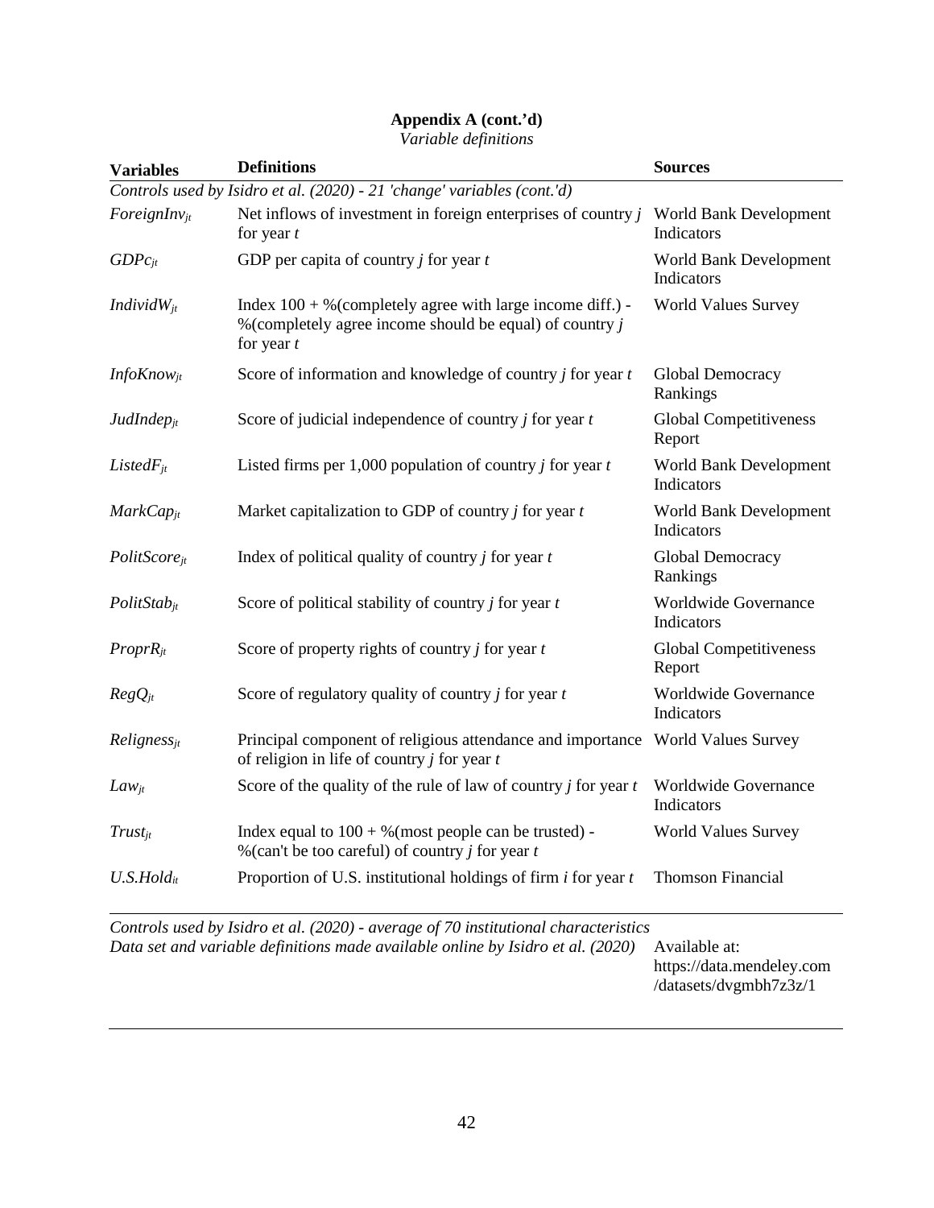**Appendix A (cont.'d)**

*Variable definitions*

| Variables | Definitions | Sources |
|---|---|---|
| *Controls used by Isidro et al. (2020) - 21 'change' variables (cont.'d)* | | |
| $ForeignInv_{jt}$ | Net inflows of investment in foreign enterprises of country $j$ for year $t$ | World Bank Development Indicators |
| $GDPc_{jt}$ | GDP per capita of country $j$ for year $t$ | World Bank Development Indicators |
| $IndividW_{jt}$ | Index 100 + %(completely agree with large income diff.) - %(completely agree income should be equal) of country $j$ for year $t$ | World Values Survey |
| $InfoKnow_{jt}$ | Score of information and knowledge of country $j$ for year $t$ | Global Democracy Rankings |
| $JudIndep_{jt}$ | Score of judicial independence of country $j$ for year $t$ | Global Competitiveness Report |
| $ListedF_{jt}$ | Listed firms per 1,000 population of country $j$ for year $t$ | World Bank Development Indicators |
| $MarkCap_{jt}$ | Market capitalization to GDP of country $j$ for year $t$ | World Bank Development Indicators |
| $PolitScore_{jt}$ | Index of political quality of country $j$ for year $t$ | Global Democracy Rankings |
| $PolitStab_{jt}$ | Score of political stability of country $j$ for year $t$ | Worldwide Governance Indicators |
| $ProprR_{jt}$ | Score of property rights of country $j$ for year $t$ | Global Competitiveness Report |
| $RegQ_{jt}$ | Score of regulatory quality of country $j$ for year $t$ | Worldwide Governance Indicators |
| $Keligness_{jt}$ | Principal component of religious attendance and importance of religion in life of country $j$ for year $t$ | World Values Survey |
| $Law_{jt}$ | Score of the quality of the rule of law of country $j$ for year $t$ | Worldwide Governance Indicators |
| $Trust_{jt}$ | Index equal to 100 + %(most people can be trusted) - %(can't be too careful) of country $j$ for year $t$ | World Values Survey |
| $U.S.Hold_{it}$ | Proportion of U.S. institutional holdings of firm $i$ for year $t$ | Thomson Financial |
| *Controls used by Isidro et al. (2020) - average of 70 institutional characteristics* | | |
| *Data set and variable definitions made available online by Isidro et al. (2020)* | | Available at: https://data.mendeley.com/datasets/dvgmbh7z3z/1 |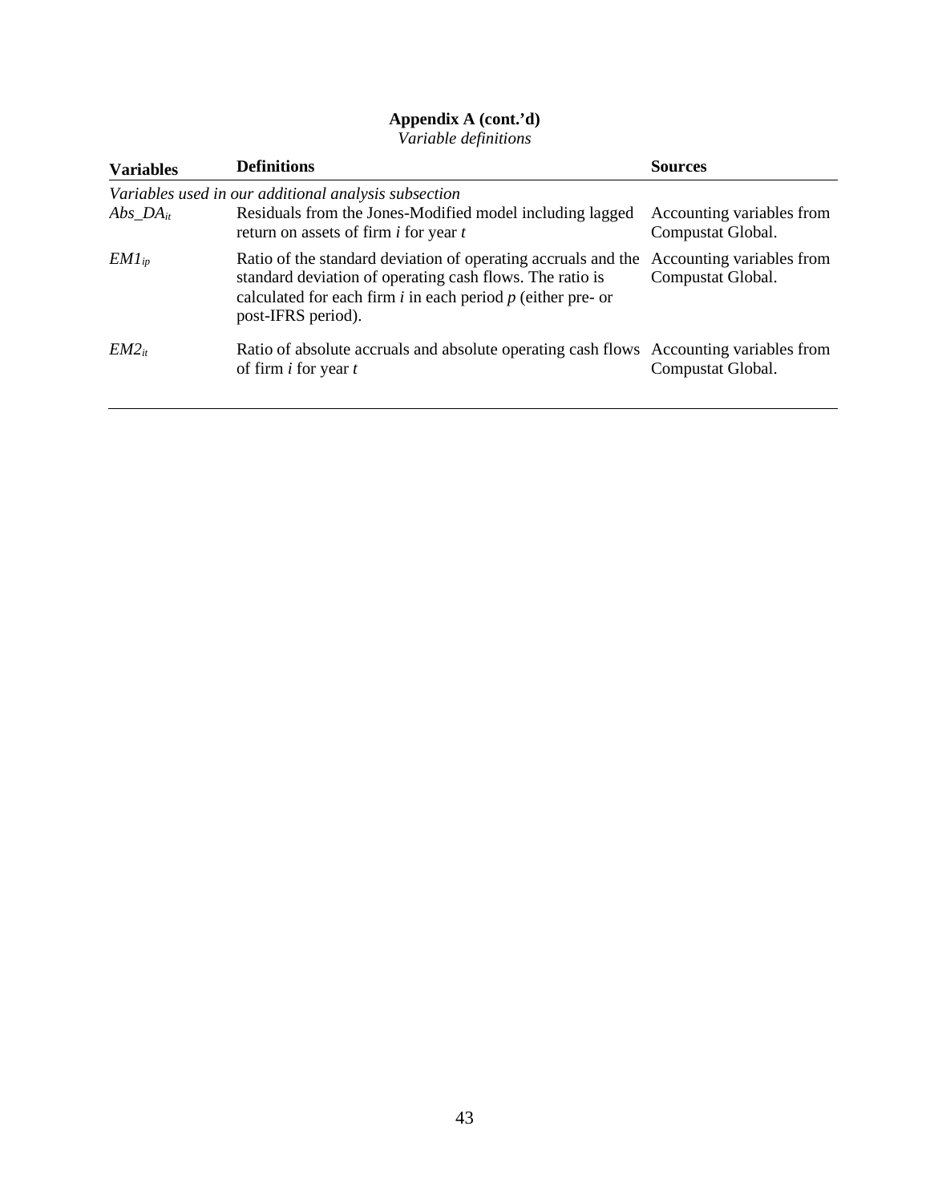**Appendix A (cont.'d)**

*Variable definitions*

| Variables | Definitions | Sources |
|---|---|---|
| *Variables used in our additional analysis subsection* | | |
| $Abs\_DA_{it}$ | Residuals from the Jones-Modified model including lagged return on assets of firm *i* for year *t* | Accounting variables from Compustat Global. |
| $EM1_{ip}$ | Ratio of the standard deviation of operating accruals and the standard deviation of operating cash flows. The ratio is calculated for each firm *i* in each period *p* (either pre- or post-IFRS period). | Accounting variables from Compustat Global. |
| $EM2_{it}$ | Ratio of absolute accruals and absolute operating cash flows of firm *i* for year *t* | Accounting variables from Compustat Global. |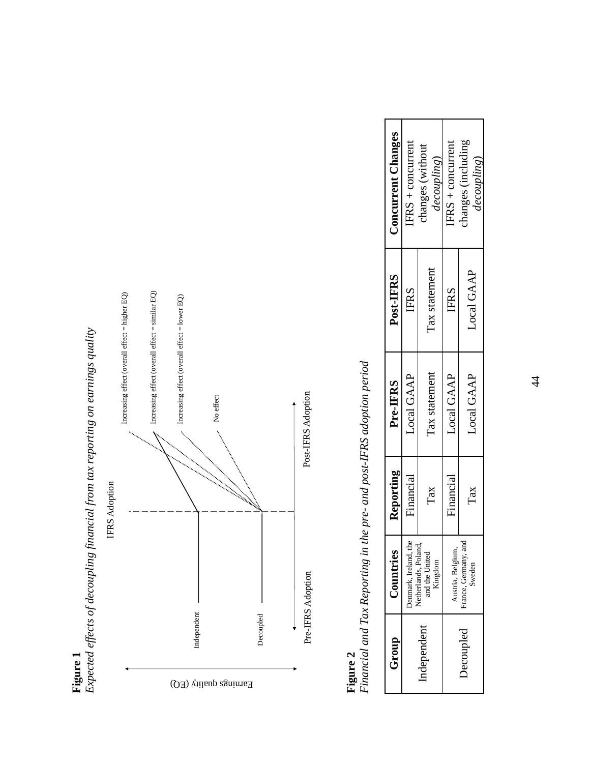**Figure 1**
*Expected effects of decoupling financial from tax reporting on earnings quality*

IFRS Adoption

Earnings quality (EQ)

Independent

Decoupled

Pre-IFRS Adoption

Post-IFRS Adoption

Increasing effect (overall effect = higher EQ)

Increasing effect (overall effect = similar EQ)

Increasing effect (overall effect = lower EQ)

No effect

**Figure 2**
*Financial and Tax Reporting in the pre- and post-IFRS adoption period*

| Group | Countries | Reporting | Pre-IFRS | Post-IFRS | Concurrent Changes |
|---|---|---|---|---|---|
| Independent | Denmark, Ireland, the Netherlands, Poland, and the United Kingdom | Financial | Local GAAP | IFRS | IFRS + concurrent changes (without *decoupling*) |
| | | Tax | Tax statement | Tax statement | |
| Decoupled | Austria, Belgium, France, Germany, and Sweden | Financial | Local GAAP | IFRS | IFRS + concurrent changes (including *decoupling*) |
| | | Tax | Local GAAP | Local GAAP | |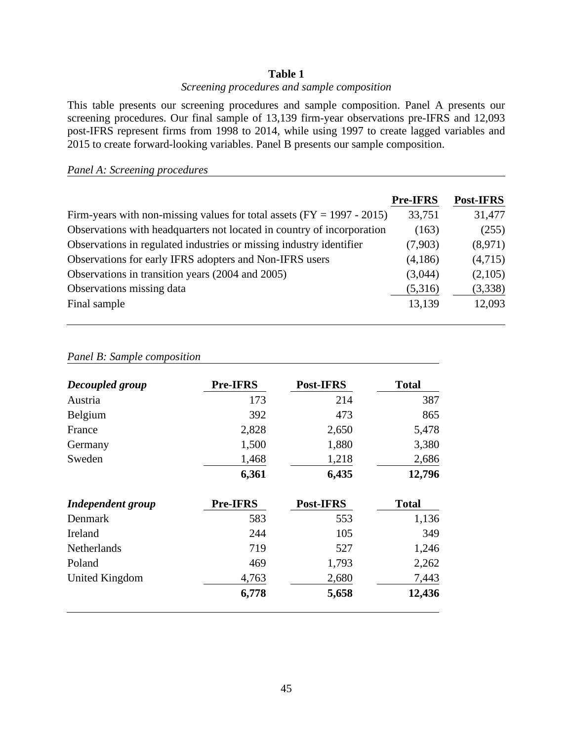**Table 1**

*Screening procedures and sample composition*

This table presents our screening procedures and sample composition. Panel A presents our screening procedures. Our final sample of 13,139 firm-year observations pre-IFRS and 12,093 post-IFRS represent firms from 1998 to 2014, while using 1997 to create lagged variables and 2015 to create forward-looking variables. Panel B presents our sample composition.

*Panel A: Screening procedures*

| | Pre-IFRS | Post-IFRS |
|---|---:|---:|
| Firm-years with non-missing values for total assets (FY = 1997 - 2015) | 33,751 | 31,477 |
| Observations with headquarters not located in country of incorporation | (163) | (255) |
| Observations in regulated industries or missing industry identifier | (7,903) | (8,971) |
| Observations for early IFRS adopters and Non-IFRS users | (4,186) | (4,715) |
| Observations in transition years (2004 and 2005) | (3,044) | (2,105) |
| Observations missing data | (5,316) | (3,338) |
| Final sample | 13,139 | 12,093 |

*Panel B: Sample composition*

| ***Decoupled group*** | **Pre-IFRS** | **Post-IFRS** | **Total** |
|---|---:|---:|---:|
| Austria | 173 | 214 | 387 |
| Belgium | 392 | 473 | 865 |
| France | 2,828 | 2,650 | 5,478 |
| Germany | 1,500 | 1,880 | 3,380 |
| Sweden | 1,468 | 1,218 | 2,686 |
| | **6,361** | **6,435** | **12,796** |

| ***Independent group*** | **Pre-IFRS** | **Post-IFRS** | **Total** |
|---|---:|---:|---:|
| Denmark | 583 | 553 | 1,136 |
| Ireland | 244 | 105 | 349 |
| Netherlands | 719 | 527 | 1,246 |
| Poland | 469 | 1,793 | 2,262 |
| United Kingdom | 4,763 | 2,680 | 7,443 |
| | **6,778** | **5,658** | **12,436** |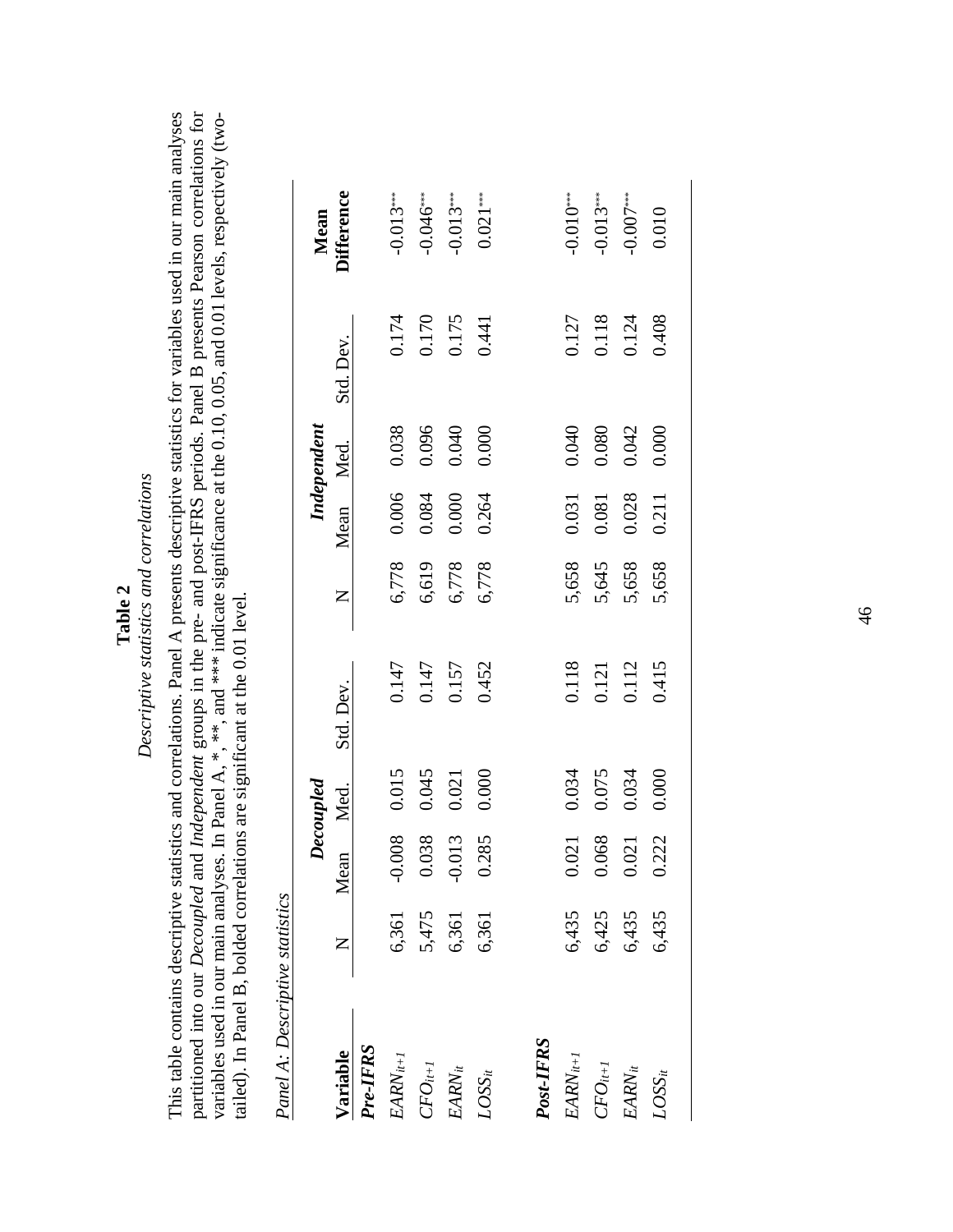**Table 2**

*Descriptive statistics and correlations*

This table contains descriptive statistics and correlations. Panel A presents descriptive statistics for variables used in our main analyses partitioned into our *Decoupled* and *Independent* groups in the pre- and post-IFRS periods. Panel B presents Pearson correlations for variables used in our main analyses. In Panel A, *, **, and *** indicate significance at the 0.10, 0.05, and 0.01 levels, respectively (two-tailed). In Panel B, bolded correlations are significant at the 0.01 level.

*Panel A: Descriptive statistics*

| Variable | *Decoupled* | | | | *Independent* | | | | Mean Difference |
|---|---|---|---|---|---|---|---|---|---|
| | N | Mean | Med. | Std. Dev. | N | Mean | Med. | Std. Dev. | |
| ***Pre-IFRS*** | | | | | | | | | |
| $EARN_{it+1}$ | 6,361 | -0.008 | 0.015 | 0.147 | 6,778 | 0.006 | 0.038 | 0.174 | -0.013*** |
| $CFO_{it+1}$ | 5,475 | 0.038 | 0.045 | 0.147 | 6,619 | 0.084 | 0.096 | 0.170 | -0.046*** |
| $EARN_{it}$ | 6,361 | -0.013 | 0.021 | 0.157 | 6,778 | 0.000 | 0.040 | 0.175 | -0.013*** |
| $LOSS_{it}$ | 6,361 | 0.285 | 0.000 | 0.452 | 6,778 | 0.264 | 0.000 | 0.441 | 0.021*** |
| ***Post-IFRS*** | | | | | | | | | |
| $EARN_{it+1}$ | 6,435 | 0.021 | 0.034 | 0.118 | 5,658 | 0.031 | 0.040 | 0.127 | -0.010*** |
| $CFO_{it+1}$ | 6,425 | 0.068 | 0.075 | 0.121 | 5,645 | 0.081 | 0.080 | 0.118 | -0.013*** |
| $EARN_{it}$ | 6,435 | 0.021 | 0.034 | 0.112 | 5,658 | 0.028 | 0.042 | 0.124 | -0.007*** |
| $LOSS_{it}$ | 6,435 | 0.222 | 0.000 | 0.415 | 5,658 | 0.211 | 0.000 | 0.408 | 0.010 |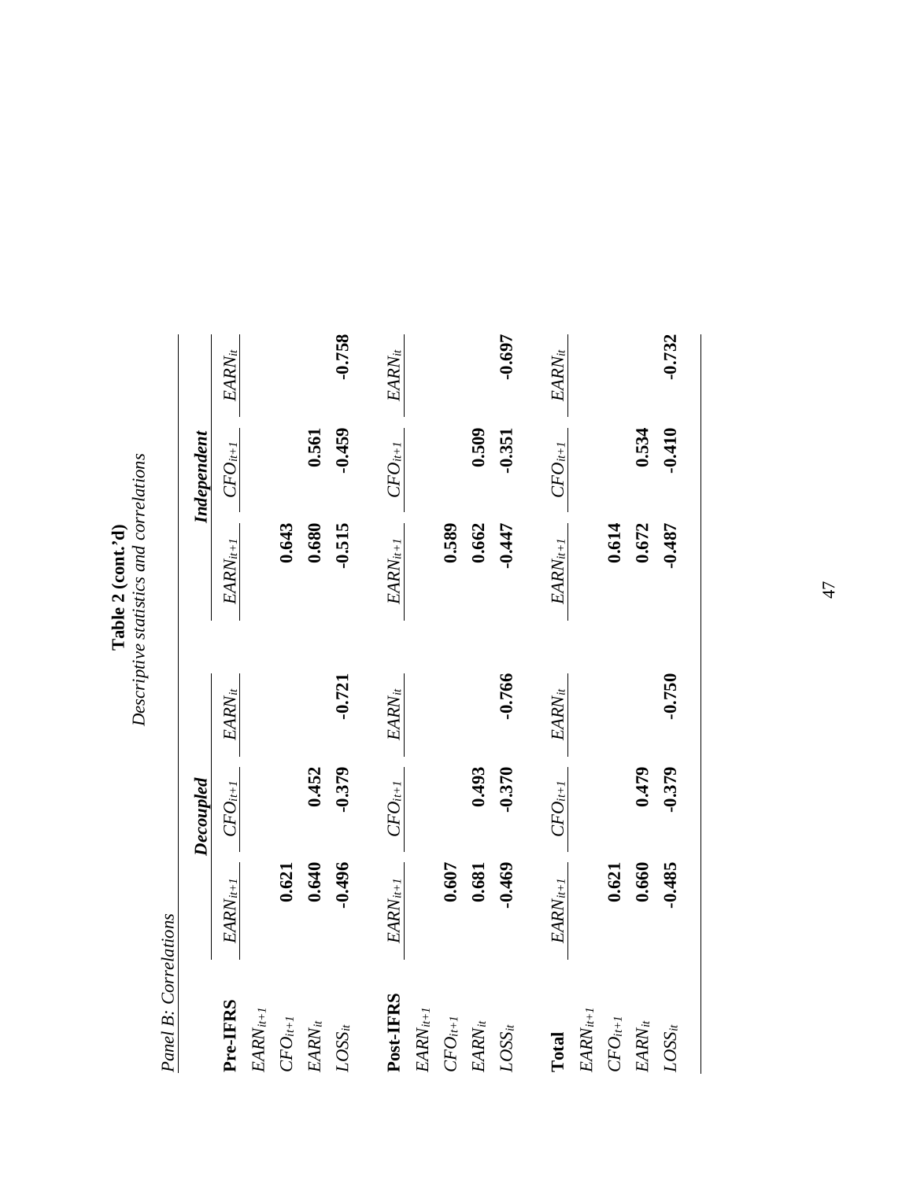**Table 2 (cont.'d)**

*Descriptive statistics and correlations*

*Panel B: Correlations*

| | Decoupled | | | Independent | | |
|---|---|---|---|---|---|---|
| **Pre-IFRS** | $EARN_{it+1}$ | $CFO_{it+1}$ | $EARN_{it}$ | $EARN_{it+1}$ | $CFO_{it+1}$ | $EARN_{it}$ |
| $EARN_{it+1}$ | | | | | | |
| $CFO_{it+1}$ | **0.621** | | | **0.643** | | |
| $EARN_{it}$ | **0.640** | **0.452** | | **0.680** | **0.561** | |
| $LOSS_{it}$ | **-0.496** | **-0.379** | **-0.721** | **-0.515** | **-0.459** | **-0.758** |
| **Post-IFRS** | $EARN_{it+1}$ | $CFO_{it+1}$ | $EARN_{it}$ | $EARN_{it+1}$ | $CFO_{it+1}$ | $EARN_{it}$ |
| $EARN_{it+1}$ | | | | | | |
| $CFO_{it+1}$ | **0.607** | | | **0.589** | | |
| $EARN_{it}$ | **0.681** | **0.493** | | **0.662** | **0.509** | |
| $LOSS_{it}$ | **-0.469** | **-0.370** | **-0.766** | **-0.447** | **-0.351** | **-0.697** |
| **Total** | $EARN_{it+1}$ | $CFO_{it+1}$ | $EARN_{it}$ | $EARN_{it+1}$ | $CFO_{it+1}$ | $EARN_{it}$ |
| $EARN_{it+1}$ | | | | | | |
| $CFO_{it+1}$ | **0.621** | | | **0.614** | | |
| $EARN_{it}$ | **0.660** | **0.479** | | **0.672** | **0.534** | |
| $LOSS_{it}$ | **-0.485** | **-0.379** | **-0.750** | **-0.487** | **-0.410** | **-0.732** |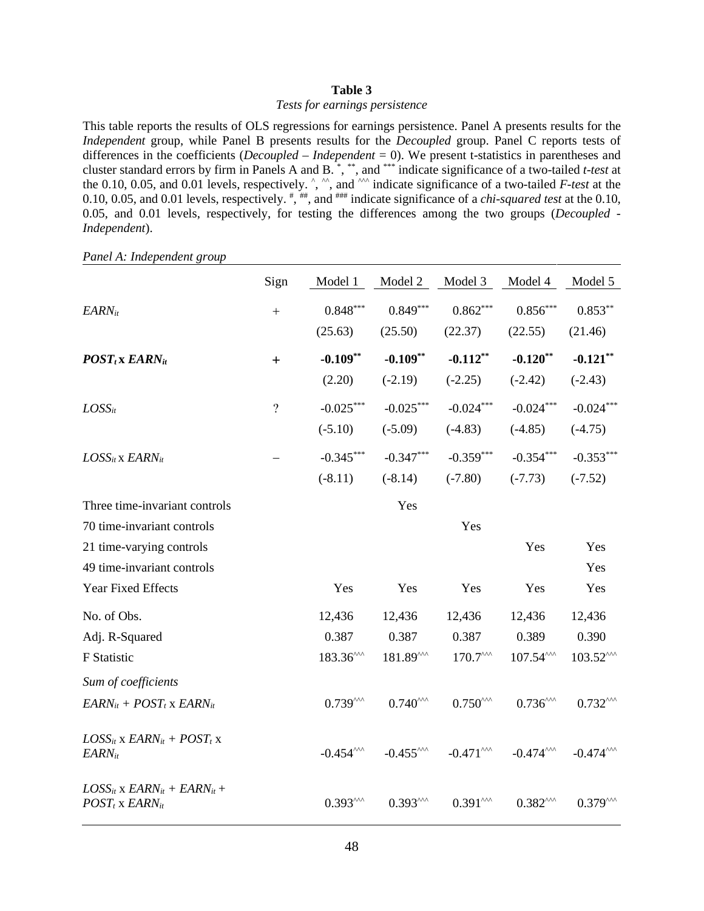**Table 3**

*Tests for earnings persistence*

This table reports the results of OLS regressions for earnings persistence. Panel A presents results for the *Independent* group, while Panel B presents results for the *Decoupled* group. Panel C reports tests of differences in the coefficients (*Decoupled* – *Independent* = 0). We present t-statistics in parentheses and cluster standard errors by firm in Panels A and B. *, **, and *** indicate significance of a two-tailed *t-test* at the 0.10, 0.05, and 0.01 levels, respectively. ^, ^^, and ^^^ indicate significance of a two-tailed *F-test* at the 0.10, 0.05, and 0.01 levels, respectively. #, ##, and ### indicate significance of a *chi-squared test* at the 0.10, 0.05, and 0.01 levels, respectively, for testing the differences among the two groups (*Decoupled* - *Independent*).

*Panel A: Independent group*

| | Sign | Model 1 | Model 2 | Model 3 | Model 4 | Model 5 |
|---|---|---|---|---|---|---|
| $EARN_{it}$ | + | 0.848*** | 0.849*** | 0.862*** | 0.856*** | 0.853** |
| | | (25.63) | (25.50) | (22.37) | (22.55) | (21.46) |
| **$POST_t$ x $EARN_{it}$** | **+** | **-0.109**** | **-0.109**** | **-0.112**** | **-0.120**** | **-0.121**** |
| | | (2.20) | (-2.19) | (-2.25) | (-2.42) | (-2.43) |
| $LOSS_{it}$ | ? | -0.025*** | -0.025*** | -0.024*** | -0.024*** | -0.024*** |
| | | (-5.10) | (-5.09) | (-4.83) | (-4.85) | (-4.75) |
| $LOSS_{it}$ x $EARN_{it}$ | – | -0.345*** | -0.347*** | -0.359*** | -0.354*** | -0.353*** |
| | | (-8.11) | (-8.14) | (-7.80) | (-7.73) | (-7.52) |
| Three time-invariant controls | | | Yes | | | |
| 70 time-invariant controls | | | | Yes | | |
| 21 time-varying controls | | | | | Yes | Yes |
| 49 time-invariant controls | | | | | | Yes |
| Year Fixed Effects | | Yes | Yes | Yes | Yes | Yes |
| No. of Obs. | | 12,436 | 12,436 | 12,436 | 12,436 | 12,436 |
| Adj. R-Squared | | 0.387 | 0.387 | 0.387 | 0.389 | 0.390 |
| F Statistic | | 183.36^^^ | 181.89^^^ | 170.7^^^ | 107.54^^^ | 103.52^^^ |
| *Sum of coefficients* | | | | | | |
| $EARN_{it}$ + $POST_t$ x $EARN_{it}$ | | 0.739^^^ | 0.740^^^ | 0.750^^^ | 0.736^^^ | 0.732^^^ |
| $LOSS_{it}$ x $EARN_{it}$ + $POST_t$ x $EARN_{it}$ | | -0.454^^^ | -0.455^^^ | -0.471^^^ | -0.474^^^ | -0.474^^^ |
| $LOSS_{it}$ x $EARN_{it}$ + $EARN_{it}$ + $POST_t$ x $EARN_{it}$ | | 0.393^^^ | 0.393^^^ | 0.391^^^ | 0.382^^^ | 0.379^^^ |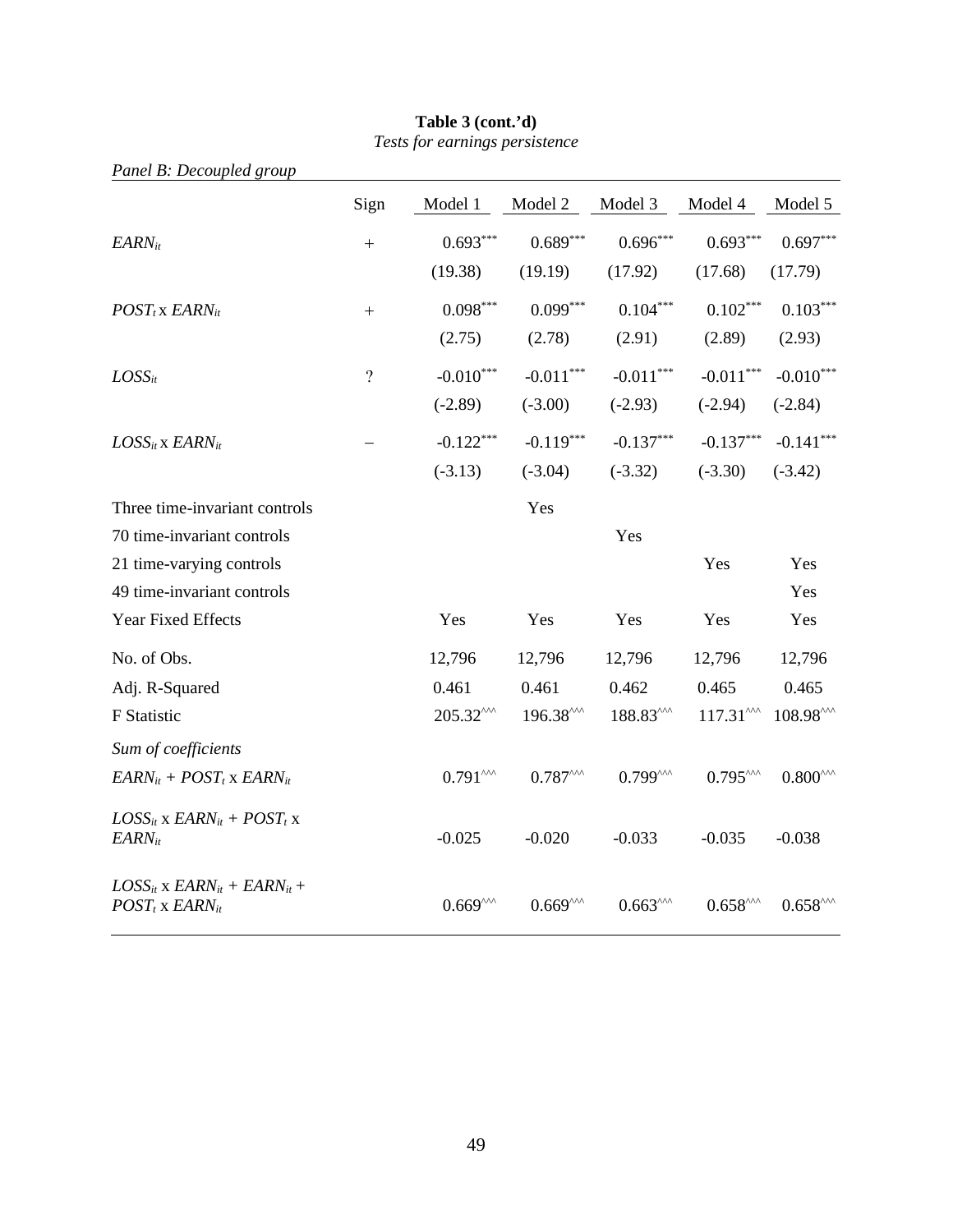**Table 3 (cont.'d)**

*Tests for earnings persistence*

*Panel B: Decoupled group*

| | Sign | Model 1 | Model 2 | Model 3 | Model 4 | Model 5 |
|---|---|---|---|---|---|---|
| $EARN_{it}$ | + | $0.693^{***}$ | $0.689^{***}$ | $0.696^{***}$ | $0.693^{***}$ | $0.697^{***}$ |
| | | (19.38) | (19.19) | (17.92) | (17.68) | (17.79) |
| $POST_t$ x $EARN_{it}$ | + | $0.098^{***}$ | $0.099^{***}$ | $0.104^{***}$ | $0.102^{***}$ | $0.103^{***}$ |
| | | (2.75) | (2.78) | (2.91) | (2.89) | (2.93) |
| $LOSS_{it}$ | ? | $-0.010^{***}$ | $-0.011^{***}$ | $-0.011^{***}$ | $-0.011^{***}$ | $-0.010^{***}$ |
| | | (-2.89) | (-3.00) | (-2.93) | (-2.94) | (-2.84) |
| $LOSS_{it}$ x $EARN_{it}$ | – | $-0.122^{***}$ | $-0.119^{***}$ | $-0.137^{***}$ | $-0.137^{***}$ | $-0.141^{***}$ |
| | | (-3.13) | (-3.04) | (-3.32) | (-3.30) | (-3.42) |
| Three time-invariant controls | | | Yes | | | |
| 70 time-invariant controls | | | | Yes | | |
| 21 time-varying controls | | | | | Yes | Yes |
| 49 time-invariant controls | | | | | | Yes |
| Year Fixed Effects | | Yes | Yes | Yes | Yes | Yes |
| No. of Obs. | | 12,796 | 12,796 | 12,796 | 12,796 | 12,796 |
| Adj. R-Squared | | 0.461 | 0.461 | 0.462 | 0.465 | 0.465 |
| F Statistic | | $205.32^{\wedge\wedge\wedge}$ | $196.38^{\wedge\wedge\wedge}$ | $188.83^{\wedge\wedge\wedge}$ | $117.31^{\wedge\wedge\wedge}$ | $108.98^{\wedge\wedge\wedge}$ |
| *Sum of coefficients* | | | | | | |
| $EARN_{it}$ + $POST_t$ x $EARN_{it}$ | | $0.791^{\wedge\wedge\wedge}$ | $0.787^{\wedge\wedge\wedge}$ | $0.799^{\wedge\wedge\wedge}$ | $0.795^{\wedge\wedge\wedge}$ | $0.800^{\wedge\wedge\wedge}$ |
| $LOSS_{it}$ x $EARN_{it}$ + $POST_t$ x $EARN_{it}$ | | -0.025 | -0.020 | -0.033 | -0.035 | -0.038 |
| $LOSS_{it}$ x $EARN_{it}$ + $EARN_{it}$ + $POST_t$ x $EARN_{it}$ | | $0.669^{\wedge\wedge\wedge}$ | $0.669^{\wedge\wedge\wedge}$ | $0.663^{\wedge\wedge\wedge}$ | $0.658^{\wedge\wedge\wedge}$ | $0.658^{\wedge\wedge\wedge}$ |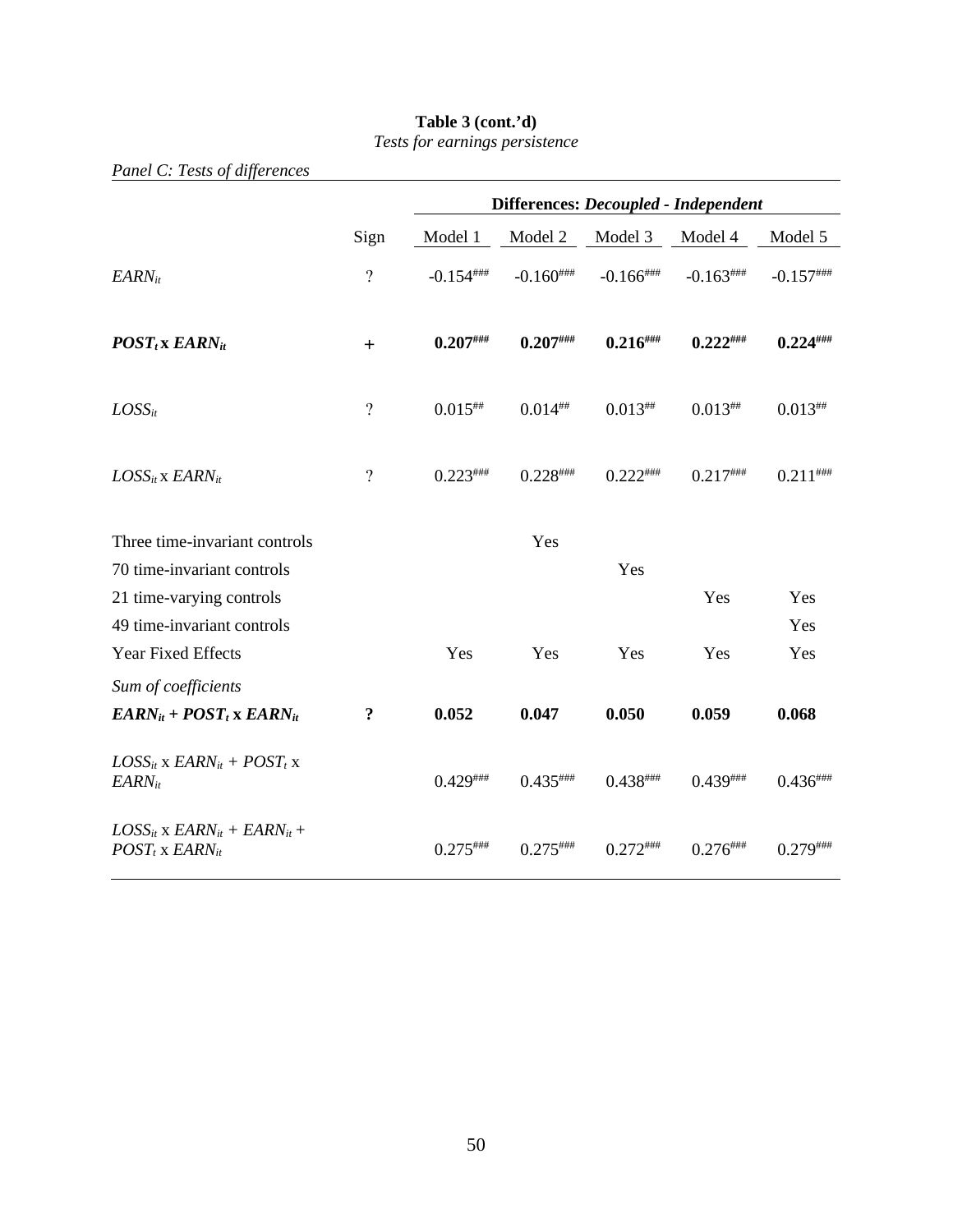**Table 3 (cont.'d)**

*Tests for earnings persistence*

*Panel C: Tests of differences*

| | Sign | Differences: ***Decoupled - Independent*** | | | | |
|---|---|---|---|---|---|---|
| | | Model 1 | Model 2 | Model 3 | Model 4 | Model 5 |
| $EARN_{it}$ | ? | -0.154$^{\#\#\#}$ | -0.160$^{\#\#\#}$ | -0.166$^{\#\#\#}$ | -0.163$^{\#\#\#}$ | -0.157$^{\#\#\#}$ |
| $\boldsymbol{POST_t}$ **x** $\boldsymbol{EARN_{it}}$ | **+** | **0.207**$^{\#\#\#}$ | **0.207**$^{\#\#\#}$ | **0.216**$^{\#\#\#}$ | **0.222**$^{\#\#\#}$ | **0.224**$^{\#\#\#}$ |
| $LOSS_{it}$ | ? | 0.015$^{\#\#}$ | 0.014$^{\#\#}$ | 0.013$^{\#\#}$ | 0.013$^{\#\#}$ | 0.013$^{\#\#}$ |
| $LOSS_{it}$ x $EARN_{it}$ | ? | 0.223$^{\#\#\#}$ | 0.228$^{\#\#\#}$ | 0.222$^{\#\#\#}$ | 0.217$^{\#\#\#}$ | 0.211$^{\#\#\#}$ |
| Three time-invariant controls | | | Yes | | | |
| 70 time-invariant controls | | | | Yes | | |
| 21 time-varying controls | | | | | Yes | Yes |
| 49 time-invariant controls | | | | | | Yes |
| Year Fixed Effects | | Yes | Yes | Yes | Yes | Yes |
| *Sum of coefficients* | | | | | | |
| $\boldsymbol{EARN_{it} + POST_t}$ **x** $\boldsymbol{EARN_{it}}$ | **?** | **0.052** | **0.047** | **0.050** | **0.059** | **0.068** |
| $LOSS_{it}$ x $EARN_{it} + POST_t$ x $EARN_{it}$ | | 0.429$^{\#\#\#}$ | 0.435$^{\#\#\#}$ | 0.438$^{\#\#\#}$ | 0.439$^{\#\#\#}$ | 0.436$^{\#\#\#}$ |
| $LOSS_{it}$ x $EARN_{it} + EARN_{it} + POST_t$ x $EARN_{it}$ | | 0.275$^{\#\#\#}$ | 0.275$^{\#\#\#}$ | 0.272$^{\#\#\#}$ | 0.276$^{\#\#\#}$ | 0.279$^{\#\#\#}$ |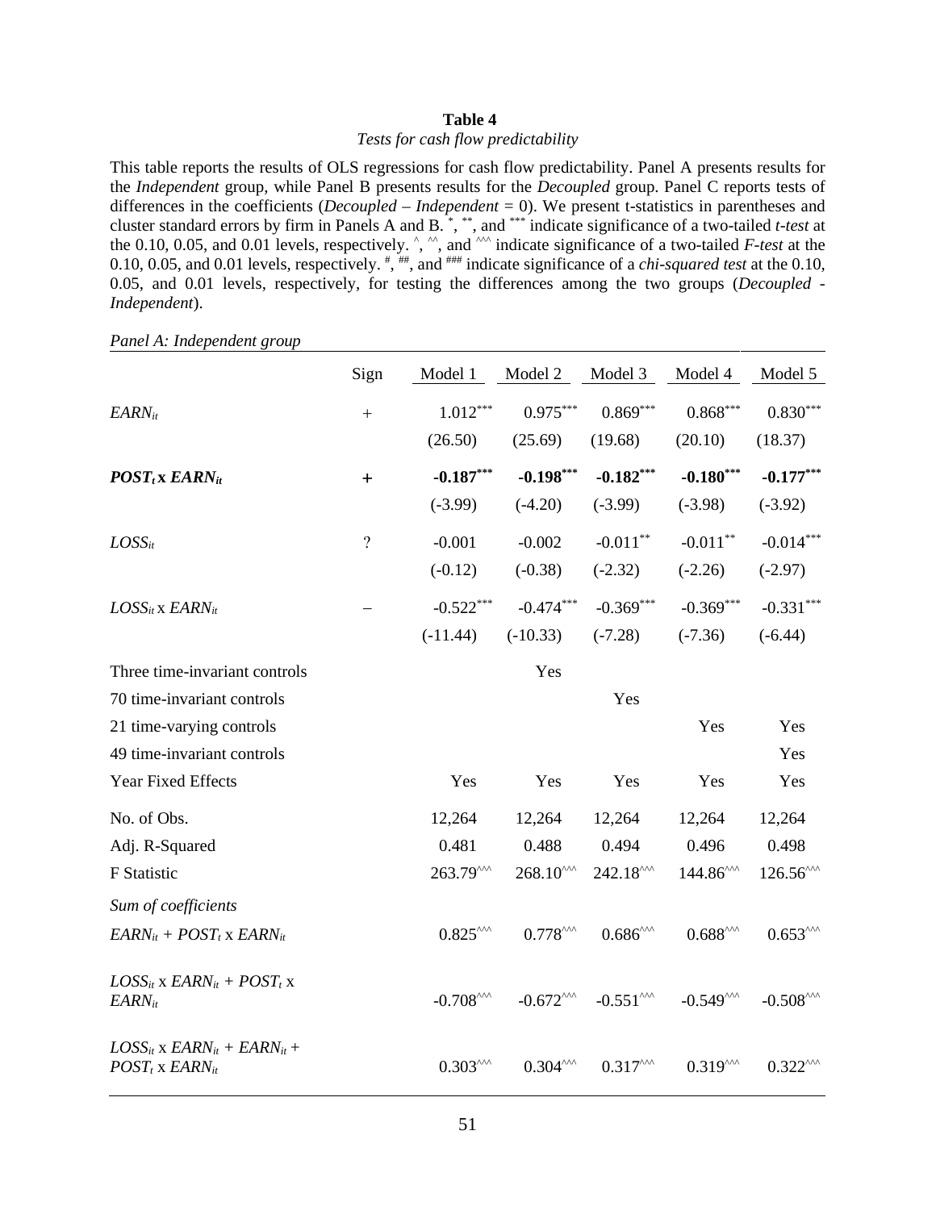**Table 4**

*Tests for cash flow predictability*

This table reports the results of OLS regressions for cash flow predictability. Panel A presents results for the *Independent* group, while Panel B presents results for the *Decoupled* group. Panel C reports tests of differences in the coefficients (*Decoupled* – *Independent* = 0). We present t-statistics in parentheses and cluster standard errors by firm in Panels A and B. $^{*}$, $^{**}$, and $^{***}$ indicate significance of a two-tailed *t-test* at the 0.10, 0.05, and 0.01 levels, respectively. ^, ^^, and ^^^ indicate significance of a two-tailed *F-test* at the 0.10, 0.05, and 0.01 levels, respectively. #, ##, and ### indicate significance of a *chi-squared test* at the 0.10, 0.05, and 0.01 levels, respectively, for testing the differences among the two groups (*Decoupled* - *Independent*).

*Panel A: Independent group*

| | Sign | Model 1 | Model 2 | Model 3 | Model 4 | Model 5 |
|---|---|---|---|---|---|---|
| $EARN_{it}$ | + | $1.012^{***}$ | $0.975^{***}$ | $0.869^{***}$ | $0.868^{***}$ | $0.830^{***}$ |
| | | (26.50) | (25.69) | (19.68) | (20.10) | (18.37) |
| **$POST_t$ x $EARN_{it}$** | **+** | **$-0.187^{***}$** | **$-0.198^{***}$** | **$-0.182^{***}$** | **$-0.180^{***}$** | **$-0.177^{***}$** |
| | | (-3.99) | (-4.20) | (-3.99) | (-3.98) | (-3.92) |
| $LOSS_{it}$ | ? | -0.001 | -0.002 | $-0.011^{**}$ | $-0.011^{**}$ | $-0.014^{***}$ |
| | | (-0.12) | (-0.38) | (-2.32) | (-2.26) | (-2.97) |
| $LOSS_{it}$ x $EARN_{it}$ | – | $-0.522^{***}$ | $-0.474^{***}$ | $-0.369^{***}$ | $-0.369^{***}$ | $-0.331^{***}$ |
| | | (-11.44) | (-10.33) | (-7.28) | (-7.36) | (-6.44) |
| Three time-invariant controls | | | Yes | | | |
| 70 time-invariant controls | | | | Yes | | |
| 21 time-varying controls | | | | | Yes | Yes |
| 49 time-invariant controls | | | | | | Yes |
| Year Fixed Effects | | Yes | Yes | Yes | Yes | Yes |
| No. of Obs. | | 12,264 | 12,264 | 12,264 | 12,264 | 12,264 |
| Adj. R-Squared | | 0.481 | 0.488 | 0.494 | 0.496 | 0.498 |
| F Statistic | | 263.79^^^ | 268.10^^^ | 242.18^^^ | 144.86^^^ | 126.56^^^ |
| *Sum of coefficients* | | | | | | |
| $EARN_{it}$ + $POST_t$ x $EARN_{it}$ | | 0.825^^^ | 0.778^^^ | 0.686^^^ | 0.688^^^ | 0.653^^^ |
| $LOSS_{it}$ x $EARN_{it}$ + $POST_t$ x $EARN_{it}$ | | -0.708^^^ | -0.672^^^ | -0.551^^^ | -0.549^^^ | -0.508^^^ |
| $LOSS_{it}$ x $EARN_{it}$ + $EARN_{it}$ + $POST_t$ x $EARN_{it}$ | | 0.303^^^ | 0.304^^^ | 0.317^^^ | 0.319^^^ | 0.322^^^ |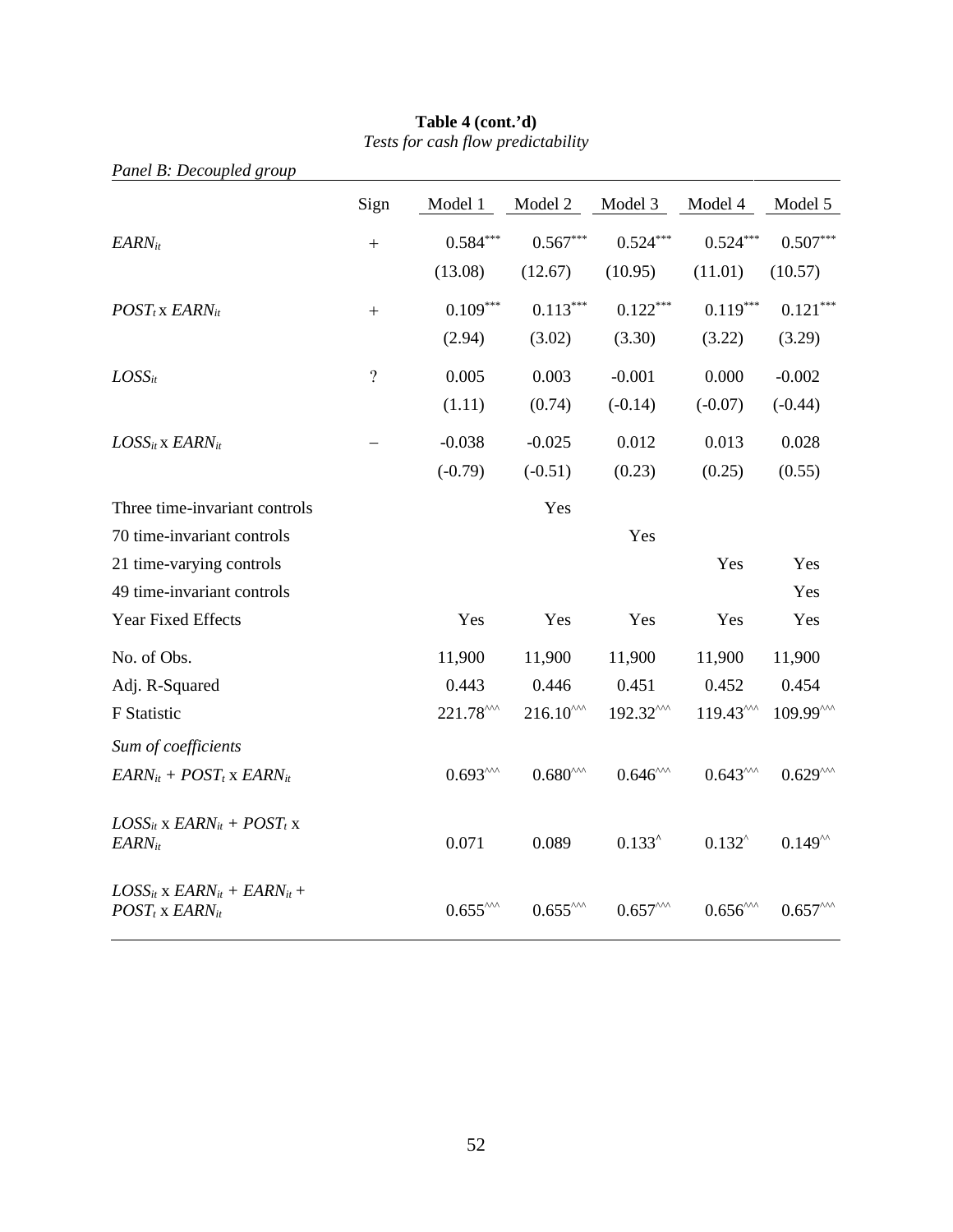**Table 4 (cont.'d)**

*Tests for cash flow predictability*

*Panel B: Decoupled group*

| | Sign | Model 1 | Model 2 | Model 3 | Model 4 | Model 5 |
|---|---|---|---|---|---|---|
| $EARN_{it}$ | + | $0.584^{***}$ | $0.567^{***}$ | $0.524^{***}$ | $0.524^{***}$ | $0.507^{***}$ |
| | | (13.08) | (12.67) | (10.95) | (11.01) | (10.57) |
| $POST_t$ x $EARN_{it}$ | + | $0.109^{***}$ | $0.113^{***}$ | $0.122^{***}$ | $0.119^{***}$ | $0.121^{***}$ |
| | | (2.94) | (3.02) | (3.30) | (3.22) | (3.29) |
| $LOSS_{it}$ | ? | 0.005 | 0.003 | -0.001 | 0.000 | -0.002 |
| | | (1.11) | (0.74) | (-0.14) | (-0.07) | (-0.44) |
| $LOSS_{it}$ x $EARN_{it}$ | – | -0.038 | -0.025 | 0.012 | 0.013 | 0.028 |
| | | (-0.79) | (-0.51) | (0.23) | (0.25) | (0.55) |
| Three time-invariant controls | | | Yes | | | |
| 70 time-invariant controls | | | | Yes | | |
| 21 time-varying controls | | | | | Yes | Yes |
| 49 time-invariant controls | | | | | | Yes |
| Year Fixed Effects | | Yes | Yes | Yes | Yes | Yes |
| No. of Obs. | | 11,900 | 11,900 | 11,900 | 11,900 | 11,900 |
| Adj. R-Squared | | 0.443 | 0.446 | 0.451 | 0.452 | 0.454 |
| F Statistic | | $221.78^{\wedge\wedge\wedge}$ | $216.10^{\wedge\wedge\wedge}$ | $192.32^{\wedge\wedge\wedge}$ | $119.43^{\wedge\wedge\wedge}$ | $109.99^{\wedge\wedge\wedge}$ |
| *Sum of coefficients* | | | | | | |
| $EARN_{it}$ + $POST_t$ x $EARN_{it}$ | | $0.693^{\wedge\wedge\wedge}$ | $0.680^{\wedge\wedge\wedge}$ | $0.646^{\wedge\wedge\wedge}$ | $0.643^{\wedge\wedge\wedge}$ | $0.629^{\wedge\wedge\wedge}$ |
| $LOSS_{it}$ x $EARN_{it}$ + $POST_t$ x $EARN_{it}$ | | 0.071 | 0.089 | $0.133^{\wedge}$ | $0.132^{\wedge}$ | $0.149^{\wedge\wedge}$ |
| $LOSS_{it}$ x $EARN_{it}$ + $EARN_{it}$ + $POST_t$ x $EARN_{it}$ | | $0.655^{\wedge\wedge\wedge}$ | $0.655^{\wedge\wedge\wedge}$ | $0.657^{\wedge\wedge\wedge}$ | $0.656^{\wedge\wedge\wedge}$ | $0.657^{\wedge\wedge\wedge}$ |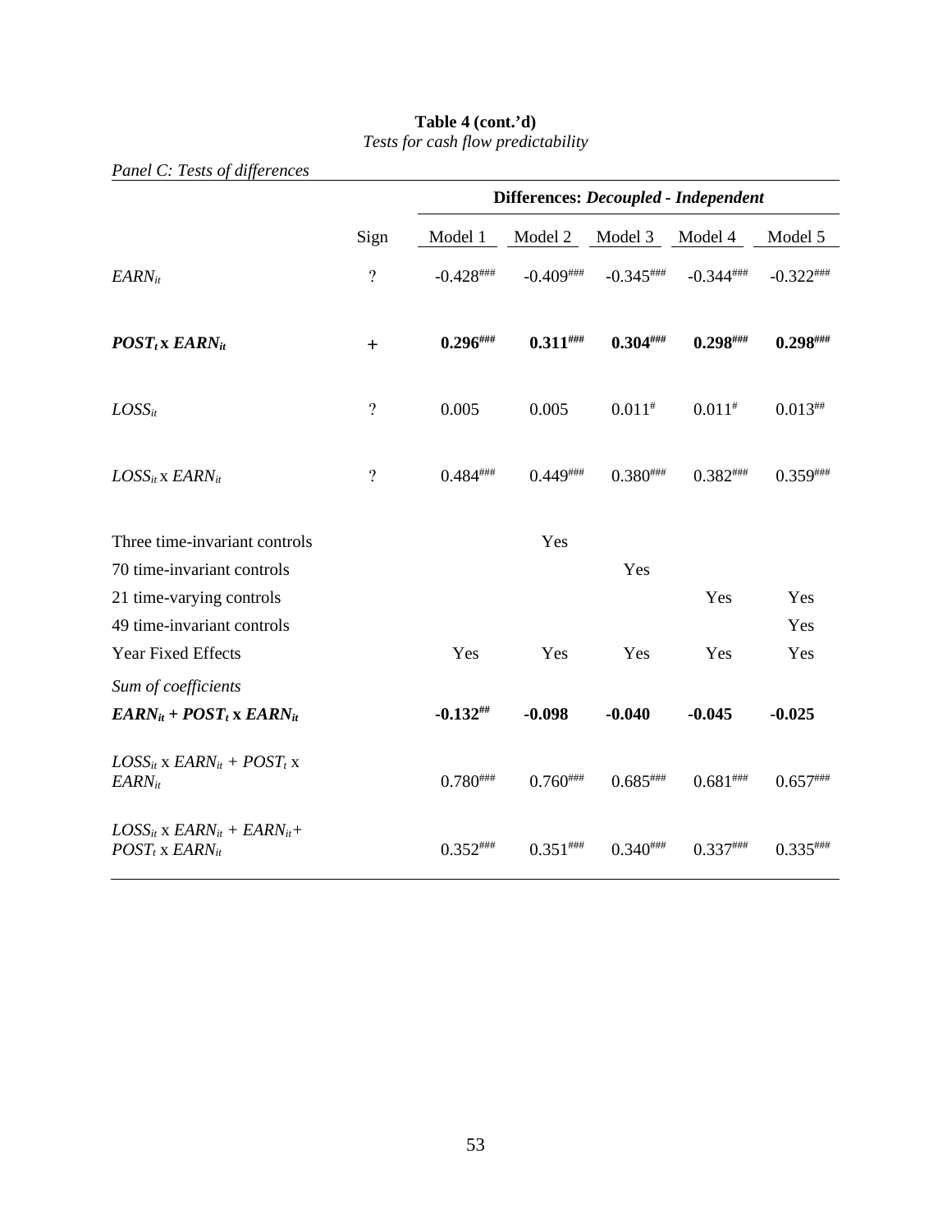**Table 4 (cont.'d)**
*Tests for cash flow predictability*

*Panel C: Tests of differences*

| | Sign | Differences: ***Decoupled - Independent*** | | | | |
|---|---|---|---|---|---|---|
| | | Model 1 | Model 2 | Model 3 | Model 4 | Model 5 |
| $EARN_{it}$ | ? | -0.428[###] | -0.409[###] | -0.345[###] | -0.344[###] | -0.322[###] |
| $\boldsymbol{POST_t}$ **x** $\boldsymbol{EARN_{it}}$ | **+** | **0.296[###]** | **0.311[###]** | **0.304[###]** | **0.298[###]** | **0.298[###]** |
| $LOSS_{it}$ | ? | 0.005 | 0.005 | 0.011[#] | 0.011[#] | 0.013[##] |
| $LOSS_{it}$ x $EARN_{it}$ | ? | 0.484[###] | 0.449[###] | 0.380[###] | 0.382[###] | 0.359[###] |
| Three time-invariant controls | | | Yes | | | |
| 70 time-invariant controls | | | | Yes | | |
| 21 time-varying controls | | | | | Yes | Yes |
| 49 time-invariant controls | | | | | | Yes |
| Year Fixed Effects | | Yes | Yes | Yes | Yes | Yes |
| *Sum of coefficients* | | | | | | |
| $\boldsymbol{EARN_{it}}$ **+** $\boldsymbol{POST_t}$ **x** $\boldsymbol{EARN_{it}}$ | | **-0.132[##]** | **-0.098** | **-0.040** | **-0.045** | **-0.025** |
| $LOSS_{it}$ x $EARN_{it}$ + $POST_t$ x $EARN_{it}$ | | 0.780[###] | 0.760[###] | 0.685[###] | 0.681[###] | 0.657[###] |
| $LOSS_{it}$ x $EARN_{it}$ + $EARN_{it}$+ $POST_t$ x $EARN_{it}$ | | 0.352[###] | 0.351[###] | 0.340[###] | 0.337[###] | 0.335[###] |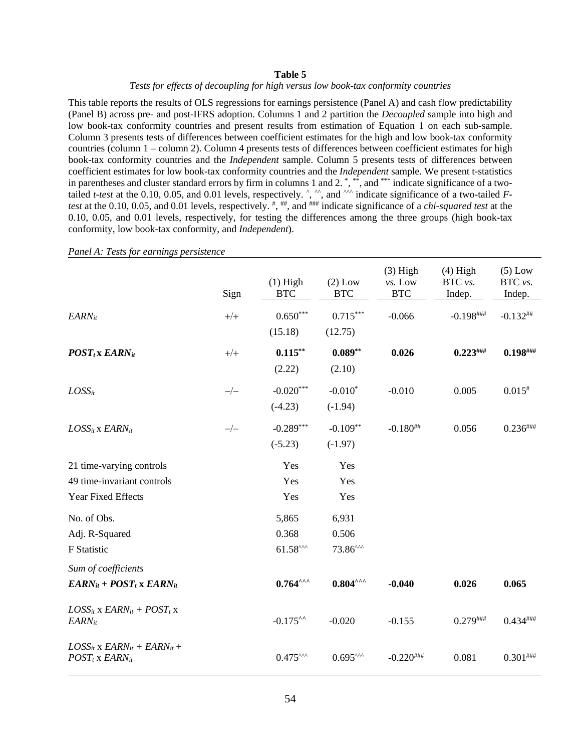**Table 5**

*Tests for effects of decoupling for high versus low book-tax conformity countries*

This table reports the results of OLS regressions for earnings persistence (Panel A) and cash flow predictability (Panel B) across pre- and post-IFRS adoption. Columns 1 and 2 partition the *Decoupled* sample into high and low book-tax conformity countries and present results from estimation of Equation 1 on each sub-sample. Column 3 presents tests of differences between coefficient estimates for the high and low book-tax conformity countries (column 1 – column 2). Column 4 presents tests of differences between coefficient estimates for high book-tax conformity countries and the *Independent* sample. Column 5 presents tests of differences between coefficient estimates for low book-tax conformity countries and the *Independent* sample. We present t-statistics in parentheses and cluster standard errors by firm in columns 1 and 2. *, **, and *** indicate significance of a two-tailed *t-test* at the 0.10, 0.05, and 0.01 levels, respectively. ^, ^^, and ^^^ indicate significance of a two-tailed *F-test* at the 0.10, 0.05, and 0.01 levels, respectively. #, ##, and ### indicate significance of a *chi-squared test* at the 0.10, 0.05, and 0.01 levels, respectively, for testing the differences among the three groups (high book-tax conformity, low book-tax conformity, and *Independent*).

*Panel A: Tests for earnings persistence*

| | Sign | (1) High BTC | (2) Low BTC | (3) High *vs.* Low BTC | (4) High BTC *vs.* Indep. | (5) Low BTC *vs.* Indep. |
|---|---|---|---|---|---|---|
| $EARN_{it}$ | +/+ | 0.650*** | 0.715*** | -0.066 | -0.198### | -0.132## |
| | | (15.18) | (12.75) | | | |
| $\boldsymbol{POST_t}$ **x** $\boldsymbol{EARN_{it}}$ | +/+ | **0.115**** | **0.089**** | **0.026** | **0.223###** | **0.198###** |
| | | (2.22) | (2.10) | | | |
| $LOSS_{it}$ | −/− | -0.020*** | -0.010* | -0.010 | 0.005 | 0.015# |
| | | (-4.23) | (-1.94) | | | |
| $LOSS_{it}$ x $EARN_{it}$ | −/− | -0.289*** | -0.109** | -0.180## | 0.056 | 0.236### |
| | | (-5.23) | (-1.97) | | | |
| 21 time-varying controls | | Yes | Yes | | | |
| 49 time-invariant controls | | Yes | Yes | | | |
| Year Fixed Effects | | Yes | Yes | | | |
| No. of Obs. | | 5,865 | 6,931 | | | |
| Adj. R-Squared | | 0.368 | 0.506 | | | |
| F Statistic | | 61.58^^^ | 73.86^^^ | | | |
| *Sum of coefficients* | | | | | | |
| $\boldsymbol{EARN_{it}}$ **+** $\boldsymbol{POST_t}$ **x** $\boldsymbol{EARN_{it}}$ | | **0.764^^^** | **0.804^^^** | **-0.040** | **0.026** | **0.065** |
| $LOSS_{it}$ x $EARN_{it}$ + $POST_t$ x $EARN_{it}$ | | -0.175^^ | -0.020 | -0.155 | 0.279### | 0.434### |
| $LOSS_{it}$ x $EARN_{it}$ + $EARN_{it}$ + $POST_t$ x $EARN_{it}$ | | 0.475^^^ | 0.695^^^ | -0.220### | 0.081 | 0.301### |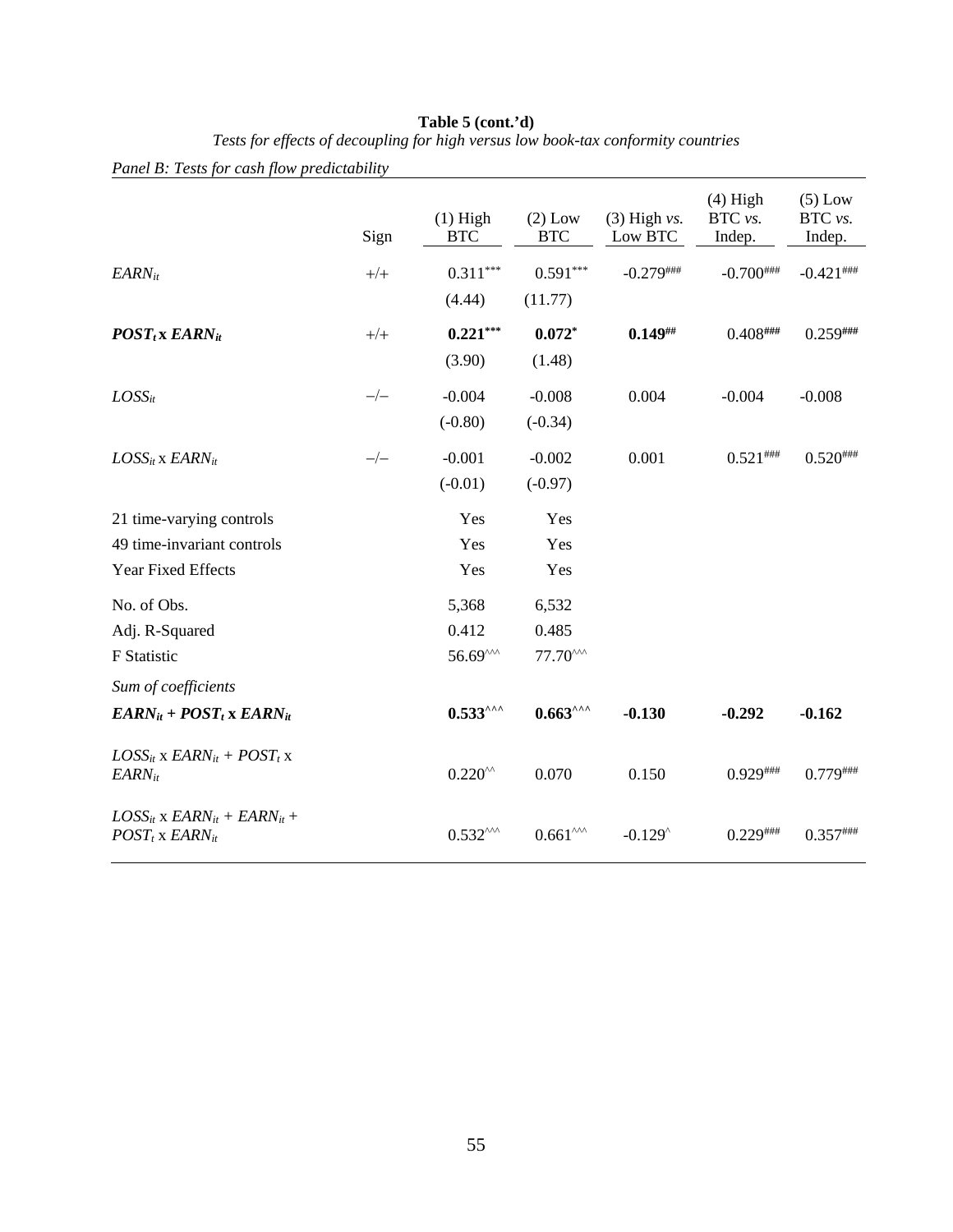**Table 5 (cont.'d)**

*Tests for effects of decoupling for high versus low book-tax conformity countries*

*Panel B: Tests for cash flow predictability*

| | Sign | (1) High BTC | (2) Low BTC | (3) High *vs.* Low BTC | (4) High BTC *vs.* Indep. | (5) Low BTC *vs.* Indep. |
|---|---|---|---|---|---|---|
| $EARN_{it}$ | +/+ | 0.311*** | 0.591*** | -0.279### | -0.700### | -0.421### |
| | | (4.44) | (11.77) | | | |
| $\boldsymbol{POST_t}$ **x** $\boldsymbol{EARN_{it}}$ | +/+ | **0.221***\*\*\* | **0.072*** | **0.149##** | 0.408### | 0.259### |
| | | (3.90) | (1.48) | | | |
| $LOSS_{it}$ | −/− | -0.004 | -0.008 | 0.004 | -0.004 | -0.008 |
| | | (-0.80) | (-0.34) | | | |
| $LOSS_{it}$ x $EARN_{it}$ | −/− | -0.001 | -0.002 | 0.001 | 0.521### | 0.520### |
| | | (-0.01) | (-0.97) | | | |
| 21 time-varying controls | | Yes | Yes | | | |
| 49 time-invariant controls | | Yes | Yes | | | |
| Year Fixed Effects | | Yes | Yes | | | |
| No. of Obs. | | 5,368 | 6,532 | | | |
| Adj. R-Squared | | 0.412 | 0.485 | | | |
| F Statistic | | 56.69^^^ | 77.70^^^ | | | |
| *Sum of coefficients* | | | | | | |
| $\boldsymbol{EARN_{it} + POST_t}$ **x** $\boldsymbol{EARN_{it}}$ | | **0.533^^^** | **0.663^^^** | **-0.130** | **-0.292** | **-0.162** |
| $LOSS_{it}$ x $EARN_{it}$ + $POST_t$ x $EARN_{it}$ | | 0.220^^ | 0.070 | 0.150 | 0.929### | 0.779### |
| $LOSS_{it}$ x $EARN_{it}$ + $EARN_{it}$ + $POST_t$ x $EARN_{it}$ | | 0.532^^^ | 0.661^^^ | -0.129^ | 0.229### | 0.357### |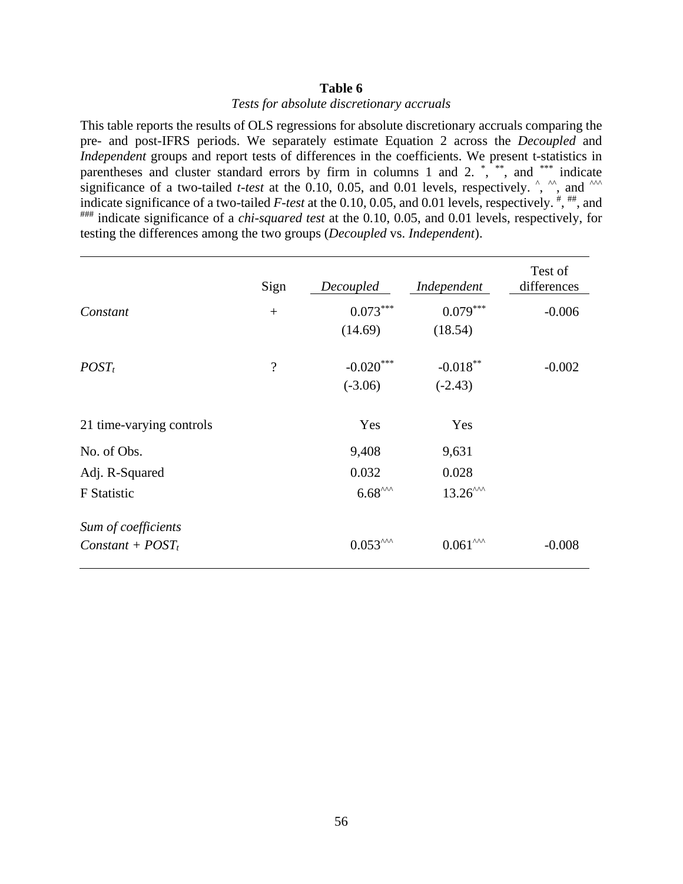**Table 6**

*Tests for absolute discretionary accruals*

This table reports the results of OLS regressions for absolute discretionary accruals comparing the pre- and post-IFRS periods. We separately estimate Equation 2 across the *Decoupled* and *Independent* groups and report tests of differences in the coefficients. We present t-statistics in parentheses and cluster standard errors by firm in columns 1 and 2. $^{*}$, $^{**}$, and $^{***}$ indicate significance of a two-tailed *t-test* at the 0.10, 0.05, and 0.01 levels, respectively. ^, ^^, and ^^^ indicate significance of a two-tailed *F-test* at the 0.10, 0.05, and 0.01 levels, respectively. #, ##, and ### indicate significance of a *chi-squared test* at the 0.10, 0.05, and 0.01 levels, respectively, for testing the differences among the two groups (*Decoupled* vs. *Independent*).

| | Sign | *Decoupled* | *Independent* | Test of differences |
|---|---|---|---|---|
| *Constant* | + | 0.073$^{***}$ | 0.079$^{***}$ | -0.006 |
| | | (14.69) | (18.54) | |
| $POST_t$ | ? | -0.020$^{***}$ | -0.018$^{**}$ | -0.002 |
| | | (-3.06) | (-2.43) | |
| 21 time-varying controls | | Yes | Yes | |
| No. of Obs. | | 9,408 | 9,631 | |
| Adj. R-Squared | | 0.032 | 0.028 | |
| F Statistic | | 6.68^^^ | 13.26^^^ | |
| *Sum of coefficients* | | | | |
| *Constant* + $POST_t$ | | 0.053^^^ | 0.061^^^ | -0.008 |